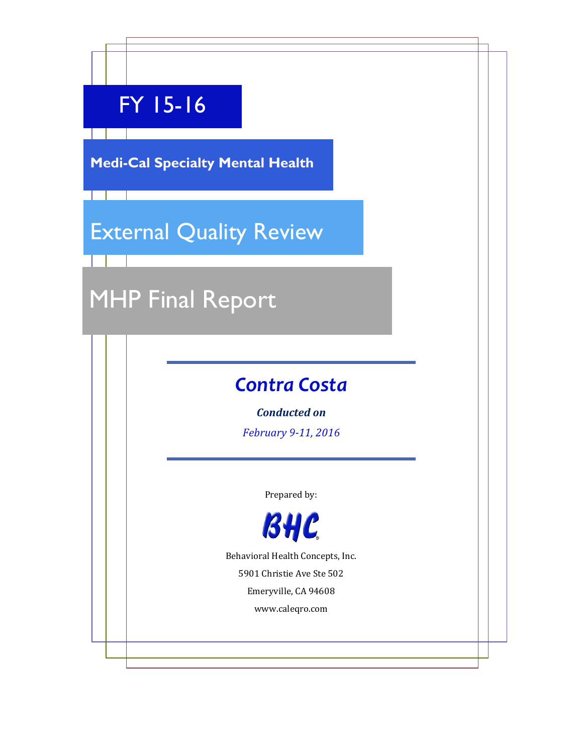# FY 15-16

## Medi-Cal Specialty Mental Health

# External Quality Review

# MHP Final Report

## *Contra Costa*

***Conducted on***

*February 9-11, 2016*

Prepared by:

BHC

Behavioral Health Concepts, Inc.

5901 Christie Ave Ste 502

Emeryville, CA 94608

www.caleqro.com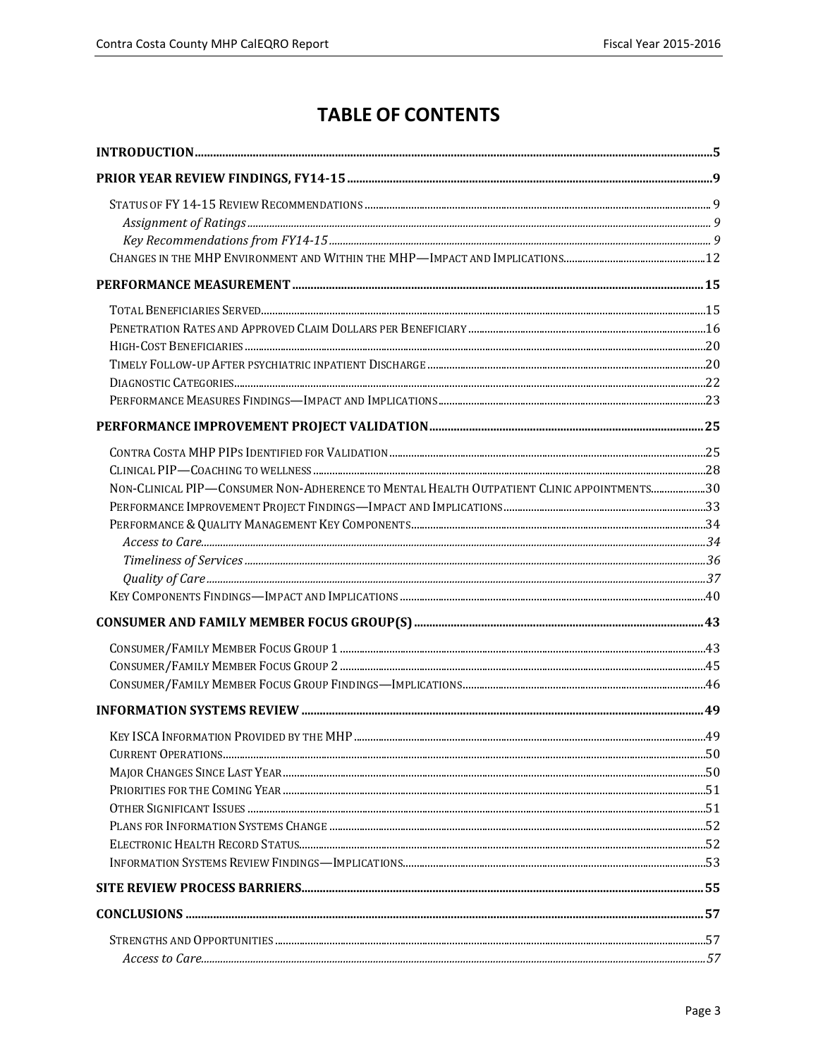# TABLE OF CONTENTS

**INTRODUCTION** ..... 5

**PRIOR YEAR REVIEW FINDINGS, FY14-15** ..... 9

- STATUS OF FY 14-15 REVIEW RECOMMENDATIONS ..... 9
  - *Assignment of Ratings* ..... 9
  - *Key Recommendations from FY14-15* ..... 9
- CHANGES IN THE MHP ENVIRONMENT AND WITHIN THE MHP—IMPACT AND IMPLICATIONS ..... 12

**PERFORMANCE MEASUREMENT** ..... 15

- TOTAL BENEFICIARIES SERVED ..... 15
- PENETRATION RATES AND APPROVED CLAIM DOLLARS PER BENEFICIARY ..... 16
- HIGH-COST BENEFICIARIES ..... 20
- TIMELY FOLLOW-UP AFTER PSYCHIATRIC INPATIENT DISCHARGE ..... 20
- DIAGNOSTIC CATEGORIES ..... 22
- PERFORMANCE MEASURES FINDINGS—IMPACT AND IMPLICATIONS ..... 23

**PERFORMANCE IMPROVEMENT PROJECT VALIDATION** ..... 25

- CONTRA COSTA MHP PIPS IDENTIFIED FOR VALIDATION ..... 25
- CLINICAL PIP—COACHING TO WELLNESS ..... 28
- NON-CLINICAL PIP—CONSUMER NON-ADHERENCE TO MENTAL HEALTH OUTPATIENT CLINIC APPOINTMENTS ..... 30
- PERFORMANCE IMPROVEMENT PROJECT FINDINGS—IMPACT AND IMPLICATIONS ..... 33
- PERFORMANCE & QUALITY MANAGEMENT KEY COMPONENTS ..... 34
  - *Access to Care* ..... 34
  - *Timeliness of Services* ..... 36
  - *Quality of Care* ..... 37
- KEY COMPONENTS FINDINGS—IMPACT AND IMPLICATIONS ..... 40

**CONSUMER AND FAMILY MEMBER FOCUS GROUP(S)** ..... 43

- CONSUMER/FAMILY MEMBER FOCUS GROUP 1 ..... 43
- CONSUMER/FAMILY MEMBER FOCUS GROUP 2 ..... 45
- CONSUMER/FAMILY MEMBER FOCUS GROUP FINDINGS—IMPLICATIONS ..... 46

**INFORMATION SYSTEMS REVIEW** ..... 49

- KEY ISCA INFORMATION PROVIDED BY THE MHP ..... 49
- CURRENT OPERATIONS ..... 50
- MAJOR CHANGES SINCE LAST YEAR ..... 50
- PRIORITIES FOR THE COMING YEAR ..... 51
- OTHER SIGNIFICANT ISSUES ..... 51
- PLANS FOR INFORMATION SYSTEMS CHANGE ..... 52
- ELECTRONIC HEALTH RECORD STATUS ..... 52
- INFORMATION SYSTEMS REVIEW FINDINGS—IMPLICATIONS ..... 53

**SITE REVIEW PROCESS BARRIERS** ..... 55

**CONCLUSIONS** ..... 57

- STRENGTHS AND OPPORTUNITIES ..... 57
  - *Access to Care* ..... 57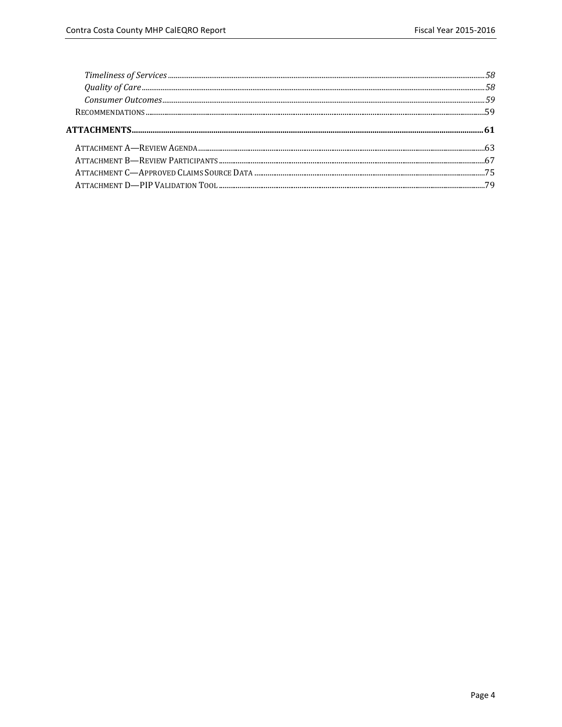*Timeliness of Services* .....58
*Quality of Care* .....58
*Consumer Outcomes* .....59
RECOMMENDATIONS .....59

**ATTACHMENTS** .....61

ATTACHMENT A—REVIEW AGENDA .....63
ATTACHMENT B—REVIEW PARTICIPANTS .....67
ATTACHMENT C—APPROVED CLAIMS SOURCE DATA .....75
ATTACHMENT D—PIP VALIDATION TOOL .....79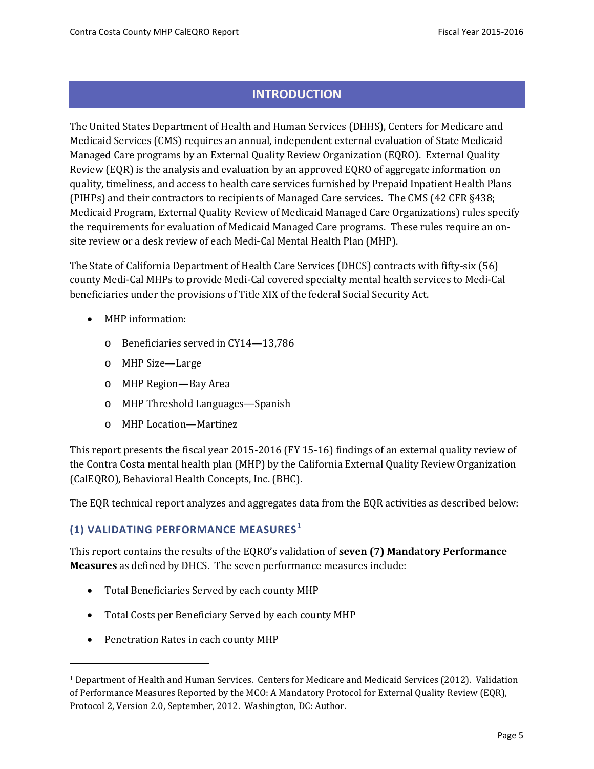# INTRODUCTION

The United States Department of Health and Human Services (DHHS), Centers for Medicare and Medicaid Services (CMS) requires an annual, independent external evaluation of State Medicaid Managed Care programs by an External Quality Review Organization (EQRO). External Quality Review (EQR) is the analysis and evaluation by an approved EQRO of aggregate information on quality, timeliness, and access to health care services furnished by Prepaid Inpatient Health Plans (PIHPs) and their contractors to recipients of Managed Care services. The CMS (42 CFR §438; Medicaid Program, External Quality Review of Medicaid Managed Care Organizations) rules specify the requirements for evaluation of Medicaid Managed Care programs. These rules require an on-site review or a desk review of each Medi-Cal Mental Health Plan (MHP).

The State of California Department of Health Care Services (DHCS) contracts with fifty-six (56) county Medi-Cal MHPs to provide Medi-Cal covered specialty mental health services to Medi-Cal beneficiaries under the provisions of Title XIX of the federal Social Security Act.

- MHP information:
  - Beneficiaries served in CY14—13,786
  - MHP Size—Large
  - MHP Region—Bay Area
  - MHP Threshold Languages—Spanish
  - MHP Location—Martinez

This report presents the fiscal year 2015-2016 (FY 15-16) findings of an external quality review of the Contra Costa mental health plan (MHP) by the California External Quality Review Organization (CalEQRO), Behavioral Health Concepts, Inc. (BHC).

The EQR technical report analyzes and aggregates data from the EQR activities as described below:

### (1) VALIDATING PERFORMANCE MEASURES[1]

This report contains the results of the EQRO's validation of **seven (7) Mandatory Performance Measures** as defined by DHCS. The seven performance measures include:

- Total Beneficiaries Served by each county MHP
- Total Costs per Beneficiary Served by each county MHP
- Penetration Rates in each county MHP

[1] Department of Health and Human Services. Centers for Medicare and Medicaid Services (2012). Validation of Performance Measures Reported by the MCO: A Mandatory Protocol for External Quality Review (EQR), Protocol 2, Version 2.0, September, 2012. Washington, DC: Author.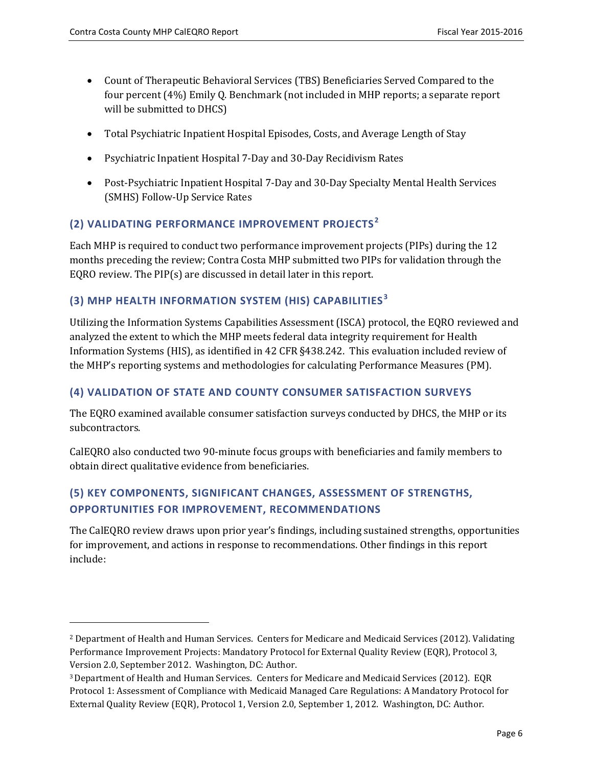- Count of Therapeutic Behavioral Services (TBS) Beneficiaries Served Compared to the four percent (4%) Emily Q. Benchmark (not included in MHP reports; a separate report will be submitted to DHCS)
- Total Psychiatric Inpatient Hospital Episodes, Costs, and Average Length of Stay
- Psychiatric Inpatient Hospital 7-Day and 30-Day Recidivism Rates
- Post-Psychiatric Inpatient Hospital 7-Day and 30-Day Specialty Mental Health Services (SMHS) Follow-Up Service Rates

### (2) VALIDATING PERFORMANCE IMPROVEMENT PROJECTS[2]

Each MHP is required to conduct two performance improvement projects (PIPs) during the 12 months preceding the review; Contra Costa MHP submitted two PIPs for validation through the EQRO review. The PIP(s) are discussed in detail later in this report.

### (3) MHP HEALTH INFORMATION SYSTEM (HIS) CAPABILITIES[3]

Utilizing the Information Systems Capabilities Assessment (ISCA) protocol, the EQRO reviewed and analyzed the extent to which the MHP meets federal data integrity requirement for Health Information Systems (HIS), as identified in 42 CFR §438.242. This evaluation included review of the MHP's reporting systems and methodologies for calculating Performance Measures (PM).

### (4) VALIDATION OF STATE AND COUNTY CONSUMER SATISFACTION SURVEYS

The EQRO examined available consumer satisfaction surveys conducted by DHCS, the MHP or its subcontractors.

CalEQRO also conducted two 90-minute focus groups with beneficiaries and family members to obtain direct qualitative evidence from beneficiaries.

### (5) KEY COMPONENTS, SIGNIFICANT CHANGES, ASSESSMENT OF STRENGTHS, OPPORTUNITIES FOR IMPROVEMENT, RECOMMENDATIONS

The CalEQRO review draws upon prior year's findings, including sustained strengths, opportunities for improvement, and actions in response to recommendations. Other findings in this report include:

---

[2] Department of Health and Human Services. Centers for Medicare and Medicaid Services (2012). Validating Performance Improvement Projects: Mandatory Protocol for External Quality Review (EQR), Protocol 3, Version 2.0, September 2012. Washington, DC: Author.

[3] Department of Health and Human Services. Centers for Medicare and Medicaid Services (2012). EQR Protocol 1: Assessment of Compliance with Medicaid Managed Care Regulations: A Mandatory Protocol for External Quality Review (EQR), Protocol 1, Version 2.0, September 1, 2012. Washington, DC: Author.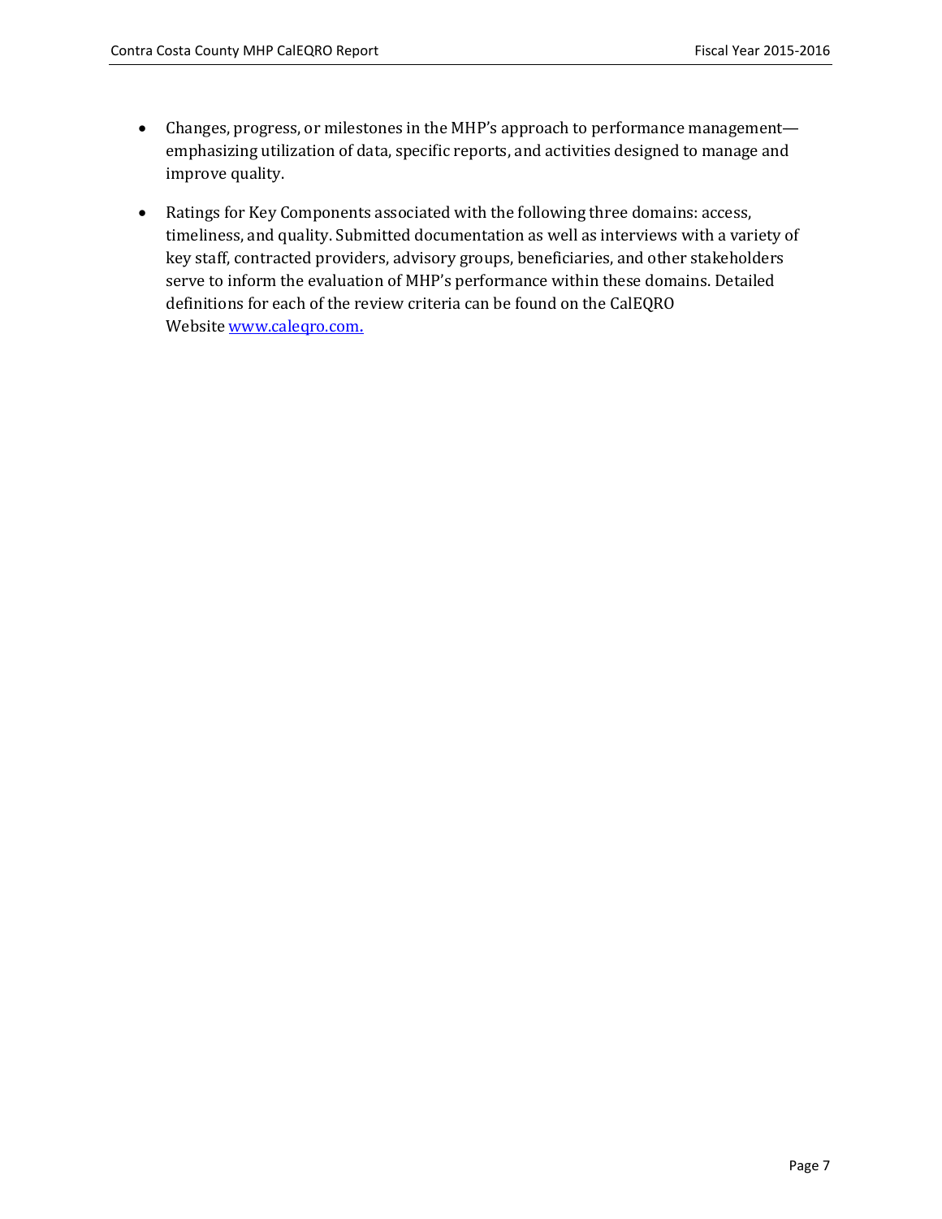- Changes, progress, or milestones in the MHP's approach to performance management—emphasizing utilization of data, specific reports, and activities designed to manage and improve quality.

- Ratings for Key Components associated with the following three domains: access, timeliness, and quality. Submitted documentation as well as interviews with a variety of key staff, contracted providers, advisory groups, beneficiaries, and other stakeholders serve to inform the evaluation of MHP's performance within these domains. Detailed definitions for each of the review criteria can be found on the CalEQRO Website [www.caleqro.com.](www.caleqro.com)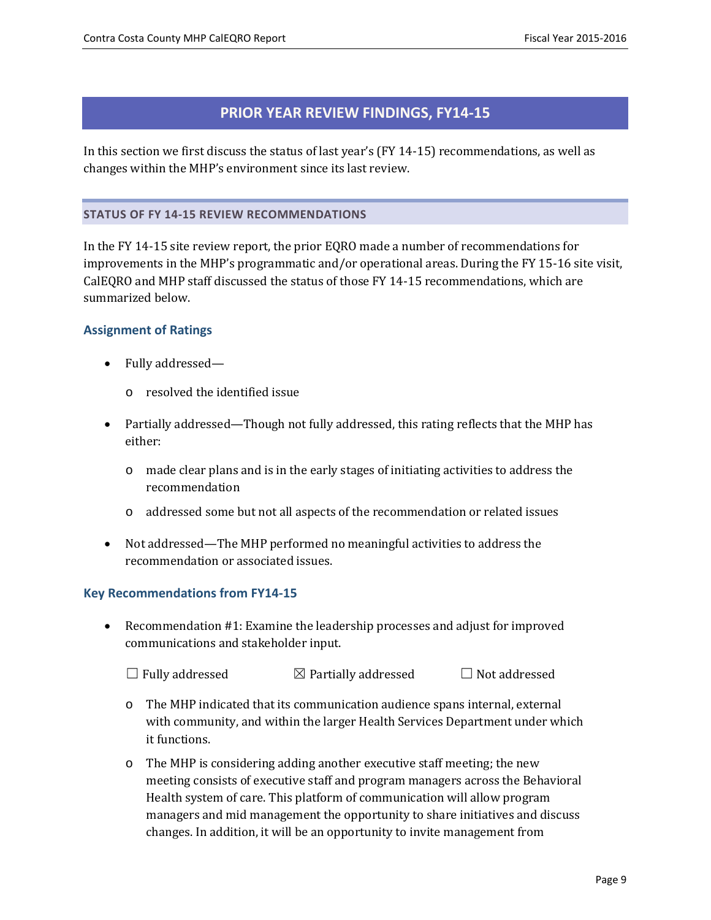## PRIOR YEAR REVIEW FINDINGS, FY14-15

In this section we first discuss the status of last year's (FY 14-15) recommendations, as well as changes within the MHP's environment since its last review.

### STATUS OF FY 14-15 REVIEW RECOMMENDATIONS

In the FY 14-15 site review report, the prior EQRO made a number of recommendations for improvements in the MHP's programmatic and/or operational areas. During the FY 15-16 site visit, CalEQRO and MHP staff discussed the status of those FY 14-15 recommendations, which are summarized below.

#### Assignment of Ratings

- Fully addressed—
  - resolved the identified issue
- Partially addressed—Though not fully addressed, this rating reflects that the MHP has either:
  - made clear plans and is in the early stages of initiating activities to address the recommendation
  - addressed some but not all aspects of the recommendation or related issues
- Not addressed—The MHP performed no meaningful activities to address the recommendation or associated issues.

#### Key Recommendations from FY14-15

- Recommendation #1: Examine the leadership processes and adjust for improved communications and stakeholder input.

  ☐ Fully addressed ☒ Partially addressed ☐ Not addressed

  - The MHP indicated that its communication audience spans internal, external with community, and within the larger Health Services Department under which it functions.
  - The MHP is considering adding another executive staff meeting; the new meeting consists of executive staff and program managers across the Behavioral Health system of care. This platform of communication will allow program managers and mid management the opportunity to share initiatives and discuss changes. In addition, it will be an opportunity to invite management from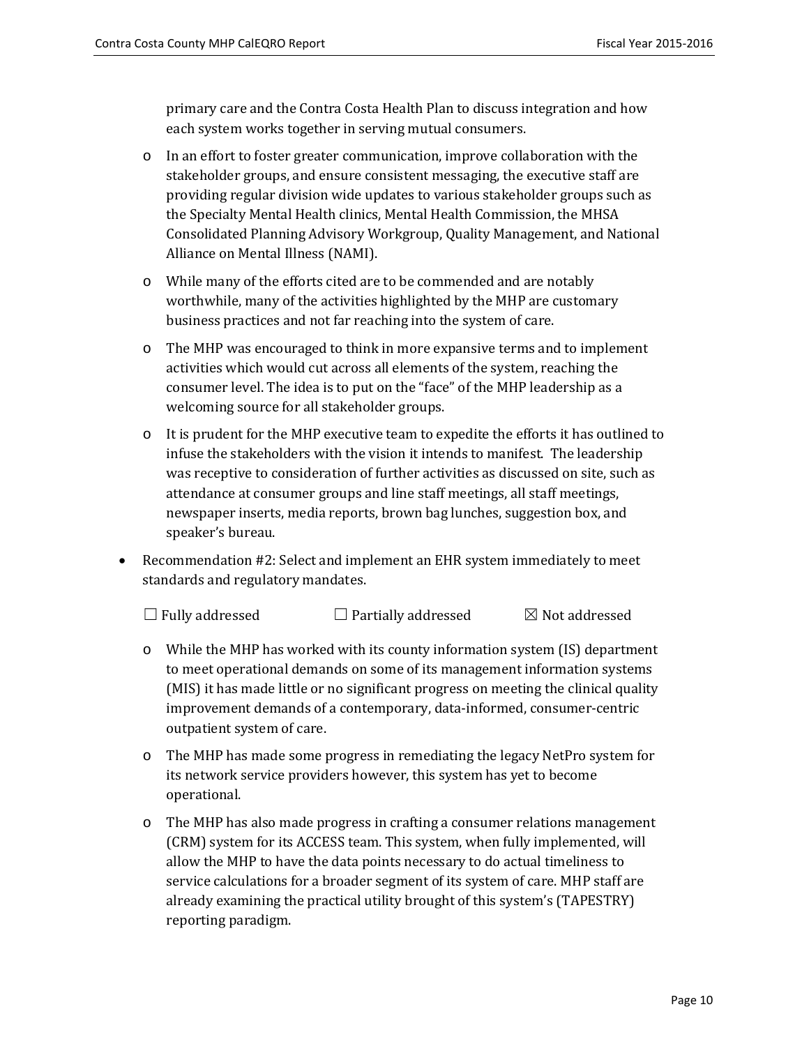primary care and the Contra Costa Health Plan to discuss integration and how each system works together in serving mutual consumers.

  - In an effort to foster greater communication, improve collaboration with the stakeholder groups, and ensure consistent messaging, the executive staff are providing regular division wide updates to various stakeholder groups such as the Specialty Mental Health clinics, Mental Health Commission, the MHSA Consolidated Planning Advisory Workgroup, Quality Management, and National Alliance on Mental Illness (NAMI).
  - While many of the efforts cited are to be commended and are notably worthwhile, many of the activities highlighted by the MHP are customary business practices and not far reaching into the system of care.
  - The MHP was encouraged to think in more expansive terms and to implement activities which would cut across all elements of the system, reaching the consumer level. The idea is to put on the "face" of the MHP leadership as a welcoming source for all stakeholder groups.
  - It is prudent for the MHP executive team to expedite the efforts it has outlined to infuse the stakeholders with the vision it intends to manifest. The leadership was receptive to consideration of further activities as discussed on site, such as attendance at consumer groups and line staff meetings, all staff meetings, newspaper inserts, media reports, brown bag lunches, suggestion box, and speaker's bureau.

- Recommendation #2: Select and implement an EHR system immediately to meet standards and regulatory mandates.

  ☐ Fully addressed ☐ Partially addressed ☒ Not addressed

  - While the MHP has worked with its county information system (IS) department to meet operational demands on some of its management information systems (MIS) it has made little or no significant progress on meeting the clinical quality improvement demands of a contemporary, data-informed, consumer-centric outpatient system of care.
  - The MHP has made some progress in remediating the legacy NetPro system for its network service providers however, this system has yet to become operational.
  - The MHP has also made progress in crafting a consumer relations management (CRM) system for its ACCESS team. This system, when fully implemented, will allow the MHP to have the data points necessary to do actual timeliness to service calculations for a broader segment of its system of care. MHP staff are already examining the practical utility brought of this system's (TAPESTRY) reporting paradigm.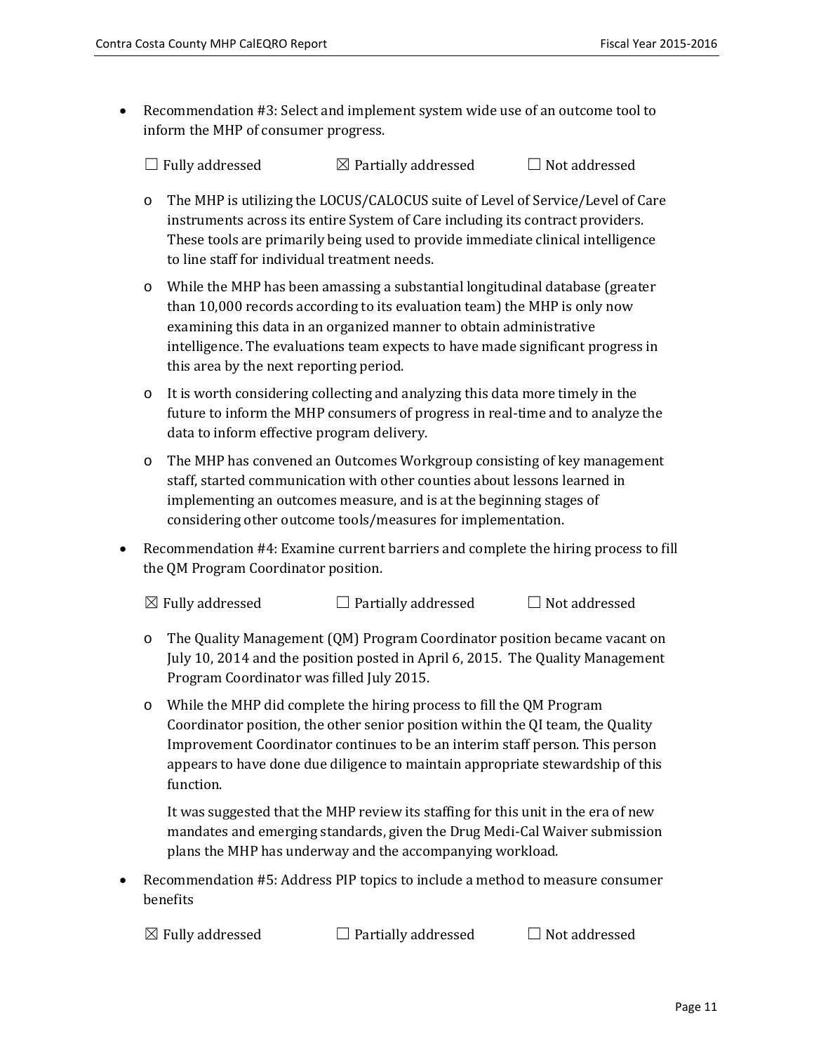- Recommendation #3: Select and implement system wide use of an outcome tool to inform the MHP of consumer progress.

  ☐ Fully addressed ☒ Partially addressed ☐ Not addressed

  - The MHP is utilizing the LOCUS/CALOCUS suite of Level of Service/Level of Care instruments across its entire System of Care including its contract providers. These tools are primarily being used to provide immediate clinical intelligence to line staff for individual treatment needs.
  - While the MHP has been amassing a substantial longitudinal database (greater than 10,000 records according to its evaluation team) the MHP is only now examining this data in an organized manner to obtain administrative intelligence. The evaluations team expects to have made significant progress in this area by the next reporting period.
  - It is worth considering collecting and analyzing this data more timely in the future to inform the MHP consumers of progress in real-time and to analyze the data to inform effective program delivery.
  - The MHP has convened an Outcomes Workgroup consisting of key management staff, started communication with other counties about lessons learned in implementing an outcomes measure, and is at the beginning stages of considering other outcome tools/measures for implementation.

- Recommendation #4: Examine current barriers and complete the hiring process to fill the QM Program Coordinator position.

  ☒ Fully addressed ☐ Partially addressed ☐ Not addressed

  - The Quality Management (QM) Program Coordinator position became vacant on July 10, 2014 and the position posted in April 6, 2015. The Quality Management Program Coordinator was filled July 2015.
  - While the MHP did complete the hiring process to fill the QM Program Coordinator position, the other senior position within the QI team, the Quality Improvement Coordinator continues to be an interim staff person. This person appears to have done due diligence to maintain appropriate stewardship of this function.

    It was suggested that the MHP review its staffing for this unit in the era of new mandates and emerging standards, given the Drug Medi-Cal Waiver submission plans the MHP has underway and the accompanying workload.

- Recommendation #5: Address PIP topics to include a method to measure consumer benefits

  ☒ Fully addressed ☐ Partially addressed ☐ Not addressed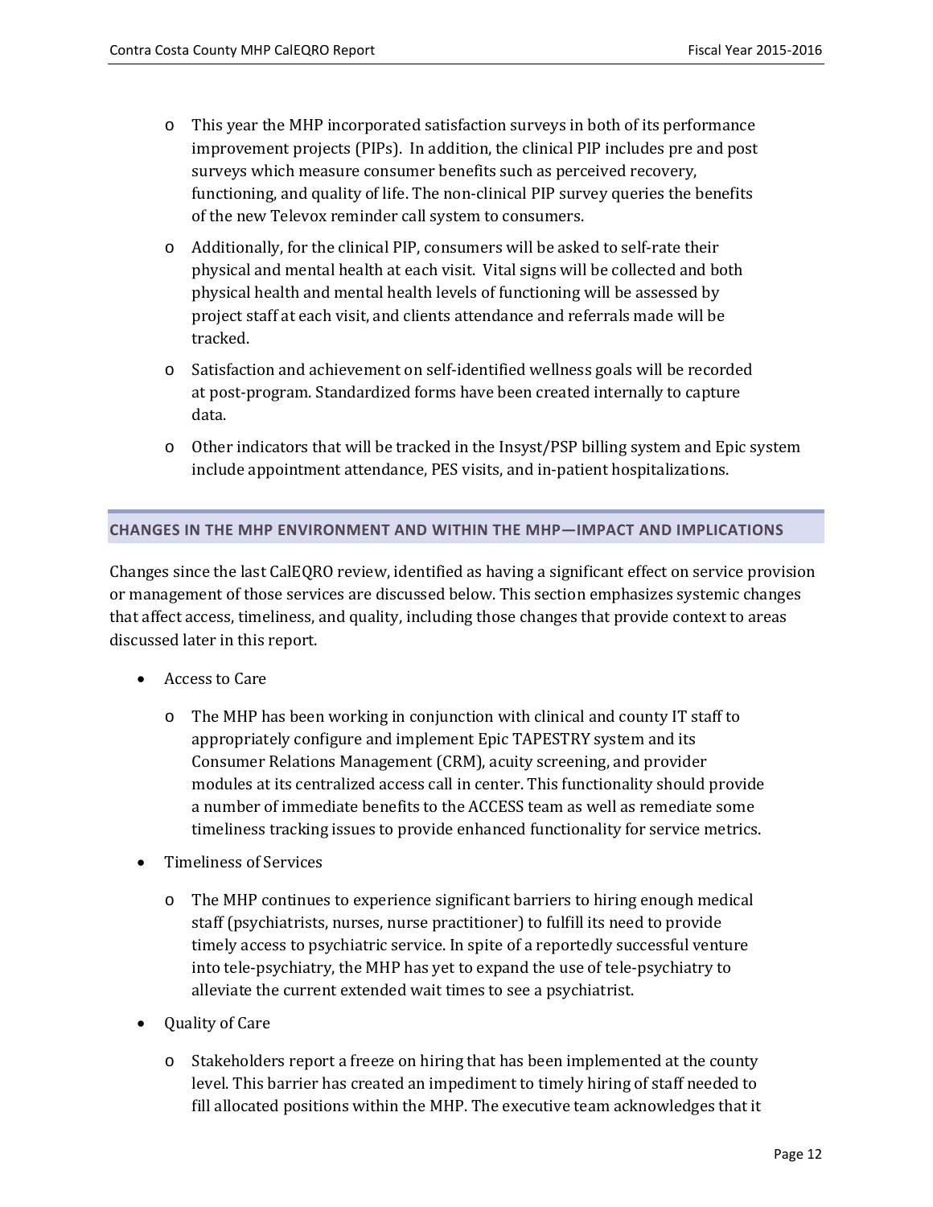- This year the MHP incorporated satisfaction surveys in both of its performance improvement projects (PIPs). In addition, the clinical PIP includes pre and post surveys which measure consumer benefits such as perceived recovery, functioning, and quality of life. The non-clinical PIP survey queries the benefits of the new Televox reminder call system to consumers.
- Additionally, for the clinical PIP, consumers will be asked to self-rate their physical and mental health at each visit. Vital signs will be collected and both physical health and mental health levels of functioning will be assessed by project staff at each visit, and clients attendance and referrals made will be tracked.
- Satisfaction and achievement on self-identified wellness goals will be recorded at post-program. Standardized forms have been created internally to capture data.
- Other indicators that will be tracked in the Insyst/PSP billing system and Epic system include appointment attendance, PES visits, and in-patient hospitalizations.

## CHANGES IN THE MHP ENVIRONMENT AND WITHIN THE MHP—IMPACT AND IMPLICATIONS

Changes since the last CalEQRO review, identified as having a significant effect on service provision or management of those services are discussed below. This section emphasizes systemic changes that affect access, timeliness, and quality, including those changes that provide context to areas discussed later in this report.

- Access to Care
  - The MHP has been working in conjunction with clinical and county IT staff to appropriately configure and implement Epic TAPESTRY system and its Consumer Relations Management (CRM), acuity screening, and provider modules at its centralized access call in center. This functionality should provide a number of immediate benefits to the ACCESS team as well as remediate some timeliness tracking issues to provide enhanced functionality for service metrics.
- Timeliness of Services
  - The MHP continues to experience significant barriers to hiring enough medical staff (psychiatrists, nurses, nurse practitioner) to fulfill its need to provide timely access to psychiatric service. In spite of a reportedly successful venture into tele-psychiatry, the MHP has yet to expand the use of tele-psychiatry to alleviate the current extended wait times to see a psychiatrist.
- Quality of Care
  - Stakeholders report a freeze on hiring that has been implemented at the county level. This barrier has created an impediment to timely hiring of staff needed to fill allocated positions within the MHP. The executive team acknowledges that it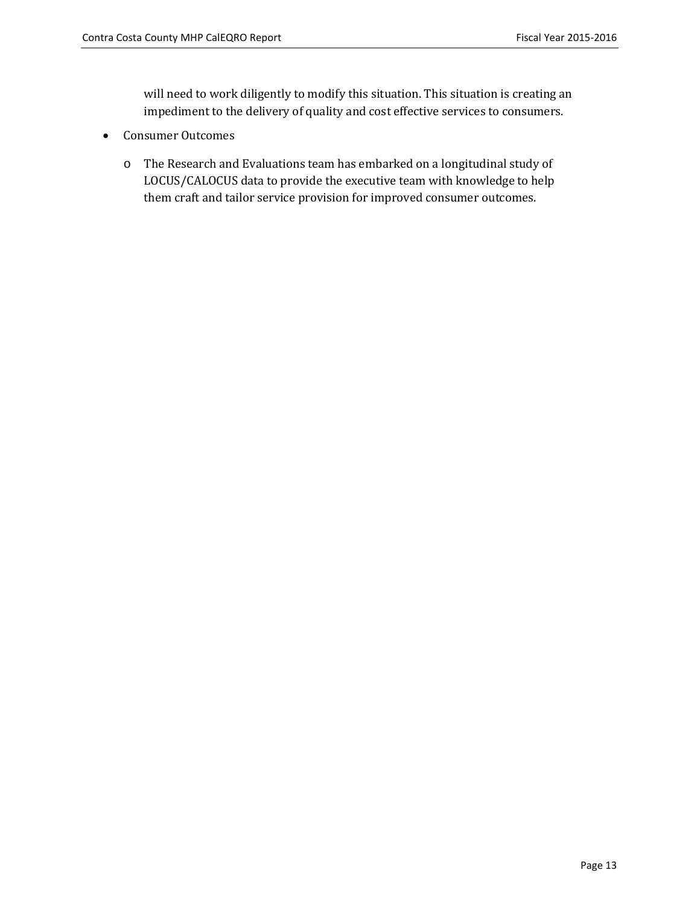will need to work diligently to modify this situation. This situation is creating an impediment to the delivery of quality and cost effective services to consumers.

- Consumer Outcomes
  - The Research and Evaluations team has embarked on a longitudinal study of LOCUS/CALOCUS data to provide the executive team with knowledge to help them craft and tailor service provision for improved consumer outcomes.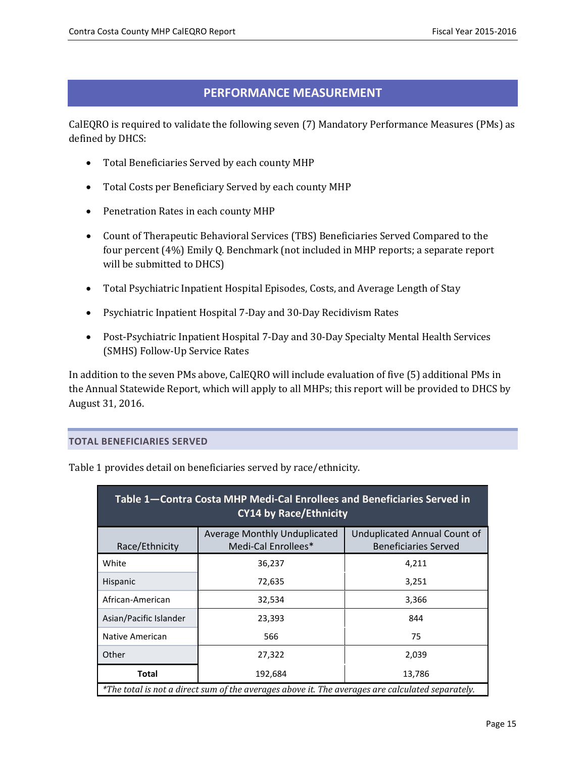## PERFORMANCE MEASUREMENT

CalEQRO is required to validate the following seven (7) Mandatory Performance Measures (PMs) as defined by DHCS:

- Total Beneficiaries Served by each county MHP
- Total Costs per Beneficiary Served by each county MHP
- Penetration Rates in each county MHP
- Count of Therapeutic Behavioral Services (TBS) Beneficiaries Served Compared to the four percent (4%) Emily Q. Benchmark (not included in MHP reports; a separate report will be submitted to DHCS)
- Total Psychiatric Inpatient Hospital Episodes, Costs, and Average Length of Stay
- Psychiatric Inpatient Hospital 7-Day and 30-Day Recidivism Rates
- Post-Psychiatric Inpatient Hospital 7-Day and 30-Day Specialty Mental Health Services (SMHS) Follow-Up Service Rates

In addition to the seven PMs above, CalEQRO will include evaluation of five (5) additional PMs in the Annual Statewide Report, which will apply to all MHPs; this report will be provided to DHCS by August 31, 2016.

### TOTAL BENEFICIARIES SERVED

Table 1 provides detail on beneficiaries served by race/ethnicity.

**Table 1—Contra Costa MHP Medi-Cal Enrollees and Beneficiaries Served in CY14 by Race/Ethnicity**

| Race/Ethnicity | Average Monthly Unduplicated Medi-Cal Enrollees* | Unduplicated Annual Count of Beneficiaries Served |
|---|---|---|
| White | 36,237 | 4,211 |
| Hispanic | 72,635 | 3,251 |
| African-American | 32,534 | 3,366 |
| Asian/Pacific Islander | 23,393 | 844 |
| Native American | 566 | 75 |
| Other | 27,322 | 2,039 |
| **Total** | 192,684 | 13,786 |

*\*The total is not a direct sum of the averages above it. The averages are calculated separately.*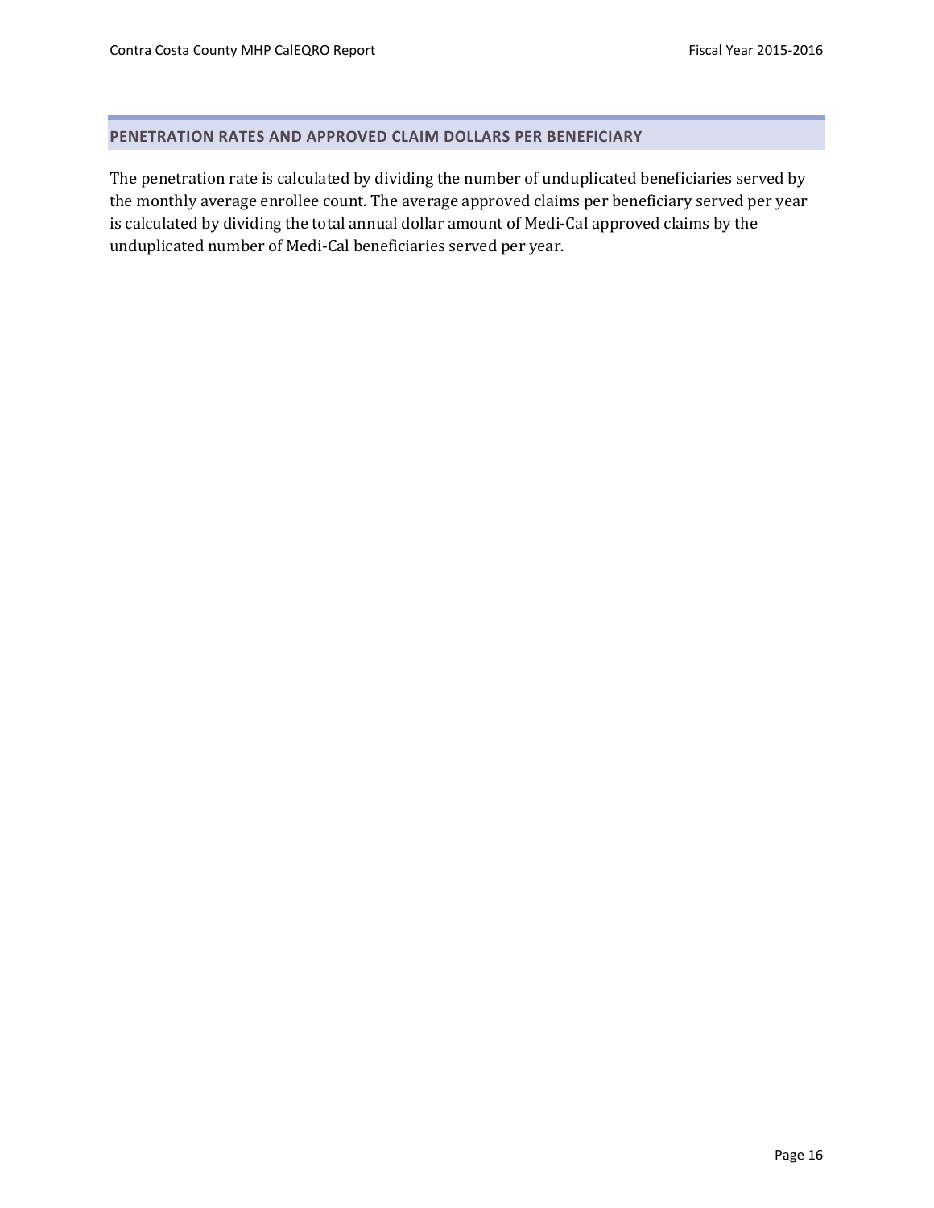## PENETRATION RATES AND APPROVED CLAIM DOLLARS PER BENEFICIARY

The penetration rate is calculated by dividing the number of unduplicated beneficiaries served by the monthly average enrollee count. The average approved claims per beneficiary served per year is calculated by dividing the total annual dollar amount of Medi-Cal approved claims by the unduplicated number of Medi-Cal beneficiaries served per year.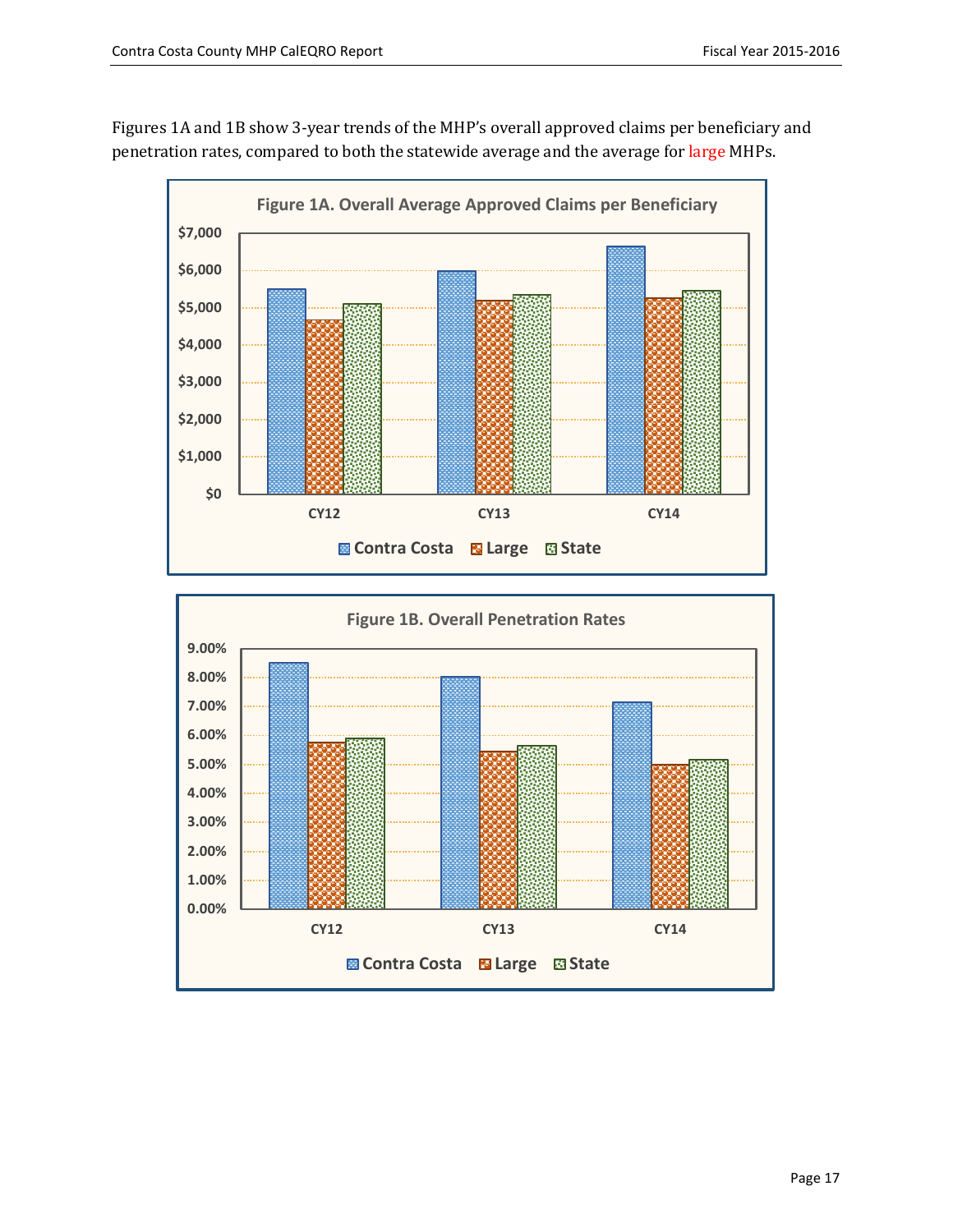Figures 1A and 1B show 3-year trends of the MHP's overall approved claims per beneficiary and penetration rates, compared to both the statewide average and the average for large MHPs.

**Figure 1A. Overall Average Approved Claims per Beneficiary**

**Figure 1B. Overall Penetration Rates**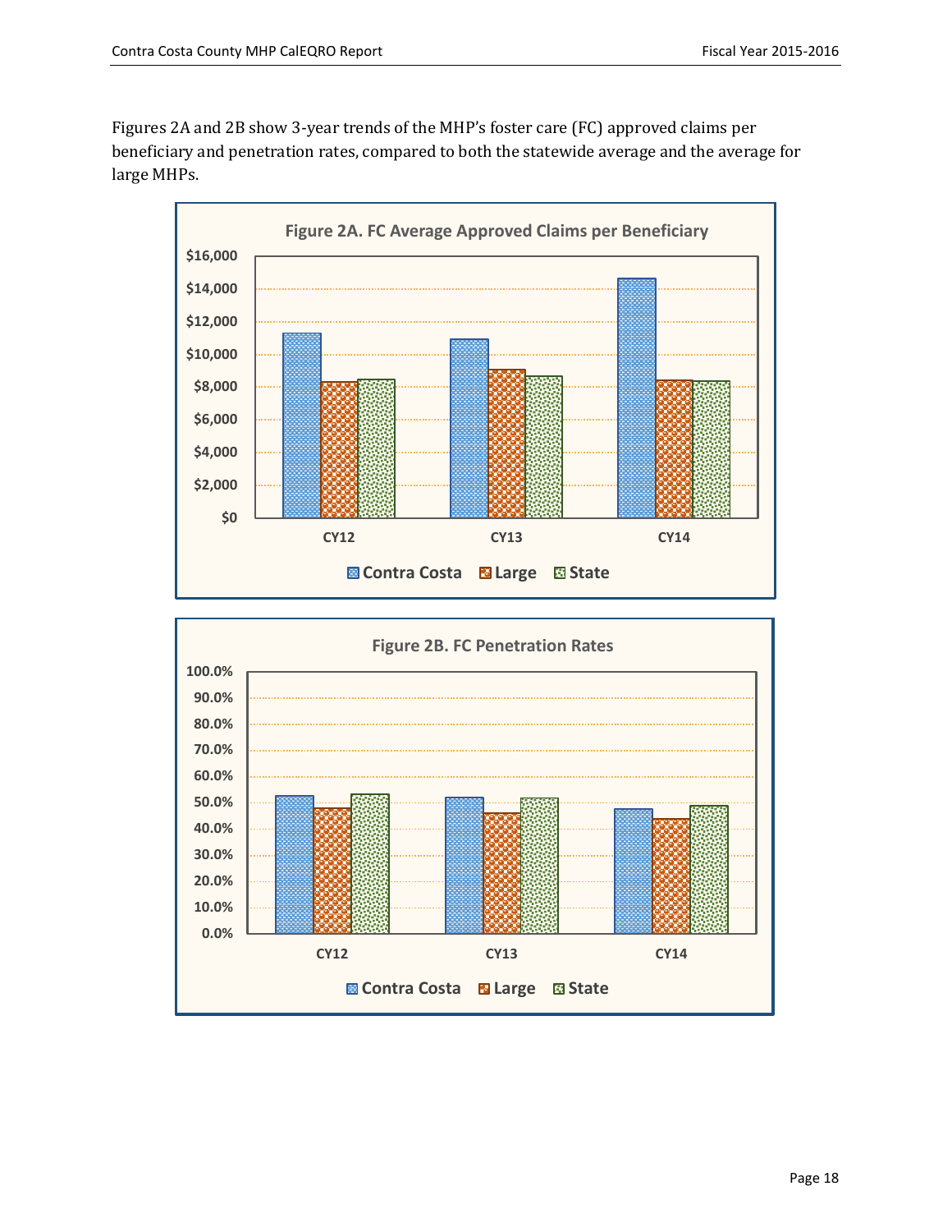Figures 2A and 2B show 3-year trends of the MHP's foster care (FC) approved claims per beneficiary and penetration rates, compared to both the statewide average and the average for large MHPs.

**Figure 2A. FC Average Approved Claims per Beneficiary**

**Figure 2B. FC Penetration Rates**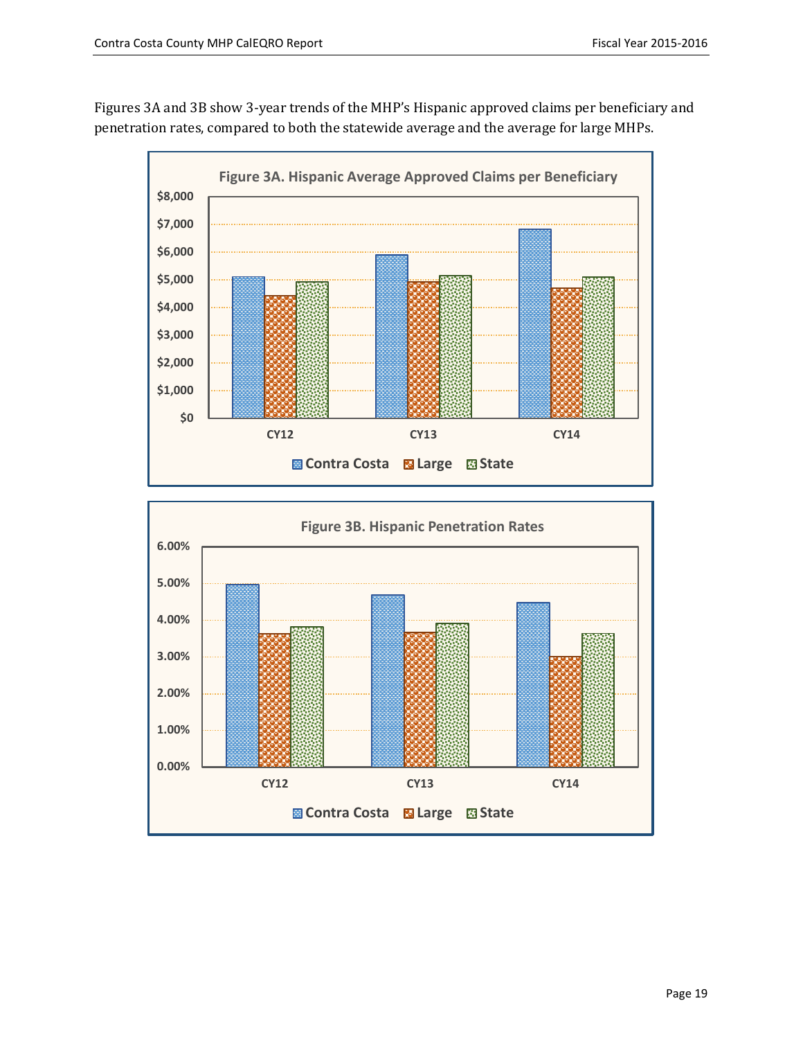Figures 3A and 3B show 3-year trends of the MHP's Hispanic approved claims per beneficiary and penetration rates, compared to both the statewide average and the average for large MHPs.

**Figure 3A. Hispanic Average Approved Claims per Beneficiary**

**Figure 3B. Hispanic Penetration Rates**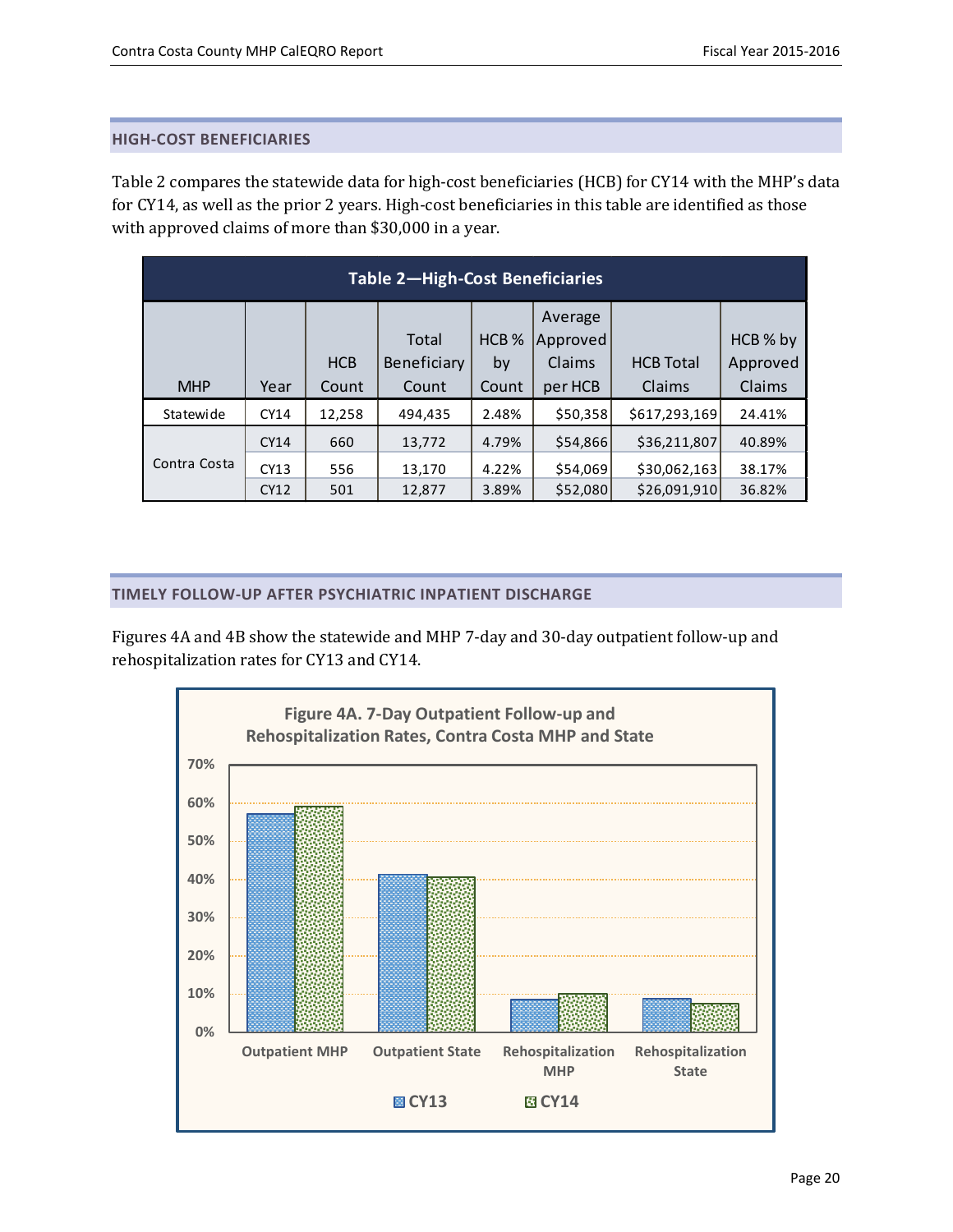## HIGH-COST BENEFICIARIES

Table 2 compares the statewide data for high-cost beneficiaries (HCB) for CY14 with the MHP's data for CY14, as well as the prior 2 years. High-cost beneficiaries in this table are identified as those with approved claims of more than $30,000 in a year.

**Table 2—High-Cost Beneficiaries**

| MHP | Year | HCB Count | Total Beneficiary Count | HCB % by Count | Average Approved Claims per HCB | HCB Total Claims | HCB % by Approved Claims |
|---|---|---|---|---|---|---|---|
| Statewide | CY14 | 12,258 | 494,435 | 2.48% | $50,358 | $617,293,169 | 24.41% |
| Contra Costa | CY14 | 660 | 13,772 | 4.79% | $54,866 | $36,211,807 | 40.89% |
| | CY13 | 556 | 13,170 | 4.22% | $54,069 | $30,062,163 | 38.17% |
| | CY12 | 501 | 12,877 | 3.89% | $52,080 | $26,091,910 | 36.82% |

## TIMELY FOLLOW-UP AFTER PSYCHIATRIC INPATIENT DISCHARGE

Figures 4A and 4B show the statewide and MHP 7-day and 30-day outpatient follow-up and rehospitalization rates for CY13 and CY14.

**Figure 4A. 7-Day Outpatient Follow-up and Rehospitalization Rates, Contra Costa MHP and State**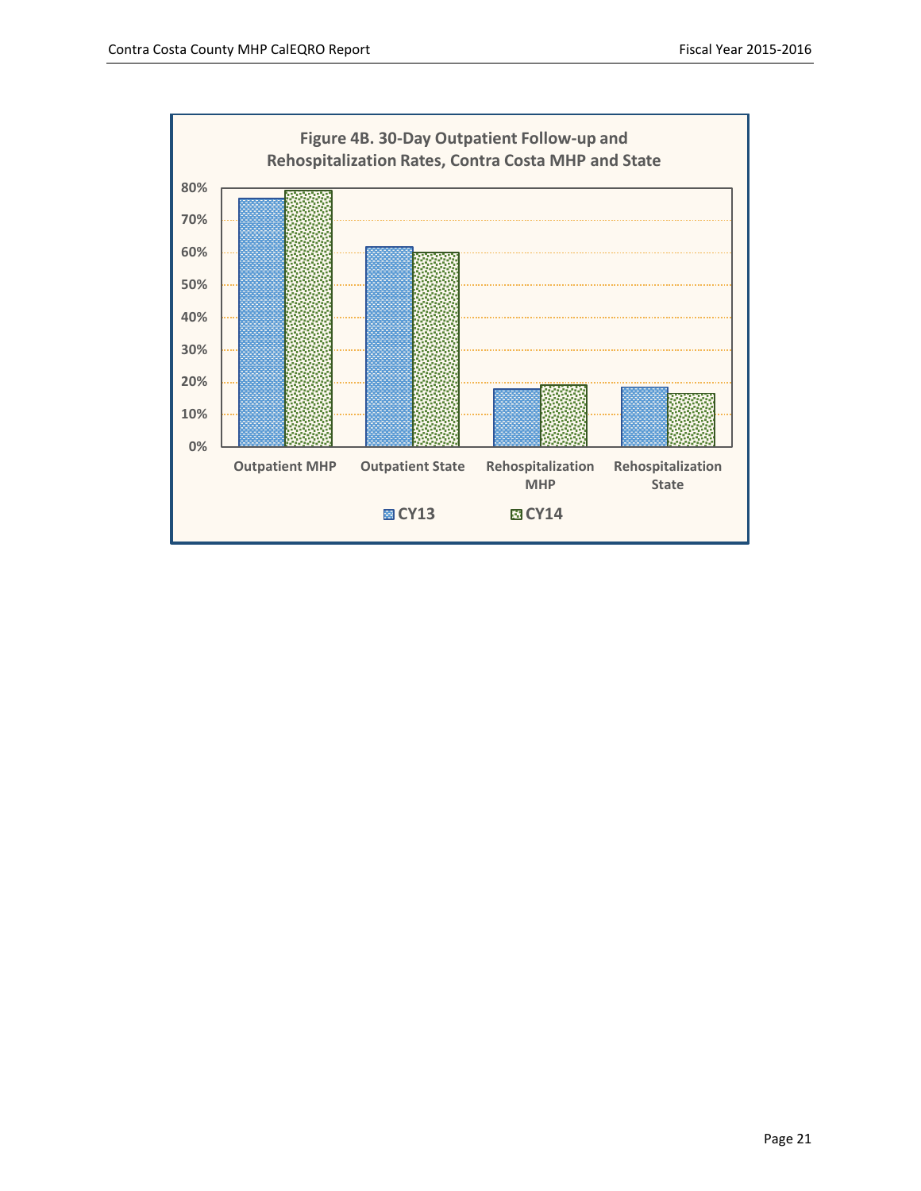**Figure 4B. 30-Day Outpatient Follow-up and Rehospitalization Rates, Contra Costa MHP and State**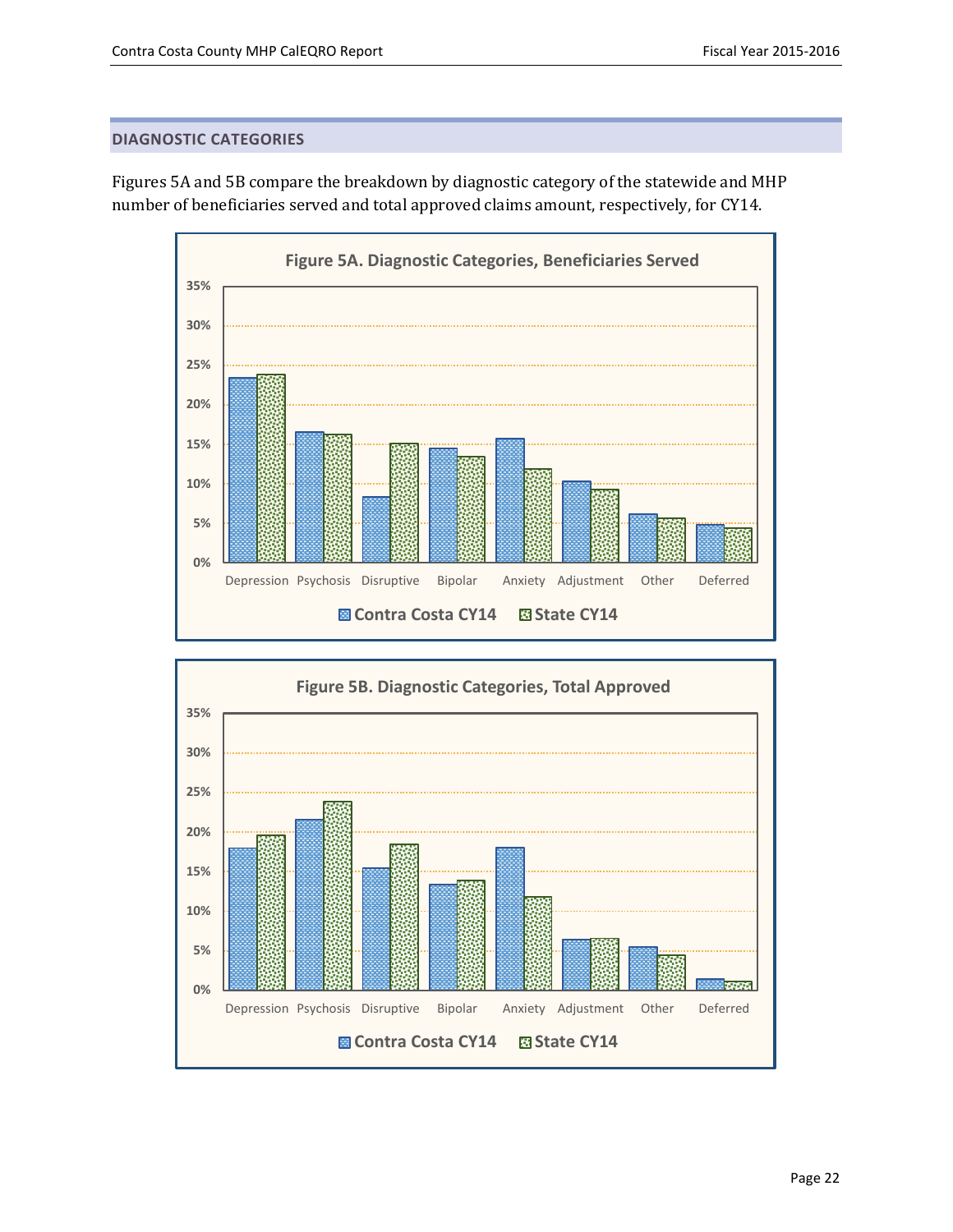## DIAGNOSTIC CATEGORIES

Figures 5A and 5B compare the breakdown by diagnostic category of the statewide and MHP number of beneficiaries served and total approved claims amount, respectively, for CY14.

**Figure 5A. Diagnostic Categories, Beneficiaries Served**

**Figure 5B. Diagnostic Categories, Total Approved**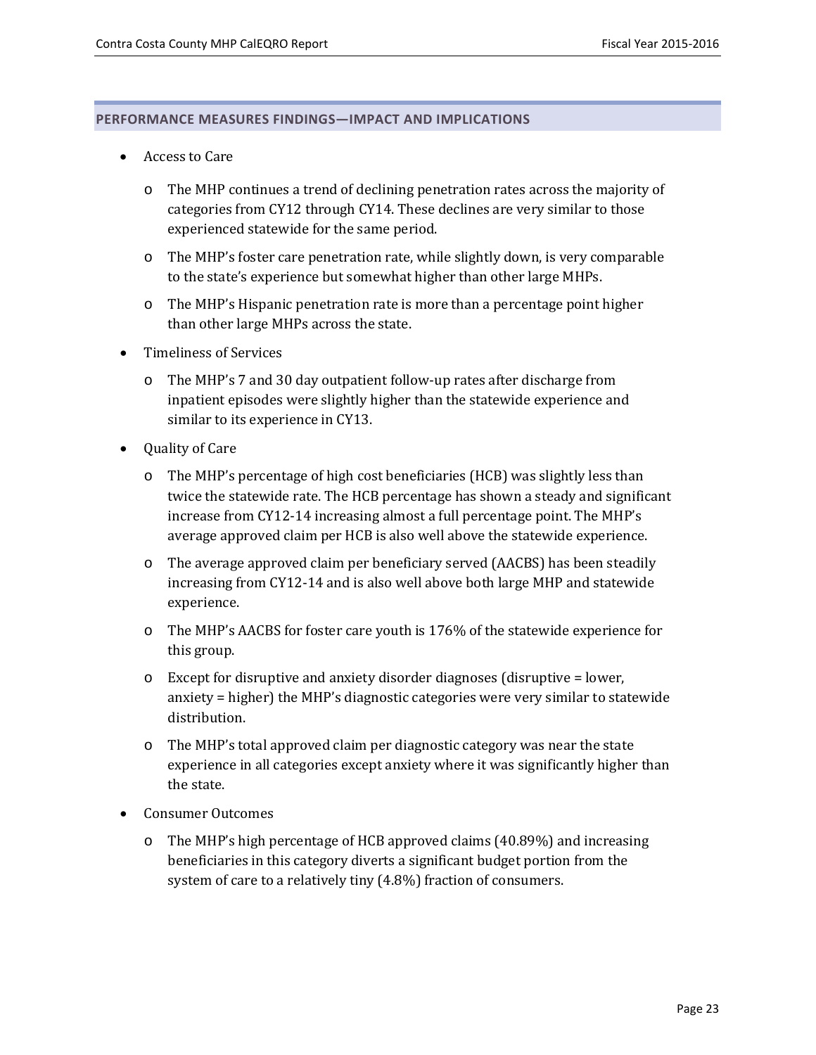## PERFORMANCE MEASURES FINDINGS—IMPACT AND IMPLICATIONS

- Access to Care
  - The MHP continues a trend of declining penetration rates across the majority of categories from CY12 through CY14. These declines are very similar to those experienced statewide for the same period.
  - The MHP's foster care penetration rate, while slightly down, is very comparable to the state's experience but somewhat higher than other large MHPs.
  - The MHP's Hispanic penetration rate is more than a percentage point higher than other large MHPs across the state.
- Timeliness of Services
  - The MHP's 7 and 30 day outpatient follow-up rates after discharge from inpatient episodes were slightly higher than the statewide experience and similar to its experience in CY13.
- Quality of Care
  - The MHP's percentage of high cost beneficiaries (HCB) was slightly less than twice the statewide rate. The HCB percentage has shown a steady and significant increase from CY12-14 increasing almost a full percentage point. The MHP's average approved claim per HCB is also well above the statewide experience.
  - The average approved claim per beneficiary served (AACBS) has been steadily increasing from CY12-14 and is also well above both large MHP and statewide experience.
  - The MHP's AACBS for foster care youth is 176% of the statewide experience for this group.
  - Except for disruptive and anxiety disorder diagnoses (disruptive = lower, anxiety = higher) the MHP's diagnostic categories were very similar to statewide distribution.
  - The MHP's total approved claim per diagnostic category was near the state experience in all categories except anxiety where it was significantly higher than the state.
- Consumer Outcomes
  - The MHP's high percentage of HCB approved claims (40.89%) and increasing beneficiaries in this category diverts a significant budget portion from the system of care to a relatively tiny (4.8%) fraction of consumers.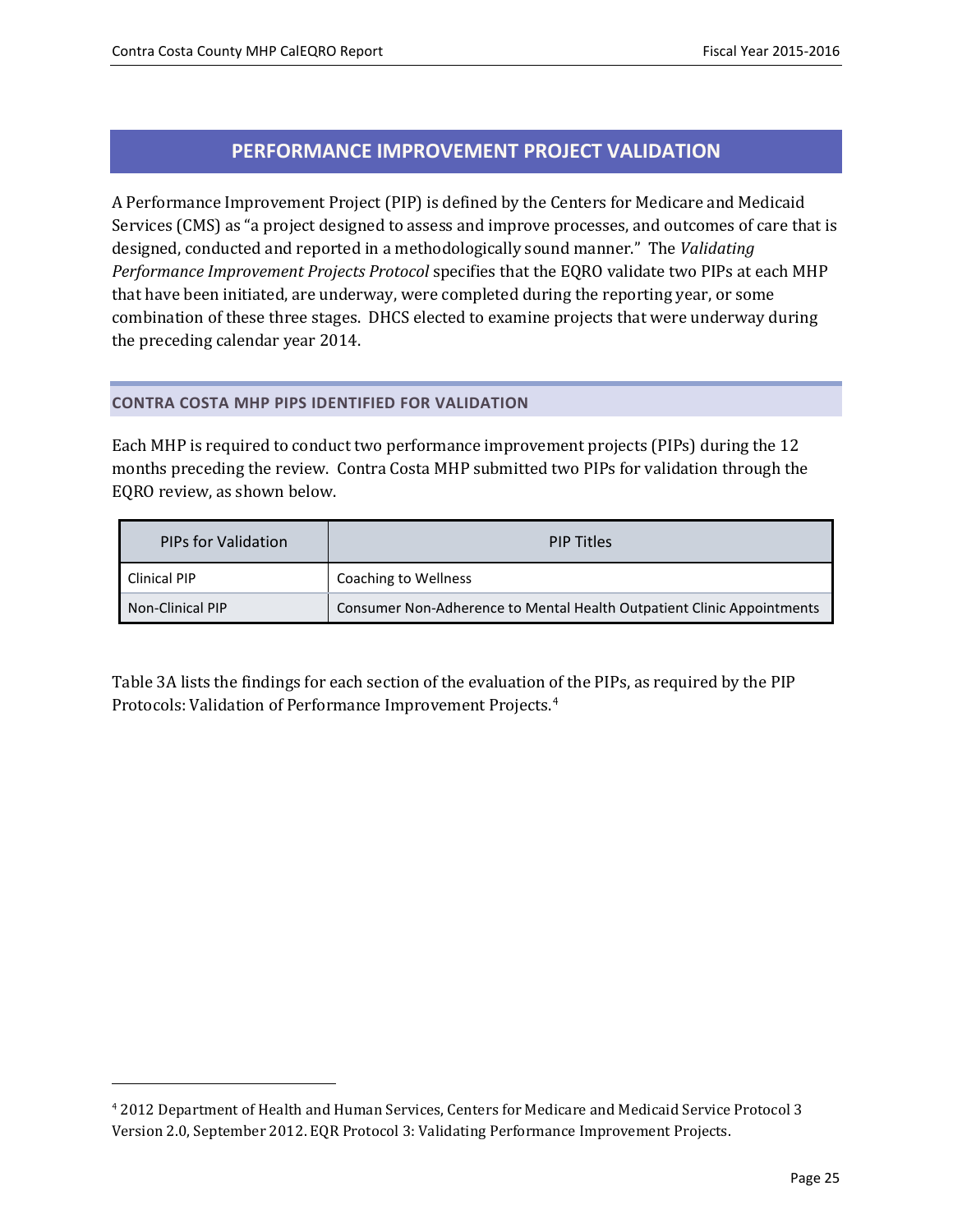## PERFORMANCE IMPROVEMENT PROJECT VALIDATION

A Performance Improvement Project (PIP) is defined by the Centers for Medicare and Medicaid Services (CMS) as "a project designed to assess and improve processes, and outcomes of care that is designed, conducted and reported in a methodologically sound manner." The *Validating Performance Improvement Projects Protocol* specifies that the EQRO validate two PIPs at each MHP that have been initiated, are underway, were completed during the reporting year, or some combination of these three stages. DHCS elected to examine projects that were underway during the preceding calendar year 2014.

### CONTRA COSTA MHP PIPS IDENTIFIED FOR VALIDATION

Each MHP is required to conduct two performance improvement projects (PIPs) during the 12 months preceding the review. Contra Costa MHP submitted two PIPs for validation through the EQRO review, as shown below.

| PIPs for Validation | PIP Titles |
|---|---|
| Clinical PIP | Coaching to Wellness |
| Non-Clinical PIP | Consumer Non-Adherence to Mental Health Outpatient Clinic Appointments |

Table 3A lists the findings for each section of the evaluation of the PIPs, as required by the PIP Protocols: Validation of Performance Improvement Projects.[4]

[4] 2012 Department of Health and Human Services, Centers for Medicare and Medicaid Service Protocol 3 Version 2.0, September 2012. EQR Protocol 3: Validating Performance Improvement Projects.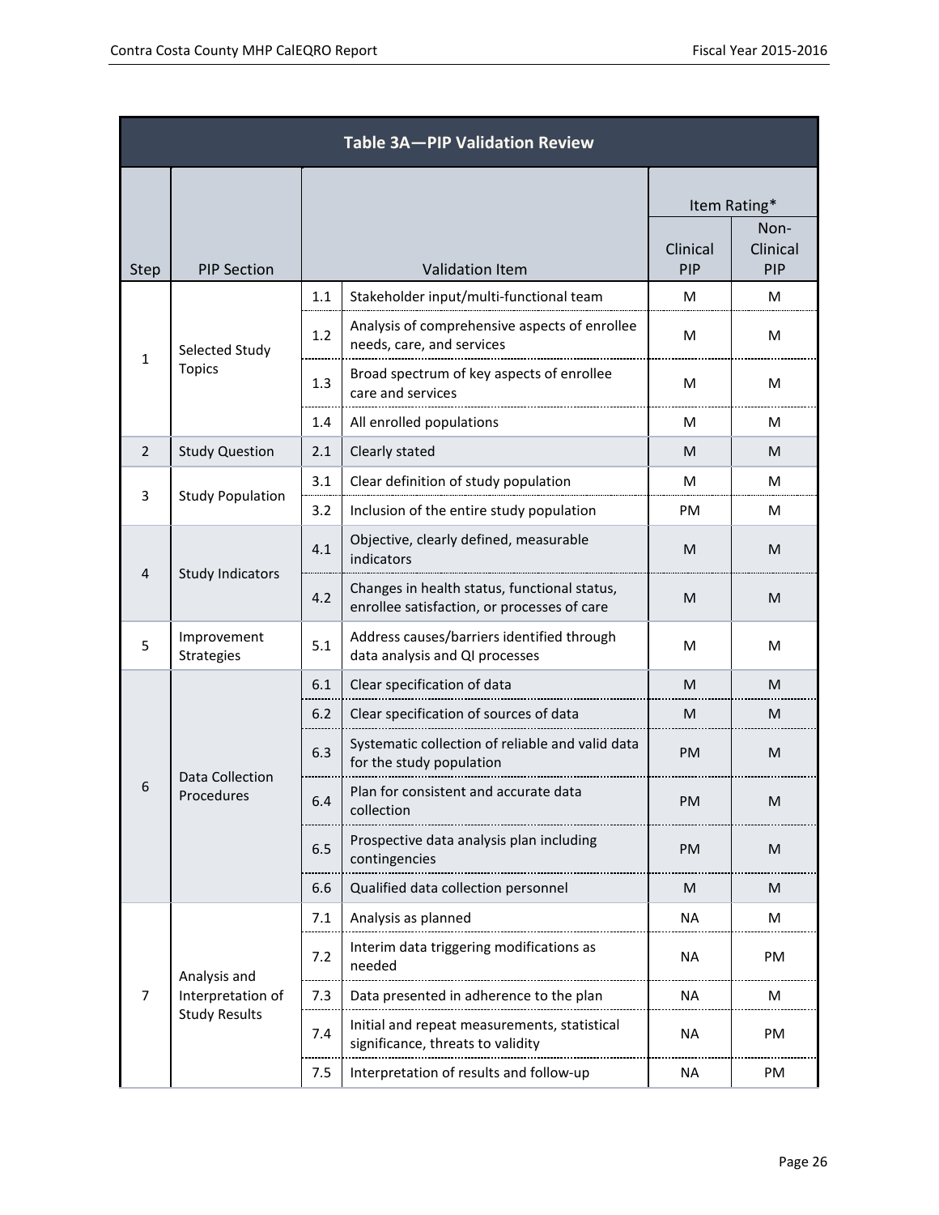| Table 3A—PIP Validation Review | | | | | |
|---|---|---|---|---|---|
| | | | | Item Rating* | |
| Step | PIP Section | | Validation Item | Clinical PIP | Non-Clinical PIP |
| 1 | Selected Study Topics | 1.1 | Stakeholder input/multi-functional team | M | M |
| | | 1.2 | Analysis of comprehensive aspects of enrollee needs, care, and services | M | M |
| | | 1.3 | Broad spectrum of key aspects of enrollee care and services | M | M |
| | | 1.4 | All enrolled populations | M | M |
| 2 | Study Question | 2.1 | Clearly stated | M | M |
| 3 | Study Population | 3.1 | Clear definition of study population | M | M |
| | | 3.2 | Inclusion of the entire study population | PM | M |
| 4 | Study Indicators | 4.1 | Objective, clearly defined, measurable indicators | M | M |
| | | 4.2 | Changes in health status, functional status, enrollee satisfaction, or processes of care | M | M |
| 5 | Improvement Strategies | 5.1 | Address causes/barriers identified through data analysis and QI processes | M | M |
| 6 | Data Collection Procedures | 6.1 | Clear specification of data | M | M |
| | | 6.2 | Clear specification of sources of data | M | M |
| | | 6.3 | Systematic collection of reliable and valid data for the study population | PM | M |
| | | 6.4 | Plan for consistent and accurate data collection | PM | M |
| | | 6.5 | Prospective data analysis plan including contingencies | PM | M |
| | | 6.6 | Qualified data collection personnel | M | M |
| 7 | Analysis and Interpretation of Study Results | 7.1 | Analysis as planned | NA | M |
| | | 7.2 | Interim data triggering modifications as needed | NA | PM |
| | | 7.3 | Data presented in adherence to the plan | NA | M |
| | | 7.4 | Initial and repeat measurements, statistical significance, threats to validity | NA | PM |
| | | 7.5 | Interpretation of results and follow-up | NA | PM |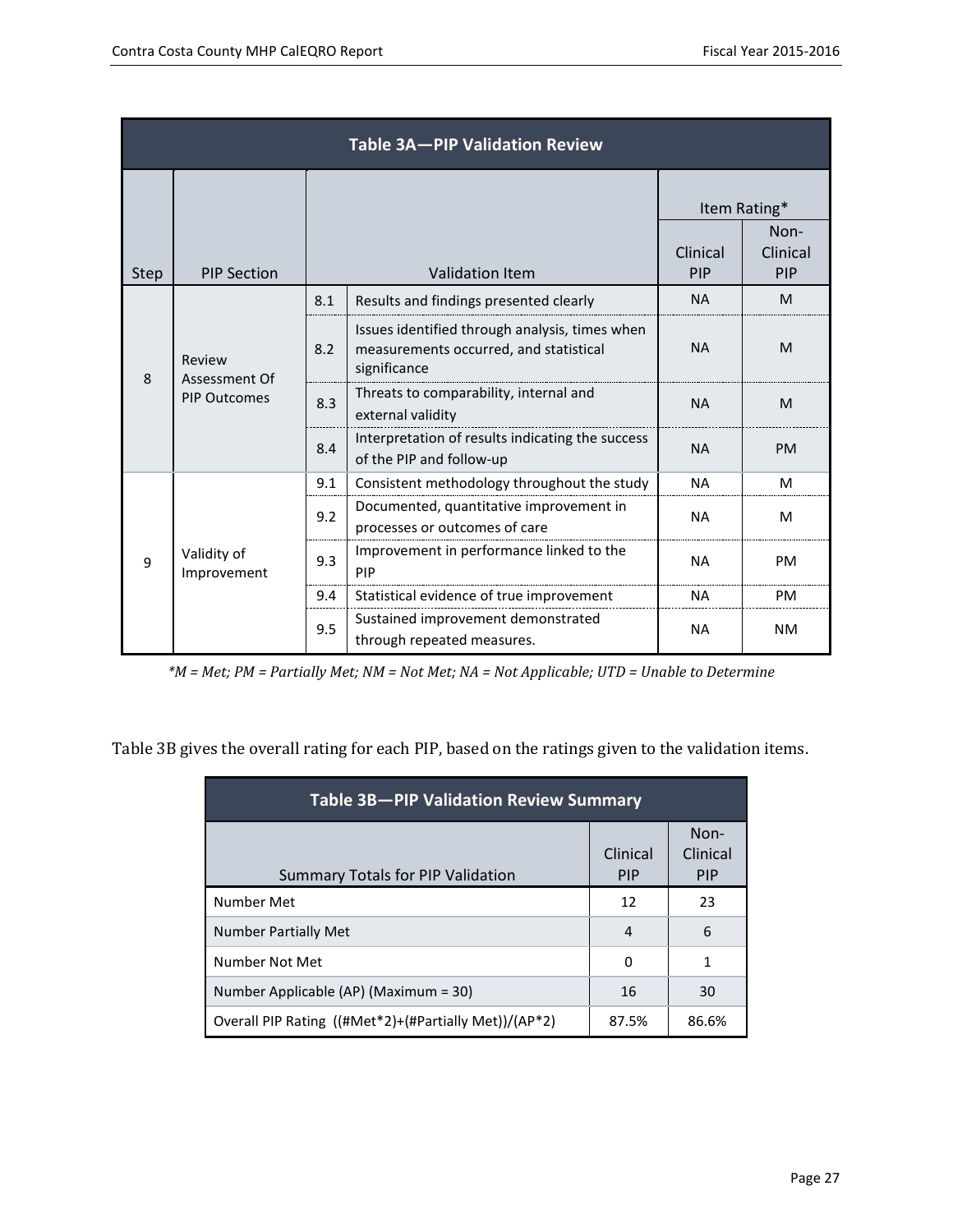| Table 3A—PIP Validation Review | | | | | |
|---|---|---|---|---|---|
| | | | | Item Rating* | |
| Step | PIP Section | | Validation Item | Clinical PIP | Non-Clinical PIP |
| 8 | Review Assessment Of PIP Outcomes | 8.1 | Results and findings presented clearly | NA | M |
| | | 8.2 | Issues identified through analysis, times when measurements occurred, and statistical significance | NA | M |
| | | 8.3 | Threats to comparability, internal and external validity | NA | M |
| | | 8.4 | Interpretation of results indicating the success of the PIP and follow-up | NA | PM |
| 9 | Validity of Improvement | 9.1 | Consistent methodology throughout the study | NA | M |
| | | 9.2 | Documented, quantitative improvement in processes or outcomes of care | NA | M |
| | | 9.3 | Improvement in performance linked to the PIP | NA | PM |
| | | 9.4 | Statistical evidence of true improvement | NA | PM |
| | | 9.5 | Sustained improvement demonstrated through repeated measures. | NA | NM |

*\*M = Met; PM = Partially Met; NM = Not Met; NA = Not Applicable; UTD = Unable to Determine*

Table 3B gives the overall rating for each PIP, based on the ratings given to the validation items.

| Table 3B—PIP Validation Review Summary | | |
|---|---|---|
| Summary Totals for PIP Validation | Clinical PIP | Non-Clinical PIP |
| Number Met | 12 | 23 |
| Number Partially Met | 4 | 6 |
| Number Not Met | 0 | 1 |
| Number Applicable (AP) (Maximum = 30) | 16 | 30 |
| Overall PIP Rating ((#Met*2)+(#Partially Met))/(AP*2) | 87.5% | 86.6% |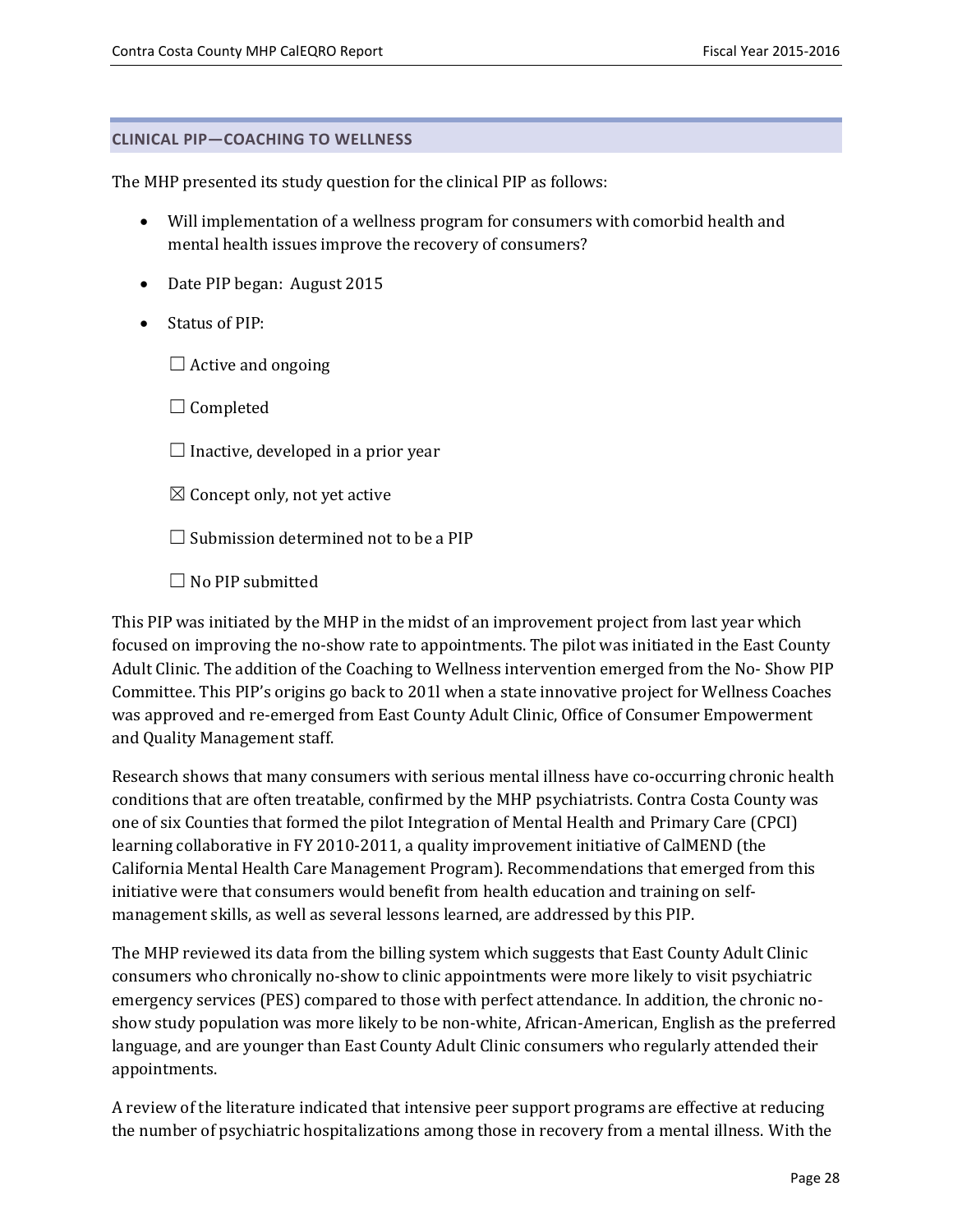## CLINICAL PIP—COACHING TO WELLNESS

The MHP presented its study question for the clinical PIP as follows:

- Will implementation of a wellness program for consumers with comorbid health and mental health issues improve the recovery of consumers?
- Date PIP began: August 2015
- Status of PIP:

  ☐ Active and ongoing

  ☐ Completed

  ☐ Inactive, developed in a prior year

  ☒ Concept only, not yet active

  ☐ Submission determined not to be a PIP

  ☐ No PIP submitted

This PIP was initiated by the MHP in the midst of an improvement project from last year which focused on improving the no-show rate to appointments. The pilot was initiated in the East County Adult Clinic. The addition of the Coaching to Wellness intervention emerged from the No- Show PIP Committee. This PIP's origins go back to 201l when a state innovative project for Wellness Coaches was approved and re-emerged from East County Adult Clinic, Office of Consumer Empowerment and Quality Management staff.

Research shows that many consumers with serious mental illness have co-occurring chronic health conditions that are often treatable, confirmed by the MHP psychiatrists. Contra Costa County was one of six Counties that formed the pilot Integration of Mental Health and Primary Care (CPCI) learning collaborative in FY 2010-2011, a quality improvement initiative of CalMEND (the California Mental Health Care Management Program). Recommendations that emerged from this initiative were that consumers would benefit from health education and training on self-management skills, as well as several lessons learned, are addressed by this PIP.

The MHP reviewed its data from the billing system which suggests that East County Adult Clinic consumers who chronically no-show to clinic appointments were more likely to visit psychiatric emergency services (PES) compared to those with perfect attendance. In addition, the chronic no-show study population was more likely to be non-white, African-American, English as the preferred language, and are younger than East County Adult Clinic consumers who regularly attended their appointments.

A review of the literature indicated that intensive peer support programs are effective at reducing the number of psychiatric hospitalizations among those in recovery from a mental illness. With the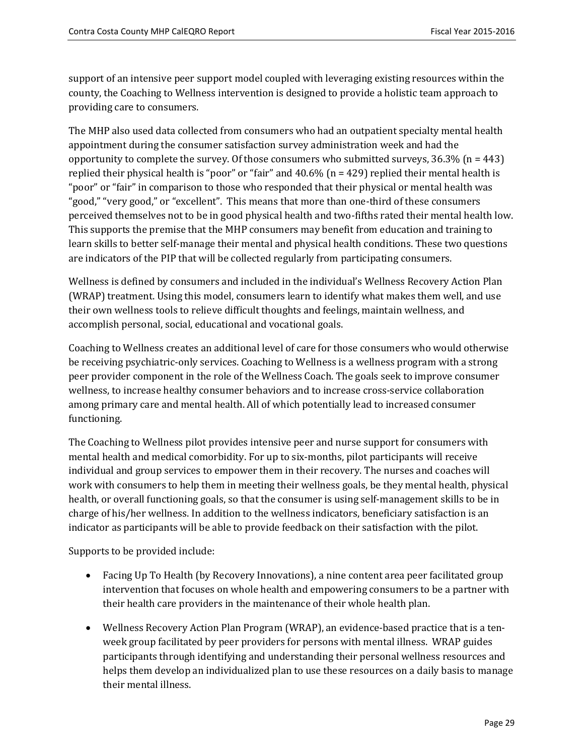support of an intensive peer support model coupled with leveraging existing resources within the county, the Coaching to Wellness intervention is designed to provide a holistic team approach to providing care to consumers.

The MHP also used data collected from consumers who had an outpatient specialty mental health appointment during the consumer satisfaction survey administration week and had the opportunity to complete the survey. Of those consumers who submitted surveys, 36.3% (n = 443) replied their physical health is "poor" or "fair" and 40.6% (n = 429) replied their mental health is "poor" or "fair" in comparison to those who responded that their physical or mental health was "good," "very good," or "excellent". This means that more than one-third of these consumers perceived themselves not to be in good physical health and two-fifths rated their mental health low. This supports the premise that the MHP consumers may benefit from education and training to learn skills to better self-manage their mental and physical health conditions. These two questions are indicators of the PIP that will be collected regularly from participating consumers.

Wellness is defined by consumers and included in the individual's Wellness Recovery Action Plan (WRAP) treatment. Using this model, consumers learn to identify what makes them well, and use their own wellness tools to relieve difficult thoughts and feelings, maintain wellness, and accomplish personal, social, educational and vocational goals.

Coaching to Wellness creates an additional level of care for those consumers who would otherwise be receiving psychiatric-only services. Coaching to Wellness is a wellness program with a strong peer provider component in the role of the Wellness Coach. The goals seek to improve consumer wellness, to increase healthy consumer behaviors and to increase cross-service collaboration among primary care and mental health. All of which potentially lead to increased consumer functioning.

The Coaching to Wellness pilot provides intensive peer and nurse support for consumers with mental health and medical comorbidity. For up to six-months, pilot participants will receive individual and group services to empower them in their recovery. The nurses and coaches will work with consumers to help them in meeting their wellness goals, be they mental health, physical health, or overall functioning goals, so that the consumer is using self-management skills to be in charge of his/her wellness. In addition to the wellness indicators, beneficiary satisfaction is an indicator as participants will be able to provide feedback on their satisfaction with the pilot.

Supports to be provided include:

- Facing Up To Health (by Recovery Innovations), a nine content area peer facilitated group intervention that focuses on whole health and empowering consumers to be a partner with their health care providers in the maintenance of their whole health plan.

- Wellness Recovery Action Plan Program (WRAP), an evidence-based practice that is a ten-week group facilitated by peer providers for persons with mental illness. WRAP guides participants through identifying and understanding their personal wellness resources and helps them develop an individualized plan to use these resources on a daily basis to manage their mental illness.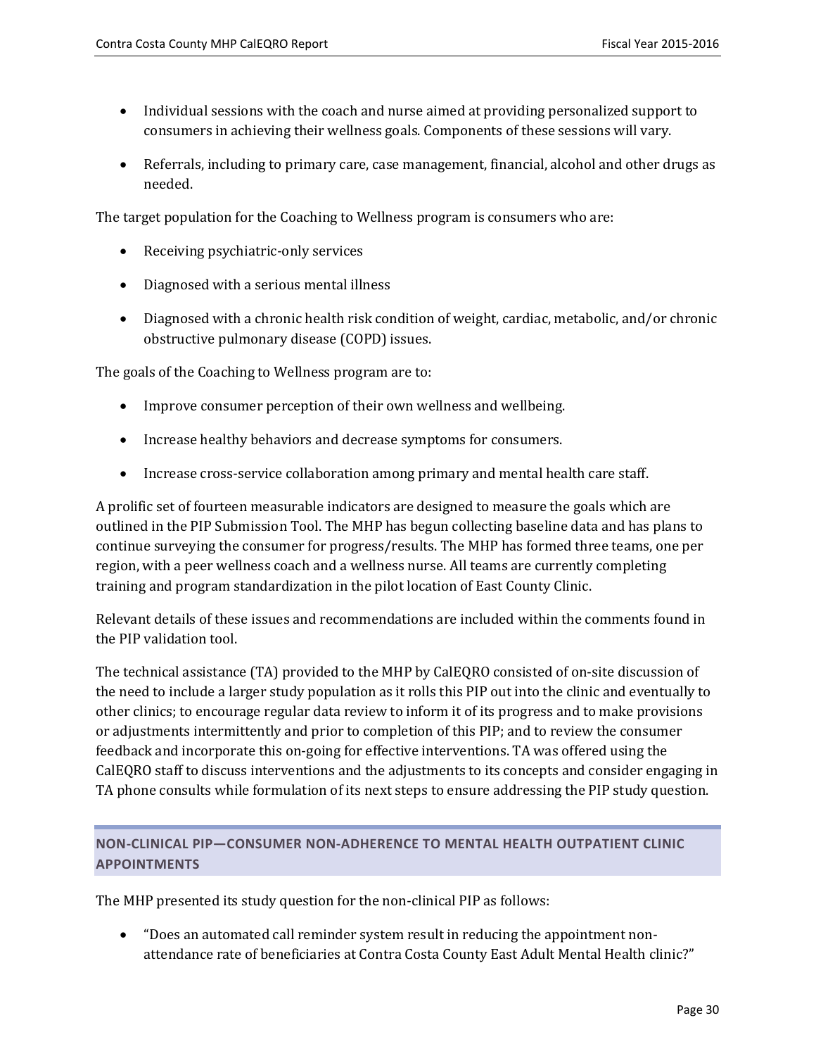- Individual sessions with the coach and nurse aimed at providing personalized support to consumers in achieving their wellness goals. Components of these sessions will vary.

- Referrals, including to primary care, case management, financial, alcohol and other drugs as needed.

The target population for the Coaching to Wellness program is consumers who are:

- Receiving psychiatric-only services

- Diagnosed with a serious mental illness

- Diagnosed with a chronic health risk condition of weight, cardiac, metabolic, and/or chronic obstructive pulmonary disease (COPD) issues.

The goals of the Coaching to Wellness program are to:

- Improve consumer perception of their own wellness and wellbeing.

- Increase healthy behaviors and decrease symptoms for consumers.

- Increase cross-service collaboration among primary and mental health care staff.

A prolific set of fourteen measurable indicators are designed to measure the goals which are outlined in the PIP Submission Tool. The MHP has begun collecting baseline data and has plans to continue surveying the consumer for progress/results. The MHP has formed three teams, one per region, with a peer wellness coach and a wellness nurse. All teams are currently completing training and program standardization in the pilot location of East County Clinic.

Relevant details of these issues and recommendations are included within the comments found in the PIP validation tool.

The technical assistance (TA) provided to the MHP by CalEQRO consisted of on-site discussion of the need to include a larger study population as it rolls this PIP out into the clinic and eventually to other clinics; to encourage regular data review to inform it of its progress and to make provisions or adjustments intermittently and prior to completion of this PIP; and to review the consumer feedback and incorporate this on-going for effective interventions. TA was offered using the CalEQRO staff to discuss interventions and the adjustments to its concepts and consider engaging in TA phone consults while formulation of its next steps to ensure addressing the PIP study question.

## NON-CLINICAL PIP—CONSUMER NON-ADHERENCE TO MENTAL HEALTH OUTPATIENT CLINIC APPOINTMENTS

The MHP presented its study question for the non-clinical PIP as follows:

- "Does an automated call reminder system result in reducing the appointment non-attendance rate of beneficiaries at Contra Costa County East Adult Mental Health clinic?"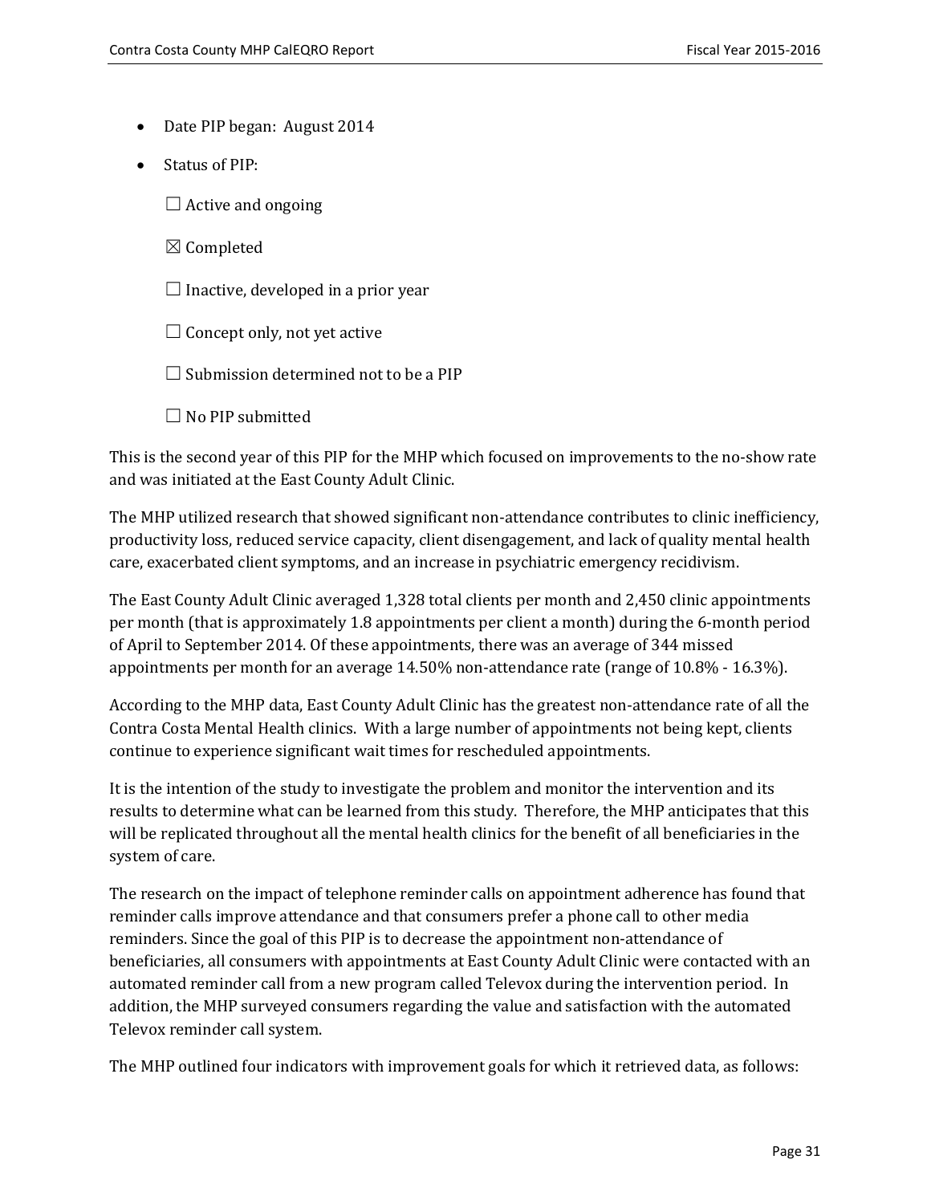- Date PIP began: August 2014
- Status of PIP:

  ☐ Active and ongoing

  ☒ Completed

  ☐ Inactive, developed in a prior year

  ☐ Concept only, not yet active

  ☐ Submission determined not to be a PIP

  ☐ No PIP submitted

This is the second year of this PIP for the MHP which focused on improvements to the no-show rate and was initiated at the East County Adult Clinic.

The MHP utilized research that showed significant non-attendance contributes to clinic inefficiency, productivity loss, reduced service capacity, client disengagement, and lack of quality mental health care, exacerbated client symptoms, and an increase in psychiatric emergency recidivism.

The East County Adult Clinic averaged 1,328 total clients per month and 2,450 clinic appointments per month (that is approximately 1.8 appointments per client a month) during the 6-month period of April to September 2014. Of these appointments, there was an average of 344 missed appointments per month for an average 14.50% non-attendance rate (range of 10.8% - 16.3%).

According to the MHP data, East County Adult Clinic has the greatest non-attendance rate of all the Contra Costa Mental Health clinics. With a large number of appointments not being kept, clients continue to experience significant wait times for rescheduled appointments.

It is the intention of the study to investigate the problem and monitor the intervention and its results to determine what can be learned from this study. Therefore, the MHP anticipates that this will be replicated throughout all the mental health clinics for the benefit of all beneficiaries in the system of care.

The research on the impact of telephone reminder calls on appointment adherence has found that reminder calls improve attendance and that consumers prefer a phone call to other media reminders. Since the goal of this PIP is to decrease the appointment non-attendance of beneficiaries, all consumers with appointments at East County Adult Clinic were contacted with an automated reminder call from a new program called Televox during the intervention period. In addition, the MHP surveyed consumers regarding the value and satisfaction with the automated Televox reminder call system.

The MHP outlined four indicators with improvement goals for which it retrieved data, as follows: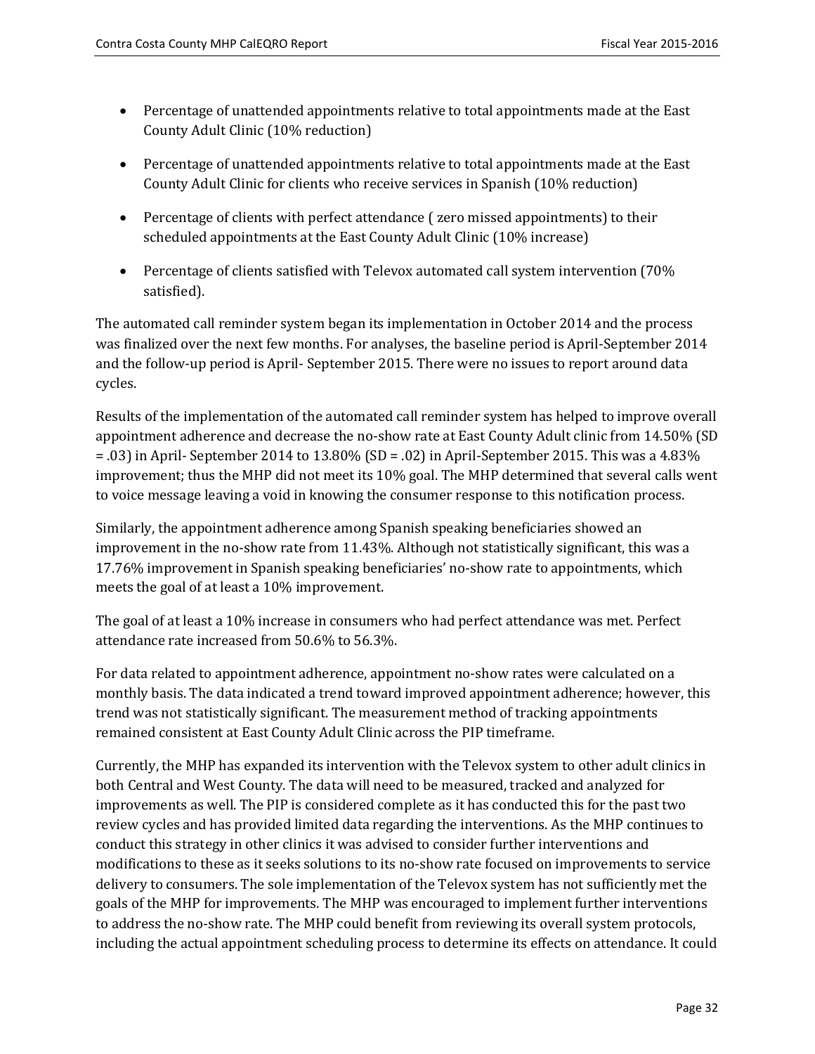- Percentage of unattended appointments relative to total appointments made at the East County Adult Clinic (10% reduction)

- Percentage of unattended appointments relative to total appointments made at the East County Adult Clinic for clients who receive services in Spanish (10% reduction)

- Percentage of clients with perfect attendance ( zero missed appointments) to their scheduled appointments at the East County Adult Clinic (10% increase)

- Percentage of clients satisfied with Televox automated call system intervention (70% satisfied).

The automated call reminder system began its implementation in October 2014 and the process was finalized over the next few months. For analyses, the baseline period is April-September 2014 and the follow-up period is April- September 2015. There were no issues to report around data cycles.

Results of the implementation of the automated call reminder system has helped to improve overall appointment adherence and decrease the no-show rate at East County Adult clinic from 14.50% (SD = .03) in April- September 2014 to 13.80% (SD = .02) in April-September 2015. This was a 4.83% improvement; thus the MHP did not meet its 10% goal. The MHP determined that several calls went to voice message leaving a void in knowing the consumer response to this notification process.

Similarly, the appointment adherence among Spanish speaking beneficiaries showed an improvement in the no-show rate from 11.43%. Although not statistically significant, this was a 17.76% improvement in Spanish speaking beneficiaries' no-show rate to appointments, which meets the goal of at least a 10% improvement.

The goal of at least a 10% increase in consumers who had perfect attendance was met. Perfect attendance rate increased from 50.6% to 56.3%.

For data related to appointment adherence, appointment no-show rates were calculated on a monthly basis. The data indicated a trend toward improved appointment adherence; however, this trend was not statistically significant. The measurement method of tracking appointments remained consistent at East County Adult Clinic across the PIP timeframe.

Currently, the MHP has expanded its intervention with the Televox system to other adult clinics in both Central and West County. The data will need to be measured, tracked and analyzed for improvements as well. The PIP is considered complete as it has conducted this for the past two review cycles and has provided limited data regarding the interventions. As the MHP continues to conduct this strategy in other clinics it was advised to consider further interventions and modifications to these as it seeks solutions to its no-show rate focused on improvements to service delivery to consumers. The sole implementation of the Televox system has not sufficiently met the goals of the MHP for improvements. The MHP was encouraged to implement further interventions to address the no-show rate. The MHP could benefit from reviewing its overall system protocols, including the actual appointment scheduling process to determine its effects on attendance. It could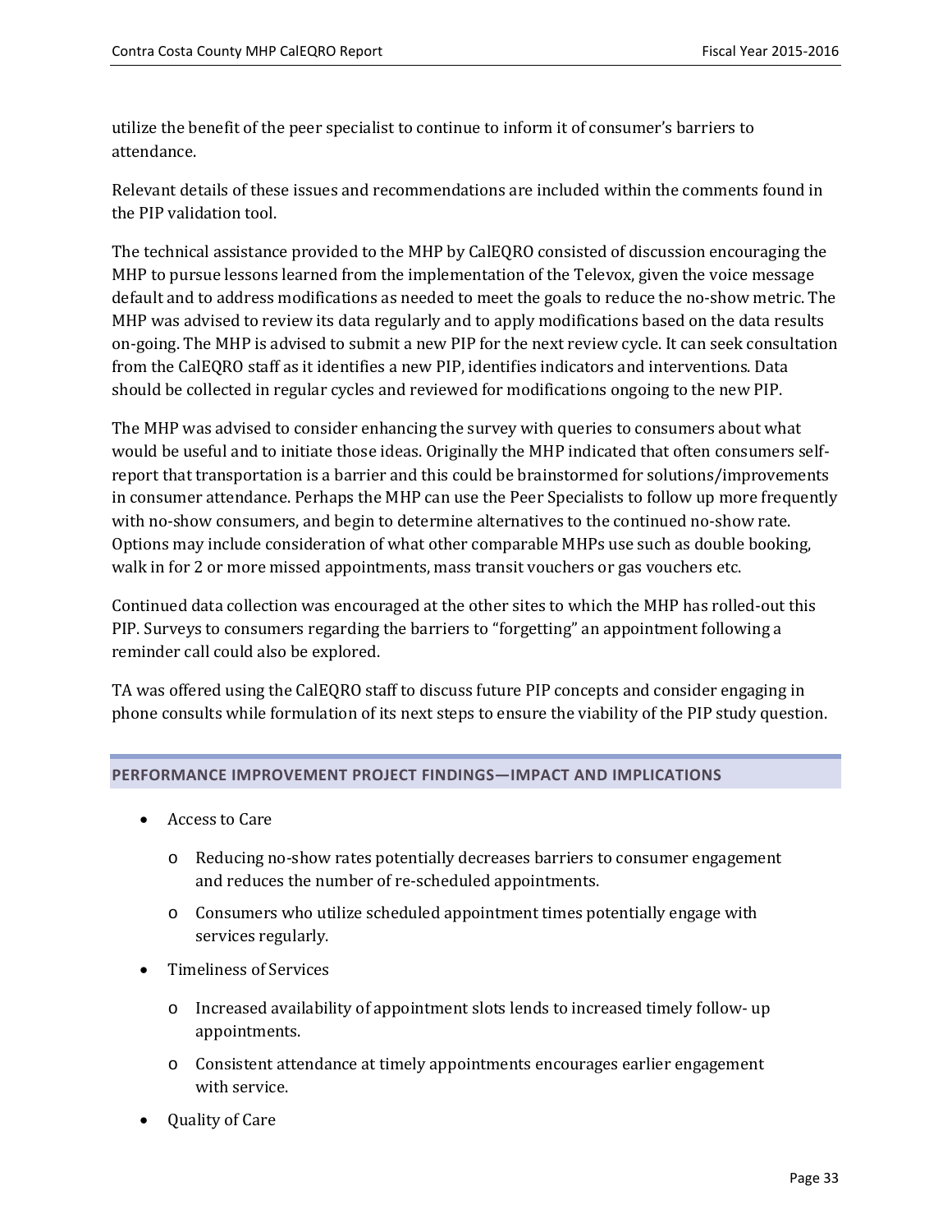utilize the benefit of the peer specialist to continue to inform it of consumer's barriers to attendance.

Relevant details of these issues and recommendations are included within the comments found in the PIP validation tool.

The technical assistance provided to the MHP by CalEQRO consisted of discussion encouraging the MHP to pursue lessons learned from the implementation of the Televox, given the voice message default and to address modifications as needed to meet the goals to reduce the no-show metric. The MHP was advised to review its data regularly and to apply modifications based on the data results on-going. The MHP is advised to submit a new PIP for the next review cycle. It can seek consultation from the CalEQRO staff as it identifies a new PIP, identifies indicators and interventions. Data should be collected in regular cycles and reviewed for modifications ongoing to the new PIP.

The MHP was advised to consider enhancing the survey with queries to consumers about what would be useful and to initiate those ideas. Originally the MHP indicated that often consumers self-report that transportation is a barrier and this could be brainstormed for solutions/improvements in consumer attendance. Perhaps the MHP can use the Peer Specialists to follow up more frequently with no-show consumers, and begin to determine alternatives to the continued no-show rate. Options may include consideration of what other comparable MHPs use such as double booking, walk in for 2 or more missed appointments, mass transit vouchers or gas vouchers etc.

Continued data collection was encouraged at the other sites to which the MHP has rolled-out this PIP. Surveys to consumers regarding the barriers to "forgetting" an appointment following a reminder call could also be explored.

TA was offered using the CalEQRO staff to discuss future PIP concepts and consider engaging in phone consults while formulation of its next steps to ensure the viability of the PIP study question.

## PERFORMANCE IMPROVEMENT PROJECT FINDINGS—IMPACT AND IMPLICATIONS

- Access to Care
  - Reducing no-show rates potentially decreases barriers to consumer engagement and reduces the number of re-scheduled appointments.
  - Consumers who utilize scheduled appointment times potentially engage with services regularly.
- Timeliness of Services
  - Increased availability of appointment slots lends to increased timely follow- up appointments.
  - Consistent attendance at timely appointments encourages earlier engagement with service.
- Quality of Care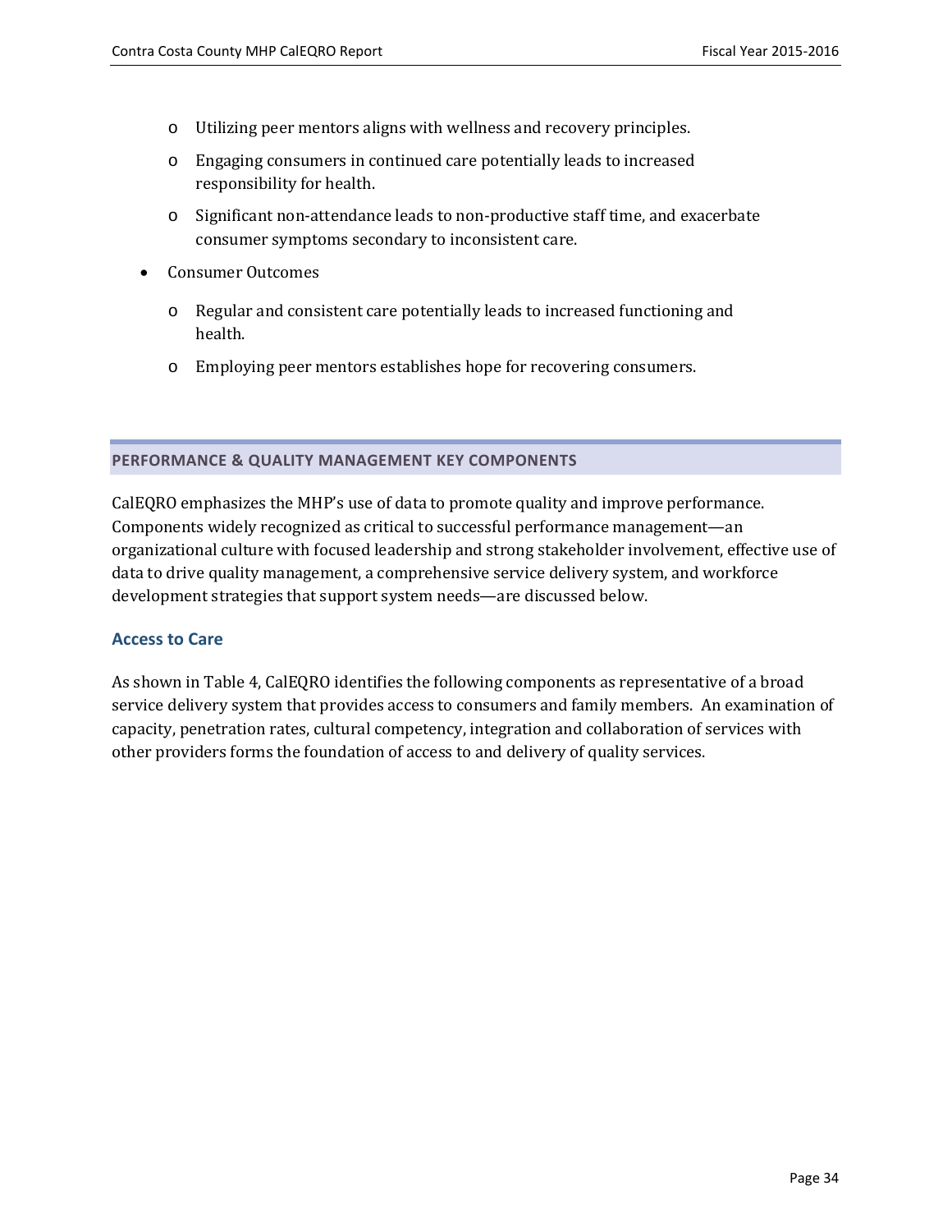- Utilizing peer mentors aligns with wellness and recovery principles.
  - Engaging consumers in continued care potentially leads to increased responsibility for health.
  - Significant non-attendance leads to non-productive staff time, and exacerbate consumer symptoms secondary to inconsistent care.
- Consumer Outcomes
  - Regular and consistent care potentially leads to increased functioning and health.
  - Employing peer mentors establishes hope for recovering consumers.

## PERFORMANCE & QUALITY MANAGEMENT KEY COMPONENTS

CalEQRO emphasizes the MHP's use of data to promote quality and improve performance. Components widely recognized as critical to successful performance management—an organizational culture with focused leadership and strong stakeholder involvement, effective use of data to drive quality management, a comprehensive service delivery system, and workforce development strategies that support system needs—are discussed below.

### Access to Care

As shown in Table 4, CalEQRO identifies the following components as representative of a broad service delivery system that provides access to consumers and family members. An examination of capacity, penetration rates, cultural competency, integration and collaboration of services with other providers forms the foundation of access to and delivery of quality services.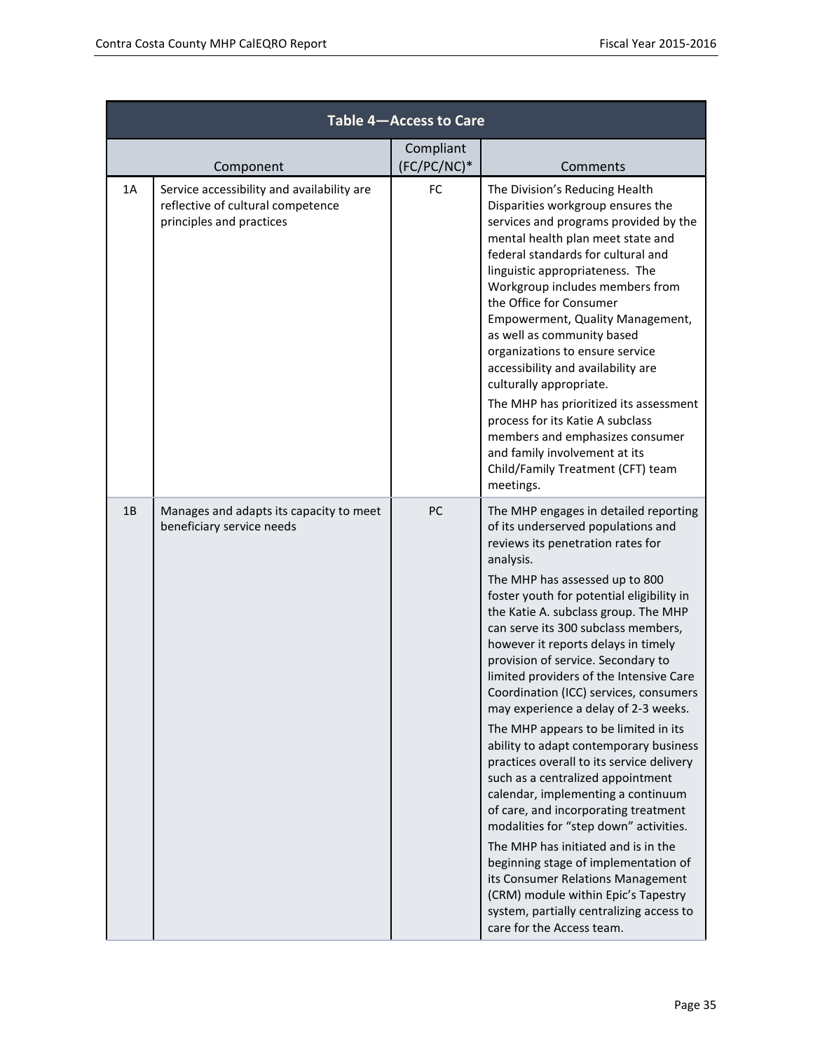| Table 4—Access to Care | | | |
|---|---|---|---|
| | Component | Compliant (FC/PC/NC)* | Comments |
| 1A | Service accessibility and availability are reflective of cultural competence principles and practices | FC | The Division's Reducing Health Disparities workgroup ensures the services and programs provided by the mental health plan meet state and federal standards for cultural and linguistic appropriateness. The Workgroup includes members from the Office for Consumer Empowerment, Quality Management, as well as community based organizations to ensure service accessibility and availability are culturally appropriate.<br><br>The MHP has prioritized its assessment process for its Katie A subclass members and emphasizes consumer and family involvement at its Child/Family Treatment (CFT) team meetings. |
| 1B | Manages and adapts its capacity to meet beneficiary service needs | PC | The MHP engages in detailed reporting of its underserved populations and reviews its penetration rates for analysis.<br><br>The MHP has assessed up to 800 foster youth for potential eligibility in the Katie A. subclass group. The MHP can serve its 300 subclass members, however it reports delays in timely provision of service. Secondary to limited providers of the Intensive Care Coordination (ICC) services, consumers may experience a delay of 2-3 weeks.<br><br>The MHP appears to be limited in its ability to adapt contemporary business practices overall to its service delivery such as a centralized appointment calendar, implementing a continuum of care, and incorporating treatment modalities for "step down" activities.<br><br>The MHP has initiated and is in the beginning stage of implementation of its Consumer Relations Management (CRM) module within Epic's Tapestry system, partially centralizing access to care for the Access team. |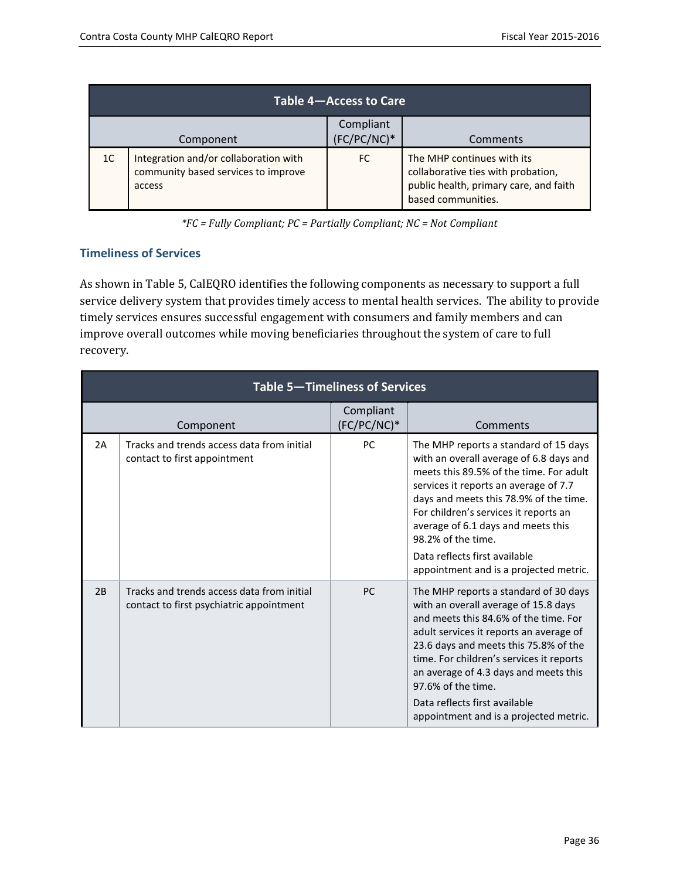| Table 4—Access to Care | | | |
|---|---|---|---|
| | Component | Compliant (FC/PC/NC)* | Comments |
| 1C | Integration and/or collaboration with community based services to improve access | FC | The MHP continues with its collaborative ties with probation, public health, primary care, and faith based communities. |

*\*FC = Fully Compliant; PC = Partially Compliant; NC = Not Compliant*

### Timeliness of Services

As shown in Table 5, CalEQRO identifies the following components as necessary to support a full service delivery system that provides timely access to mental health services. The ability to provide timely services ensures successful engagement with consumers and family members and can improve overall outcomes while moving beneficiaries throughout the system of care to full recovery.

| Table 5—Timeliness of Services | | | |
|---|---|---|---|
| | Component | Compliant (FC/PC/NC)* | Comments |
| 2A | Tracks and trends access data from initial contact to first appointment | PC | The MHP reports a standard of 15 days with an overall average of 6.8 days and meets this 89.5% of the time. For adult services it reports an average of 7.7 days and meets this 78.9% of the time. For children's services it reports an average of 6.1 days and meets this 98.2% of the time. Data reflects first available appointment and is a projected metric. |
| 2B | Tracks and trends access data from initial contact to first psychiatric appointment | PC | The MHP reports a standard of 30 days with an overall average of 15.8 days and meets this 84.6% of the time. For adult services it reports an average of 23.6 days and meets this 75.8% of the time. For children's services it reports an average of 4.3 days and meets this 97.6% of the time. Data reflects first available appointment and is a projected metric. |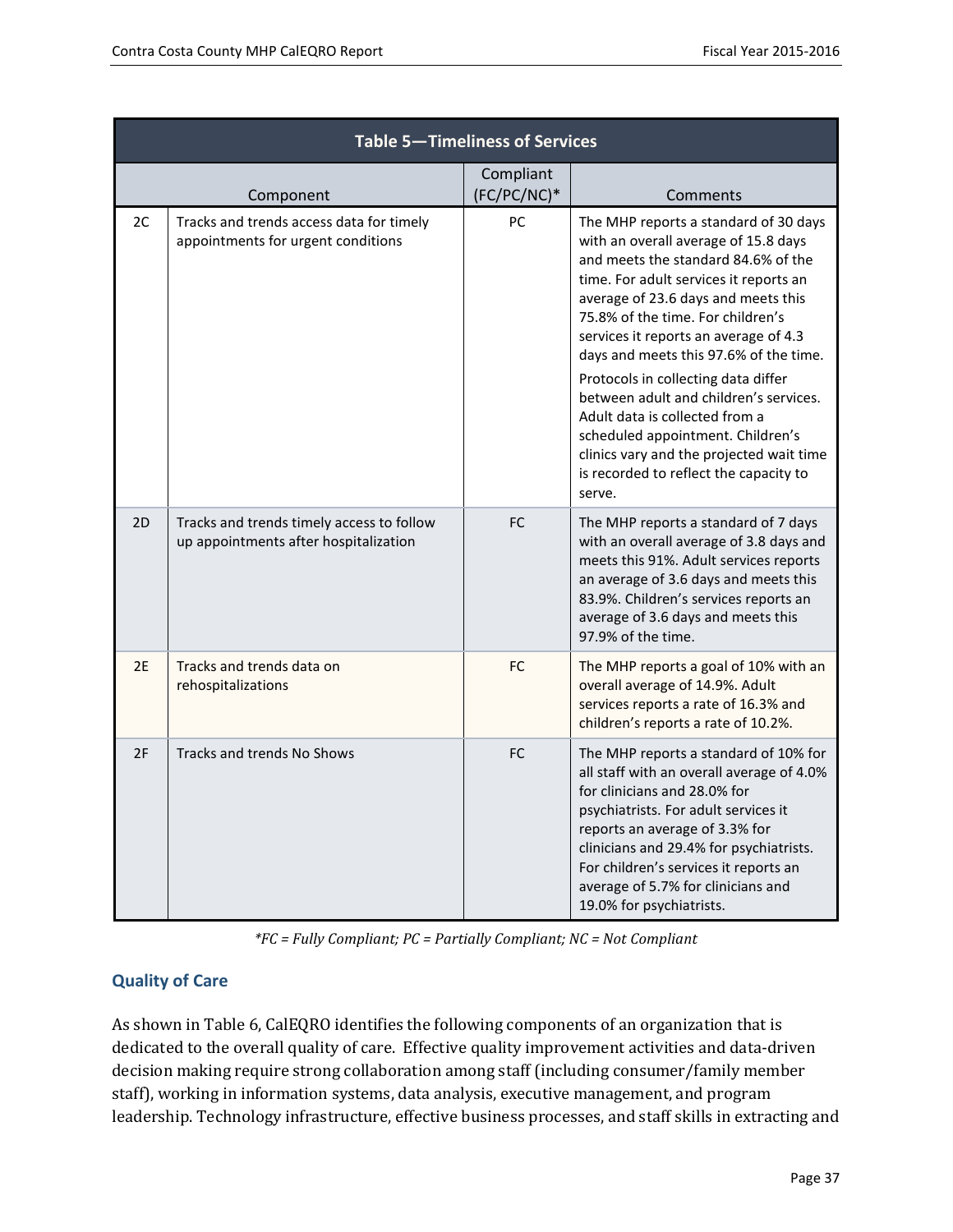| Table 5—Timeliness of Services | | | |
|---|---|---|---|
| | Component | Compliant (FC/PC/NC)* | Comments |
| 2C | Tracks and trends access data for timely appointments for urgent conditions | PC | The MHP reports a standard of 30 days with an overall average of 15.8 days and meets the standard 84.6% of the time. For adult services it reports an average of 23.6 days and meets this 75.8% of the time. For children's services it reports an average of 4.3 days and meets this 97.6% of the time.<br><br>Protocols in collecting data differ between adult and children's services. Adult data is collected from a scheduled appointment. Children's clinics vary and the projected wait time is recorded to reflect the capacity to serve. |
| 2D | Tracks and trends timely access to follow up appointments after hospitalization | FC | The MHP reports a standard of 7 days with an overall average of 3.8 days and meets this 91%. Adult services reports an average of 3.6 days and meets this 83.9%. Children's services reports an average of 3.6 days and meets this 97.9% of the time. |
| 2E | Tracks and trends data on rehospitalizations | FC | The MHP reports a goal of 10% with an overall average of 14.9%. Adult services reports a rate of 16.3% and children's reports a rate of 10.2%. |
| 2F | Tracks and trends No Shows | FC | The MHP reports a standard of 10% for all staff with an overall average of 4.0% for clinicians and 28.0% for psychiatrists. For adult services it reports an average of 3.3% for clinicians and 29.4% for psychiatrists. For children's services it reports an average of 5.7% for clinicians and 19.0% for psychiatrists. |

*\*FC = Fully Compliant; PC = Partially Compliant; NC = Not Compliant*

### Quality of Care

As shown in Table 6, CalEQRO identifies the following components of an organization that is dedicated to the overall quality of care. Effective quality improvement activities and data-driven decision making require strong collaboration among staff (including consumer/family member staff), working in information systems, data analysis, executive management, and program leadership. Technology infrastructure, effective business processes, and staff skills in extracting and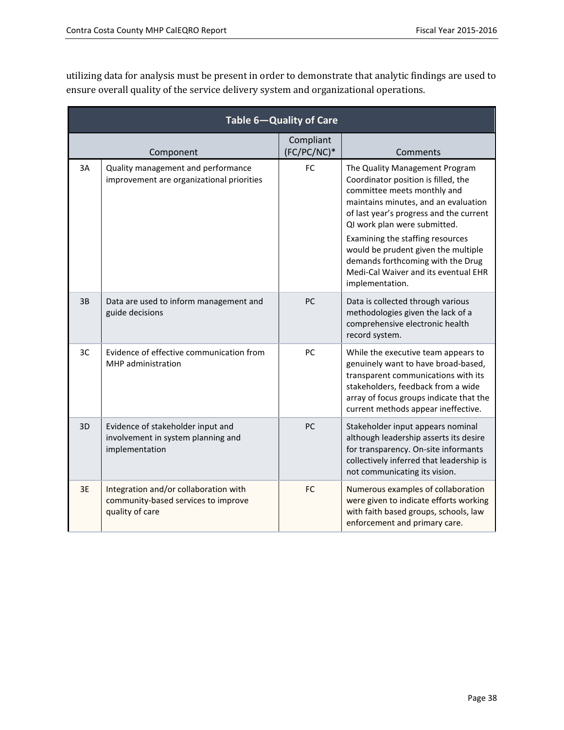utilizing data for analysis must be present in order to demonstrate that analytic findings are used to ensure overall quality of the service delivery system and organizational operations.

**Table 6—Quality of Care**

| | Component | Compliant (FC/PC/NC)* | Comments |
|---|---|---|---|
| 3A | Quality management and performance improvement are organizational priorities | FC | The Quality Management Program Coordinator position is filled, the committee meets monthly and maintains minutes, and an evaluation of last year's progress and the current QI work plan were submitted.<br><br>Examining the staffing resources would be prudent given the multiple demands forthcoming with the Drug Medi-Cal Waiver and its eventual EHR implementation. |
| 3B | Data are used to inform management and guide decisions | PC | Data is collected through various methodologies given the lack of a comprehensive electronic health record system. |
| 3C | Evidence of effective communication from MHP administration | PC | While the executive team appears to genuinely want to have broad-based, transparent communications with its stakeholders, feedback from a wide array of focus groups indicate that the current methods appear ineffective. |
| 3D | Evidence of stakeholder input and involvement in system planning and implementation | PC | Stakeholder input appears nominal although leadership asserts its desire for transparency. On-site informants collectively inferred that leadership is not communicating its vision. |
| 3E | Integration and/or collaboration with community-based services to improve quality of care | FC | Numerous examples of collaboration were given to indicate efforts working with faith based groups, schools, law enforcement and primary care. |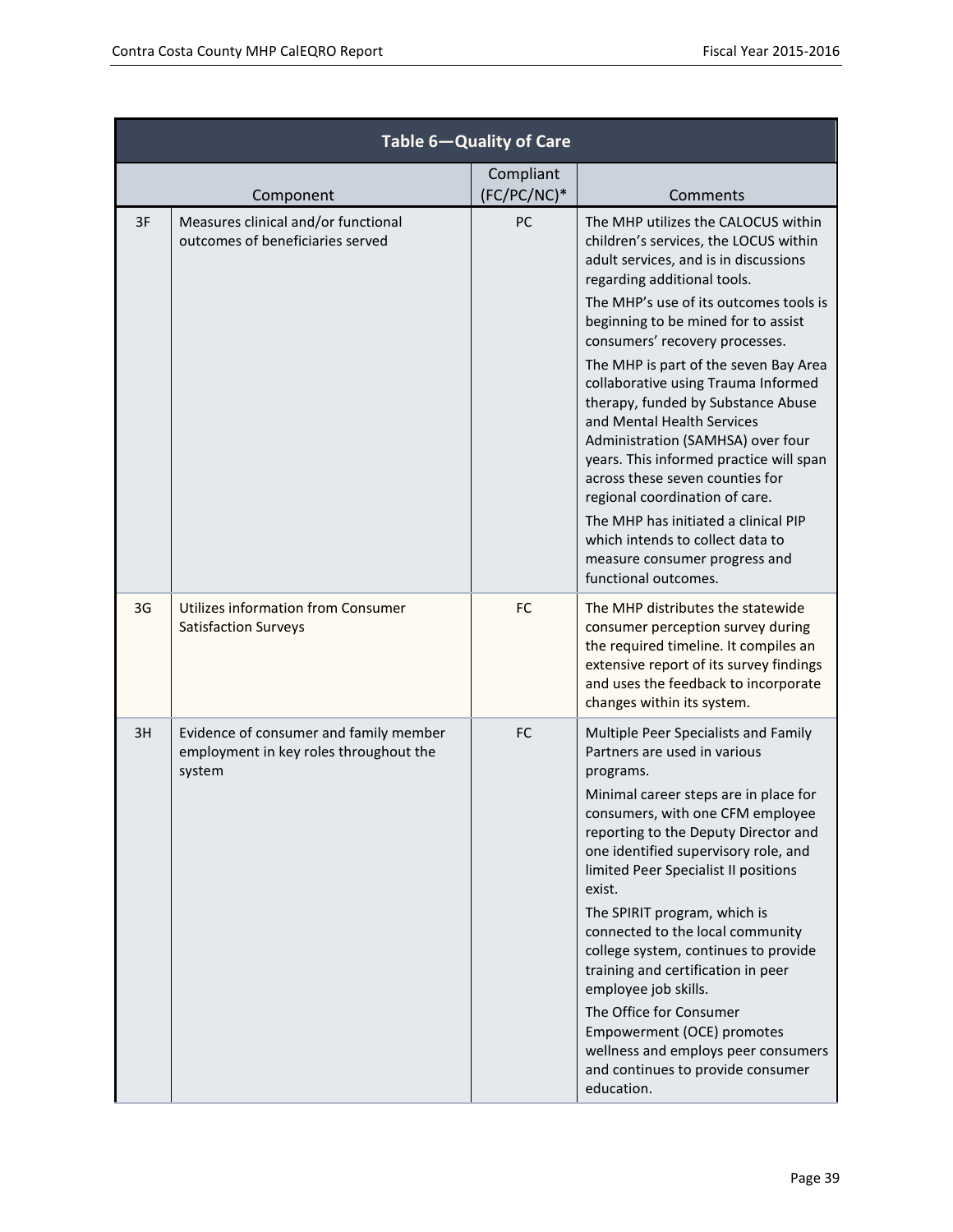| Table 6—Quality of Care | | | |
|---|---|---|---|
| | Component | Compliant (FC/PC/NC)* | Comments |
| 3F | Measures clinical and/or functional outcomes of beneficiaries served | PC | The MHP utilizes the CALOCUS within children's services, the LOCUS within adult services, and is in discussions regarding additional tools.<br>The MHP's use of its outcomes tools is beginning to be mined for to assist consumers' recovery processes.<br>The MHP is part of the seven Bay Area collaborative using Trauma Informed therapy, funded by Substance Abuse and Mental Health Services Administration (SAMHSA) over four years. This informed practice will span across these seven counties for regional coordination of care.<br>The MHP has initiated a clinical PIP which intends to collect data to measure consumer progress and functional outcomes. |
| 3G | Utilizes information from Consumer Satisfaction Surveys | FC | The MHP distributes the statewide consumer perception survey during the required timeline. It compiles an extensive report of its survey findings and uses the feedback to incorporate changes within its system. |
| 3H | Evidence of consumer and family member employment in key roles throughout the system | FC | Multiple Peer Specialists and Family Partners are used in various programs.<br>Minimal career steps are in place for consumers, with one CFM employee reporting to the Deputy Director and one identified supervisory role, and limited Peer Specialist II positions exist.<br>The SPIRIT program, which is connected to the local community college system, continues to provide training and certification in peer employee job skills.<br>The Office for Consumer Empowerment (OCE) promotes wellness and employs peer consumers and continues to provide consumer education. |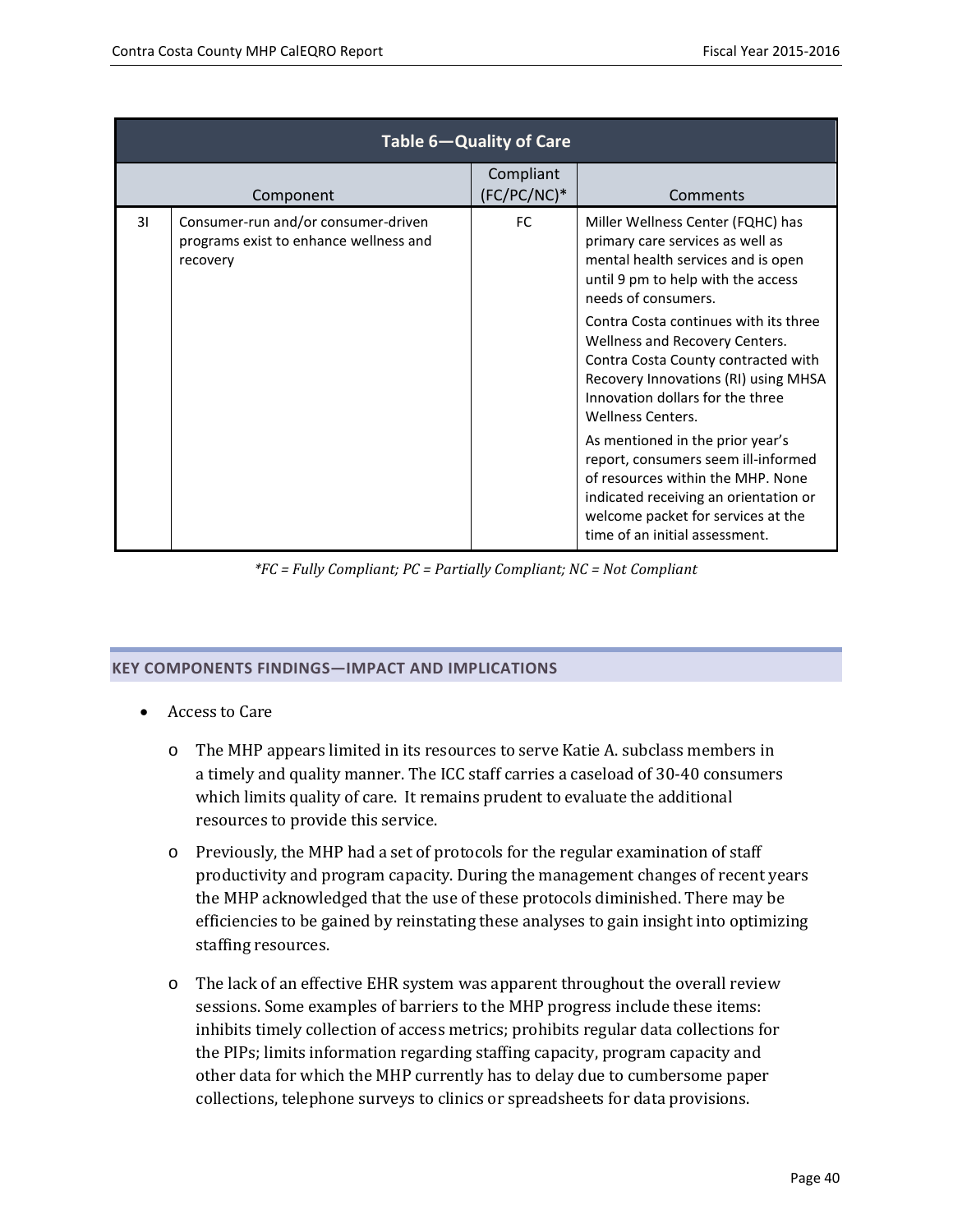| Table 6—Quality of Care | | | |
|---|---|---|---|
| | Component | Compliant (FC/PC/NC)* | Comments |
| 3I | Consumer-run and/or consumer-driven programs exist to enhance wellness and recovery | FC | Miller Wellness Center (FQHC) has primary care services as well as mental health services and is open until 9 pm to help with the access needs of consumers.<br><br>Contra Costa continues with its three Wellness and Recovery Centers. Contra Costa County contracted with Recovery Innovations (RI) using MHSA Innovation dollars for the three Wellness Centers.<br><br>As mentioned in the prior year's report, consumers seem ill-informed of resources within the MHP. None indicated receiving an orientation or welcome packet for services at the time of an initial assessment. |

*\*FC = Fully Compliant; PC = Partially Compliant; NC = Not Compliant*

## KEY COMPONENTS FINDINGS—IMPACT AND IMPLICATIONS

- Access to Care
  - The MHP appears limited in its resources to serve Katie A. subclass members in a timely and quality manner. The ICC staff carries a caseload of 30-40 consumers which limits quality of care. It remains prudent to evaluate the additional resources to provide this service.
  - Previously, the MHP had a set of protocols for the regular examination of staff productivity and program capacity. During the management changes of recent years the MHP acknowledged that the use of these protocols diminished. There may be efficiencies to be gained by reinstating these analyses to gain insight into optimizing staffing resources.
  - The lack of an effective EHR system was apparent throughout the overall review sessions. Some examples of barriers to the MHP progress include these items: inhibits timely collection of access metrics; prohibits regular data collections for the PIPs; limits information regarding staffing capacity, program capacity and other data for which the MHP currently has to delay due to cumbersome paper collections, telephone surveys to clinics or spreadsheets for data provisions.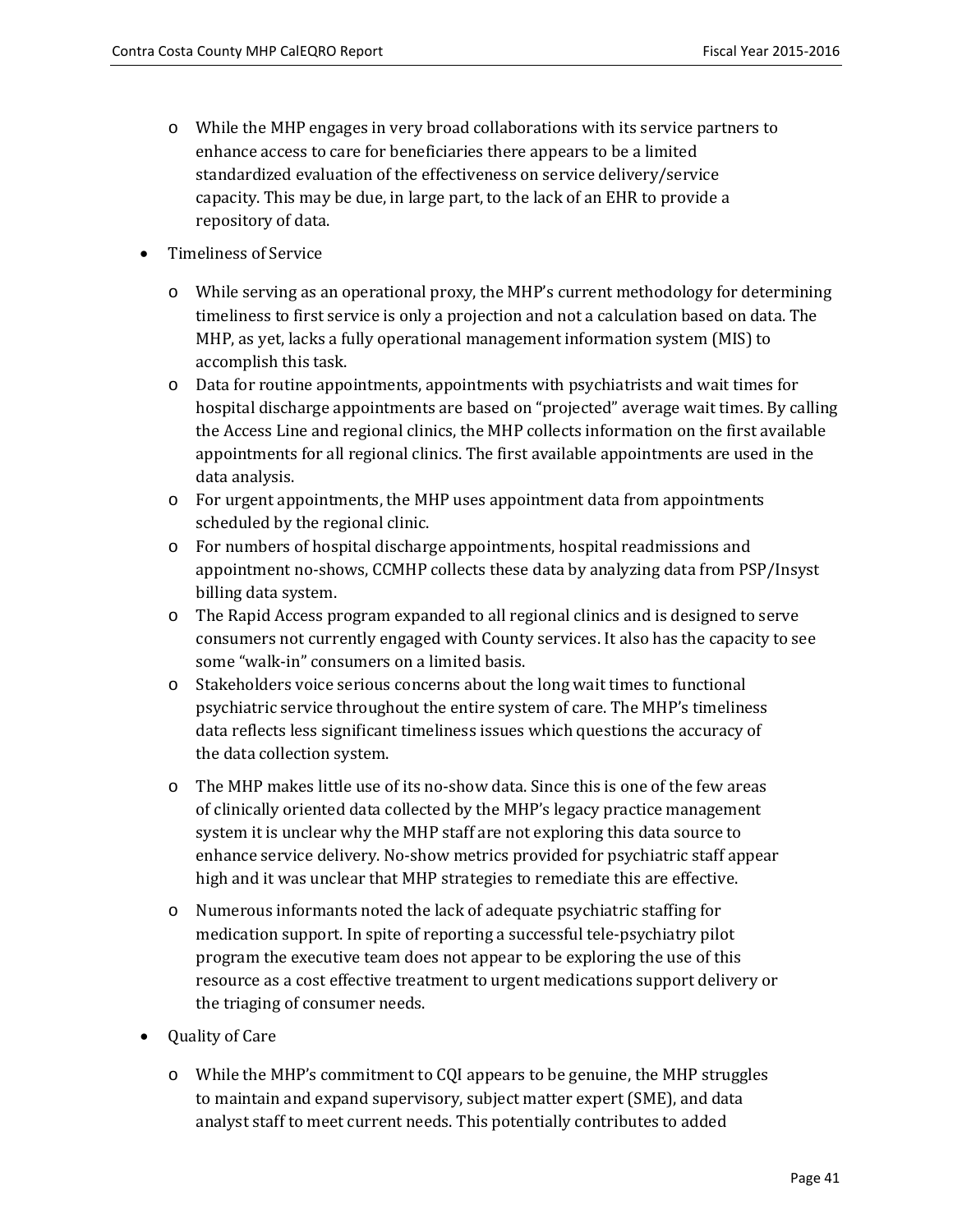- While the MHP engages in very broad collaborations with its service partners to enhance access to care for beneficiaries there appears to be a limited standardized evaluation of the effectiveness on service delivery/service capacity. This may be due, in large part, to the lack of an EHR to provide a repository of data.

- Timeliness of Service

  - While serving as an operational proxy, the MHP's current methodology for determining timeliness to first service is only a projection and not a calculation based on data. The MHP, as yet, lacks a fully operational management information system (MIS) to accomplish this task.
  - Data for routine appointments, appointments with psychiatrists and wait times for hospital discharge appointments are based on "projected" average wait times. By calling the Access Line and regional clinics, the MHP collects information on the first available appointments for all regional clinics. The first available appointments are used in the data analysis.
  - For urgent appointments, the MHP uses appointment data from appointments scheduled by the regional clinic.
  - For numbers of hospital discharge appointments, hospital readmissions and appointment no-shows, CCMHP collects these data by analyzing data from PSP/Insyst billing data system.
  - The Rapid Access program expanded to all regional clinics and is designed to serve consumers not currently engaged with County services. It also has the capacity to see some "walk-in" consumers on a limited basis.
  - Stakeholders voice serious concerns about the long wait times to functional psychiatric service throughout the entire system of care. The MHP's timeliness data reflects less significant timeliness issues which questions the accuracy of the data collection system.
  - The MHP makes little use of its no-show data. Since this is one of the few areas of clinically oriented data collected by the MHP's legacy practice management system it is unclear why the MHP staff are not exploring this data source to enhance service delivery. No-show metrics provided for psychiatric staff appear high and it was unclear that MHP strategies to remediate this are effective.
  - Numerous informants noted the lack of adequate psychiatric staffing for medication support. In spite of reporting a successful tele-psychiatry pilot program the executive team does not appear to be exploring the use of this resource as a cost effective treatment to urgent medications support delivery or the triaging of consumer needs.

- Quality of Care

  - While the MHP's commitment to CQI appears to be genuine, the MHP struggles to maintain and expand supervisory, subject matter expert (SME), and data analyst staff to meet current needs. This potentially contributes to added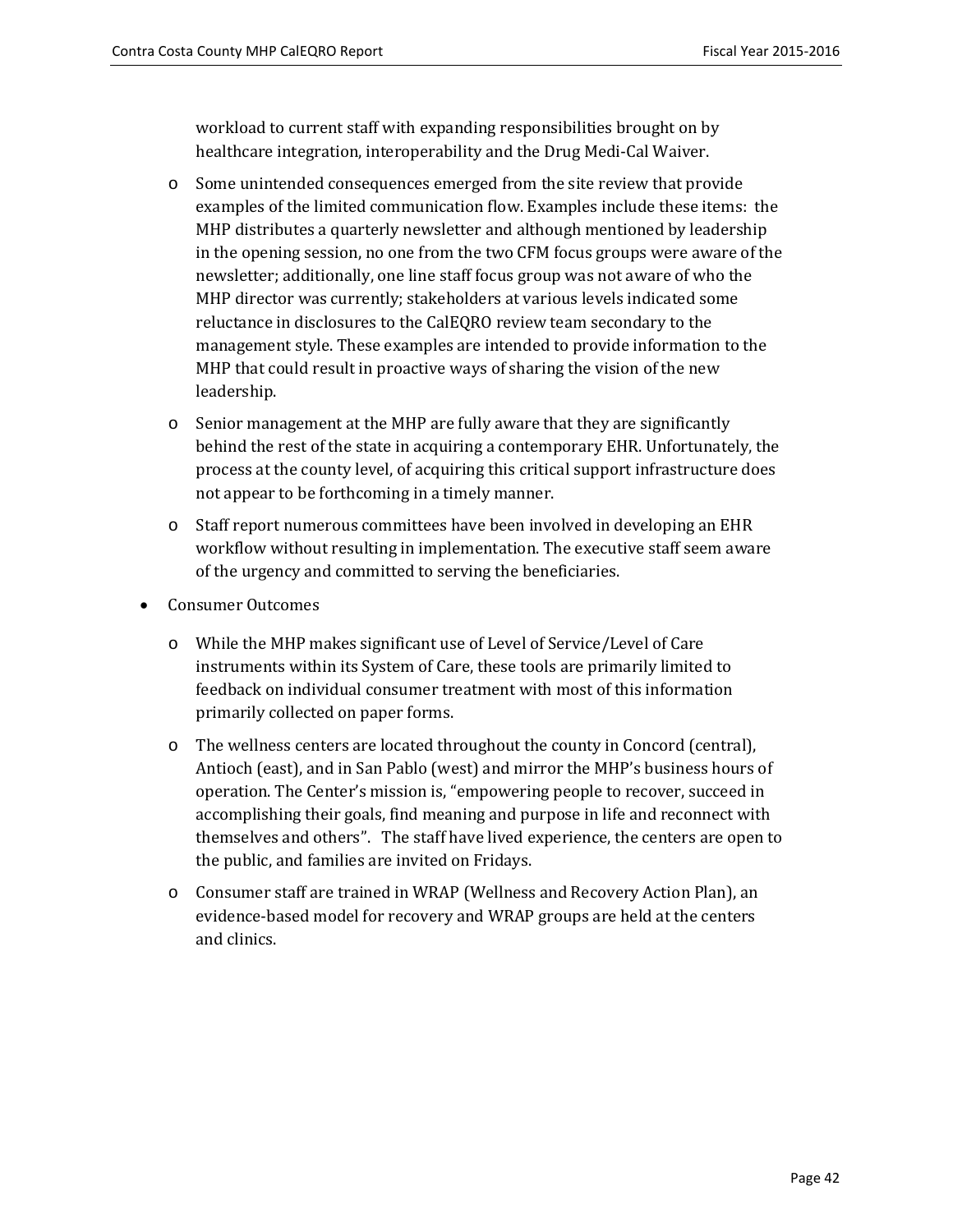workload to current staff with expanding responsibilities brought on by healthcare integration, interoperability and the Drug Medi-Cal Waiver.

  - Some unintended consequences emerged from the site review that provide examples of the limited communication flow. Examples include these items: the MHP distributes a quarterly newsletter and although mentioned by leadership in the opening session, no one from the two CFM focus groups were aware of the newsletter; additionally, one line staff focus group was not aware of who the MHP director was currently; stakeholders at various levels indicated some reluctance in disclosures to the CalEQRO review team secondary to the management style. These examples are intended to provide information to the MHP that could result in proactive ways of sharing the vision of the new leadership.
  - Senior management at the MHP are fully aware that they are significantly behind the rest of the state in acquiring a contemporary EHR. Unfortunately, the process at the county level, of acquiring this critical support infrastructure does not appear to be forthcoming in a timely manner.
  - Staff report numerous committees have been involved in developing an EHR workflow without resulting in implementation. The executive staff seem aware of the urgency and committed to serving the beneficiaries.

- Consumer Outcomes
  - While the MHP makes significant use of Level of Service/Level of Care instruments within its System of Care, these tools are primarily limited to feedback on individual consumer treatment with most of this information primarily collected on paper forms.
  - The wellness centers are located throughout the county in Concord (central), Antioch (east), and in San Pablo (west) and mirror the MHP's business hours of operation. The Center's mission is, "empowering people to recover, succeed in accomplishing their goals, find meaning and purpose in life and reconnect with themselves and others". The staff have lived experience, the centers are open to the public, and families are invited on Fridays.
  - Consumer staff are trained in WRAP (Wellness and Recovery Action Plan), an evidence-based model for recovery and WRAP groups are held at the centers and clinics.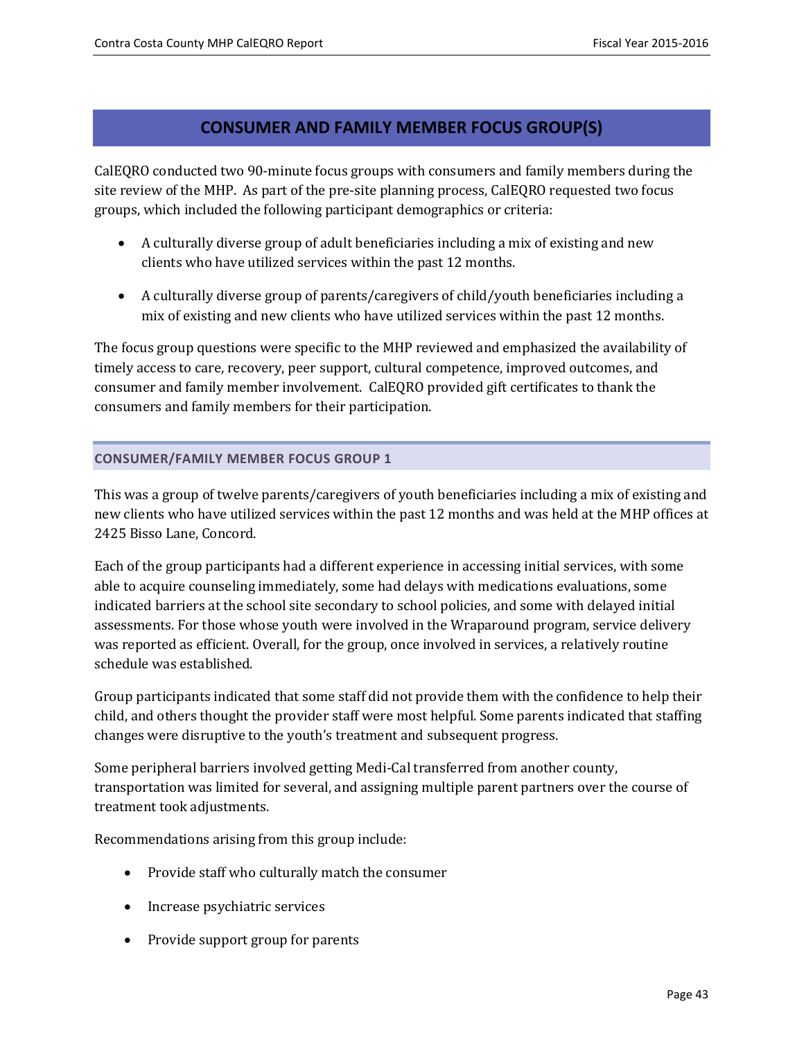## CONSUMER AND FAMILY MEMBER FOCUS GROUP(S)

CalEQRO conducted two 90-minute focus groups with consumers and family members during the site review of the MHP. As part of the pre-site planning process, CalEQRO requested two focus groups, which included the following participant demographics or criteria:

- A culturally diverse group of adult beneficiaries including a mix of existing and new clients who have utilized services within the past 12 months.
- A culturally diverse group of parents/caregivers of child/youth beneficiaries including a mix of existing and new clients who have utilized services within the past 12 months.

The focus group questions were specific to the MHP reviewed and emphasized the availability of timely access to care, recovery, peer support, cultural competence, improved outcomes, and consumer and family member involvement. CalEQRO provided gift certificates to thank the consumers and family members for their participation.

### CONSUMER/FAMILY MEMBER FOCUS GROUP 1

This was a group of twelve parents/caregivers of youth beneficiaries including a mix of existing and new clients who have utilized services within the past 12 months and was held at the MHP offices at 2425 Bisso Lane, Concord.

Each of the group participants had a different experience in accessing initial services, with some able to acquire counseling immediately, some had delays with medications evaluations, some indicated barriers at the school site secondary to school policies, and some with delayed initial assessments. For those whose youth were involved in the Wraparound program, service delivery was reported as efficient. Overall, for the group, once involved in services, a relatively routine schedule was established.

Group participants indicated that some staff did not provide them with the confidence to help their child, and others thought the provider staff were most helpful. Some parents indicated that staffing changes were disruptive to the youth's treatment and subsequent progress.

Some peripheral barriers involved getting Medi-Cal transferred from another county, transportation was limited for several, and assigning multiple parent partners over the course of treatment took adjustments.

Recommendations arising from this group include:

- Provide staff who culturally match the consumer
- Increase psychiatric services
- Provide support group for parents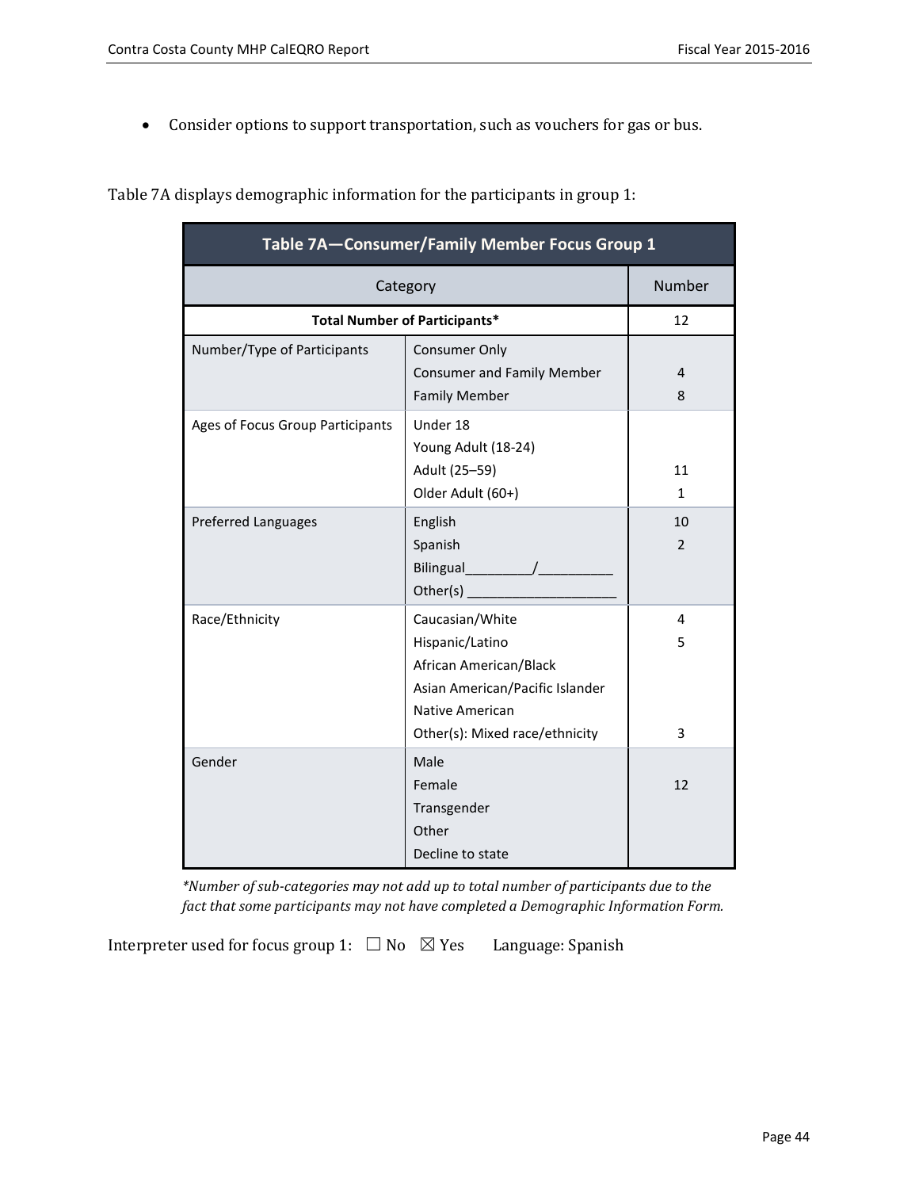- Consider options to support transportation, such as vouchers for gas or bus.

Table 7A displays demographic information for the participants in group 1:

| Table 7A—Consumer/Family Member Focus Group 1 | | |
|---|---|---|
| Category | | Number |
| **Total Number of Participants*** | | 12 |
| Number/Type of Participants | Consumer Only | |
| | Consumer and Family Member | 4 |
| | Family Member | 8 |
| Ages of Focus Group Participants | Under 18 | |
| | Young Adult (18-24) | |
| | Adult (25–59) | 11 |
| | Older Adult (60+) | 1 |
| Preferred Languages | English | 10 |
| | Spanish | 2 |
| | Bilingual_________/__________ | |
| | Other(s) ____________________ | |
| Race/Ethnicity | Caucasian/White | 4 |
| | Hispanic/Latino | 5 |
| | African American/Black | |
| | Asian American/Pacific Islander | |
| | Native American | |
| | Other(s): Mixed race/ethnicity | 3 |
| Gender | Male | |
| | Female | 12 |
| | Transgender | |
| | Other | |
| | Decline to state | |

*\*Number of sub-categories may not add up to total number of participants due to the fact that some participants may not have completed a Demographic Information Form.*

Interpreter used for focus group 1: ☐ No ☒ Yes Language: Spanish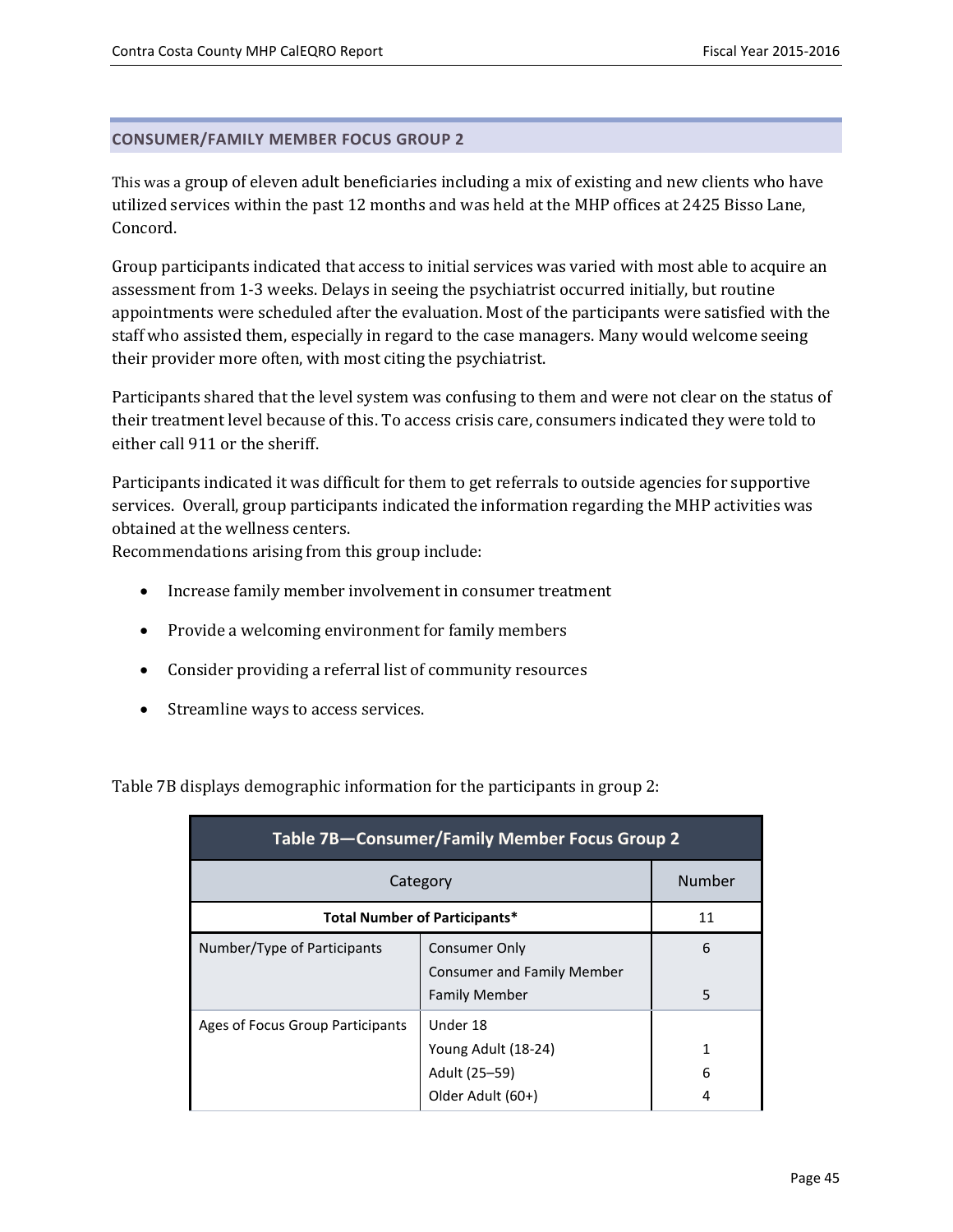## CONSUMER/FAMILY MEMBER FOCUS GROUP 2

This was a group of eleven adult beneficiaries including a mix of existing and new clients who have utilized services within the past 12 months and was held at the MHP offices at 2425 Bisso Lane, Concord.

Group participants indicated that access to initial services was varied with most able to acquire an assessment from 1-3 weeks. Delays in seeing the psychiatrist occurred initially, but routine appointments were scheduled after the evaluation. Most of the participants were satisfied with the staff who assisted them, especially in regard to the case managers. Many would welcome seeing their provider more often, with most citing the psychiatrist.

Participants shared that the level system was confusing to them and were not clear on the status of their treatment level because of this. To access crisis care, consumers indicated they were told to either call 911 or the sheriff.

Participants indicated it was difficult for them to get referrals to outside agencies for supportive services. Overall, group participants indicated the information regarding the MHP activities was obtained at the wellness centers.

Recommendations arising from this group include:

- Increase family member involvement in consumer treatment
- Provide a welcoming environment for family members
- Consider providing a referral list of community resources
- Streamline ways to access services.

Table 7B displays demographic information for the participants in group 2:

| Table 7B—Consumer/Family Member Focus Group 2 | | |
|---|---|---|
| Category | | Number |
| **Total Number of Participants*** | | 11 |
| Number/Type of Participants | Consumer Only | 6 |
| | Consumer and Family Member | |
| | Family Member | 5 |
| Ages of Focus Group Participants | Under 18 | |
| | Young Adult (18-24) | 1 |
| | Adult (25–59) | 6 |
| | Older Adult (60+) | 4 |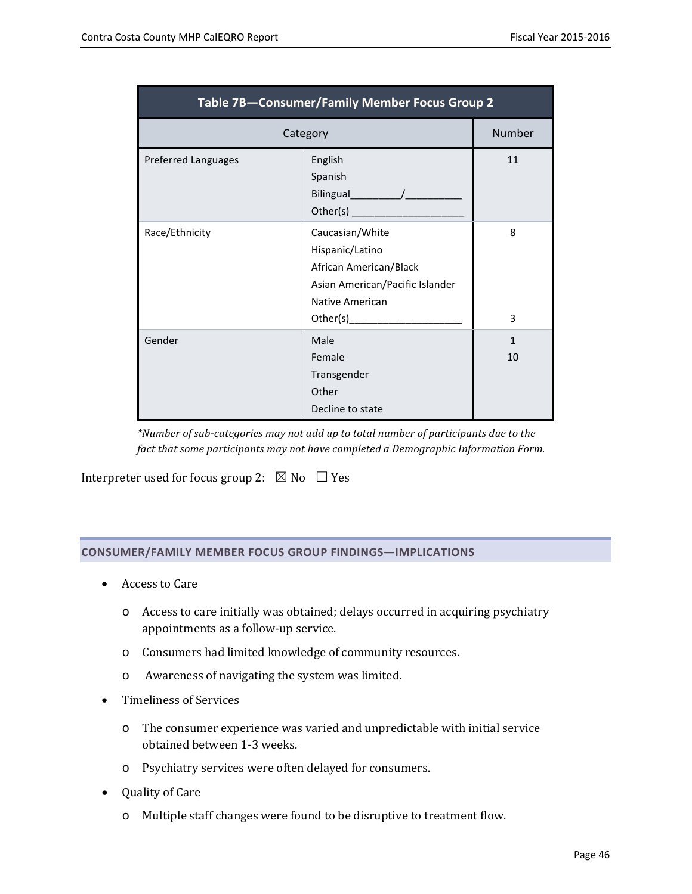| Table 7B—Consumer/Family Member Focus Group 2 | | |
|---|---|---|
| Category | | Number |
| Preferred Languages | English<br>Spanish<br>Bilingual_________/__________<br>Other(s) ____________________ | 11 |
| Race/Ethnicity | Caucasian/White<br>Hispanic/Latino<br>African American/Black<br>Asian American/Pacific Islander<br>Native American<br>Other(s)____________________ | 8<br><br><br><br><br>3 |
| Gender | Male<br>Female<br>Transgender<br>Other<br>Decline to state | 1<br>10 |

*\*Number of sub-categories may not add up to total number of participants due to the fact that some participants may not have completed a Demographic Information Form.*

Interpreter used for focus group 2: ☒ No ☐ Yes

## CONSUMER/FAMILY MEMBER FOCUS GROUP FINDINGS—IMPLICATIONS

- Access to Care
  - Access to care initially was obtained; delays occurred in acquiring psychiatry appointments as a follow-up service.
  - Consumers had limited knowledge of community resources.
  - Awareness of navigating the system was limited.
- Timeliness of Services
  - The consumer experience was varied and unpredictable with initial service obtained between 1-3 weeks.
  - Psychiatry services were often delayed for consumers.
- Quality of Care
  - Multiple staff changes were found to be disruptive to treatment flow.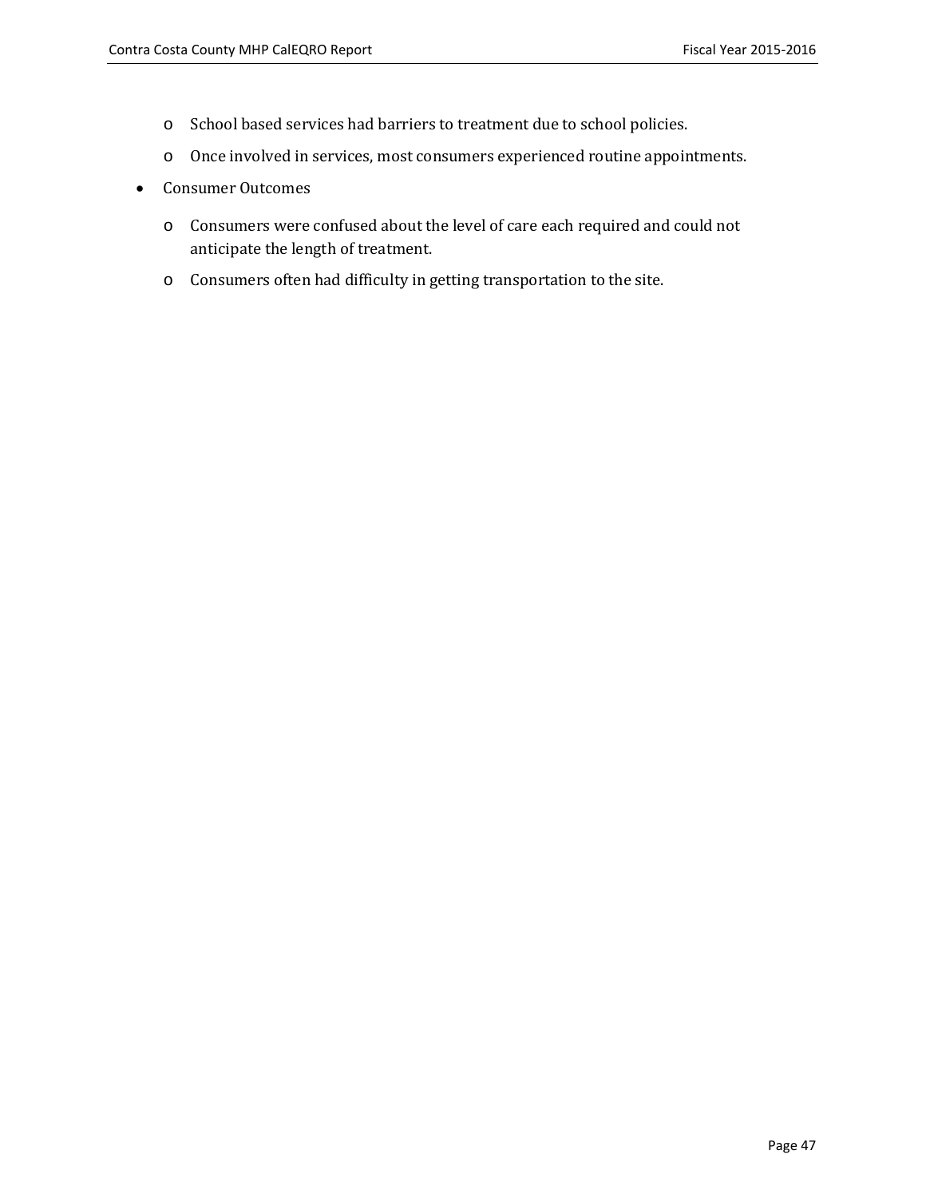- School based services had barriers to treatment due to school policies.
  - Once involved in services, most consumers experienced routine appointments.
- Consumer Outcomes
  - Consumers were confused about the level of care each required and could not anticipate the length of treatment.
  - Consumers often had difficulty in getting transportation to the site.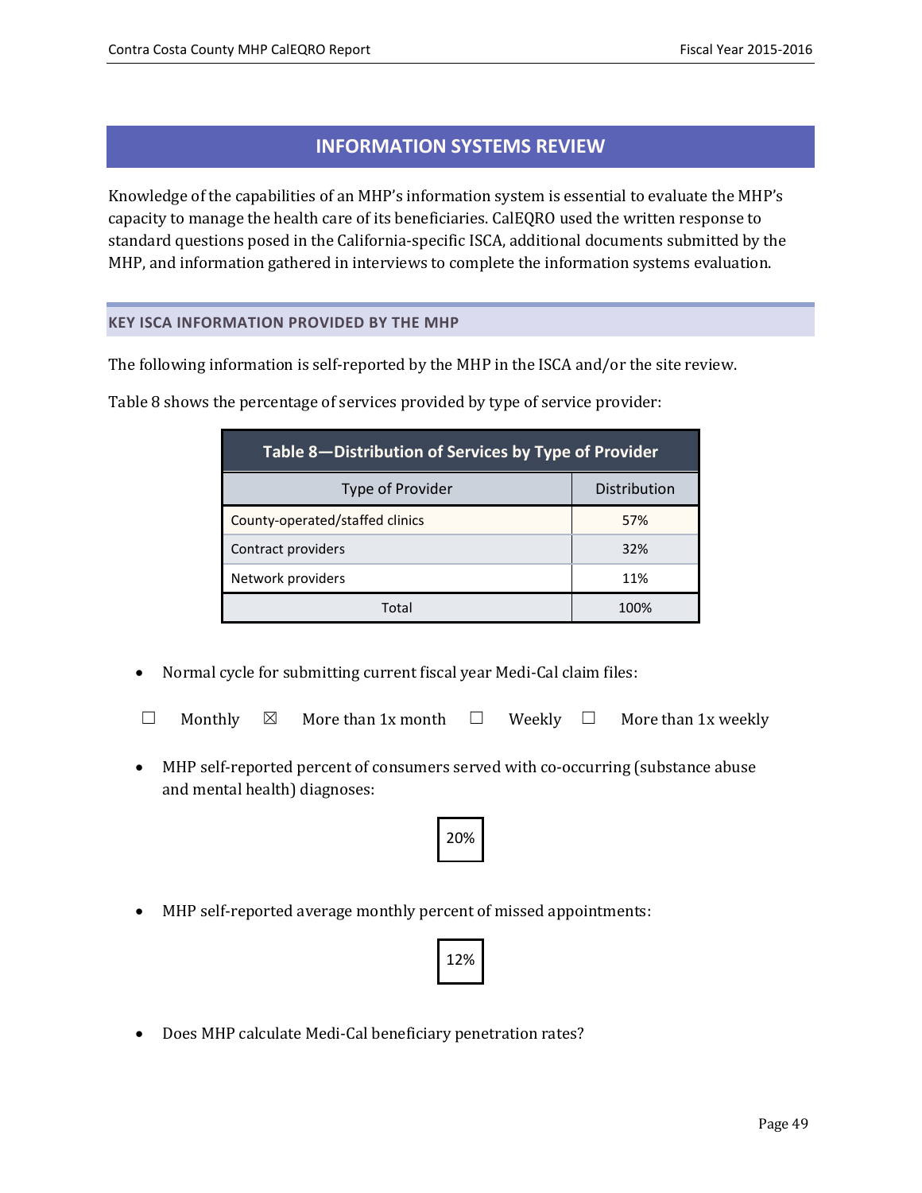## INFORMATION SYSTEMS REVIEW

Knowledge of the capabilities of an MHP's information system is essential to evaluate the MHP's capacity to manage the health care of its beneficiaries. CalEQRO used the written response to standard questions posed in the California-specific ISCA, additional documents submitted by the MHP, and information gathered in interviews to complete the information systems evaluation.

### KEY ISCA INFORMATION PROVIDED BY THE MHP

The following information is self-reported by the MHP in the ISCA and/or the site review.

Table 8 shows the percentage of services provided by type of service provider:

**Table 8—Distribution of Services by Type of Provider**

| Type of Provider | Distribution |
|---|---|
| County-operated/staffed clinics | 57% |
| Contract providers | 32% |
| Network providers | 11% |
| Total | 100% |

- Normal cycle for submitting current fiscal year Medi-Cal claim files:

☐ Monthly ☒ More than 1x month ☐ Weekly ☐ More than 1x weekly

- MHP self-reported percent of consumers served with co-occurring (substance abuse and mental health) diagnoses:

20%

- MHP self-reported average monthly percent of missed appointments:

12%

- Does MHP calculate Medi-Cal beneficiary penetration rates?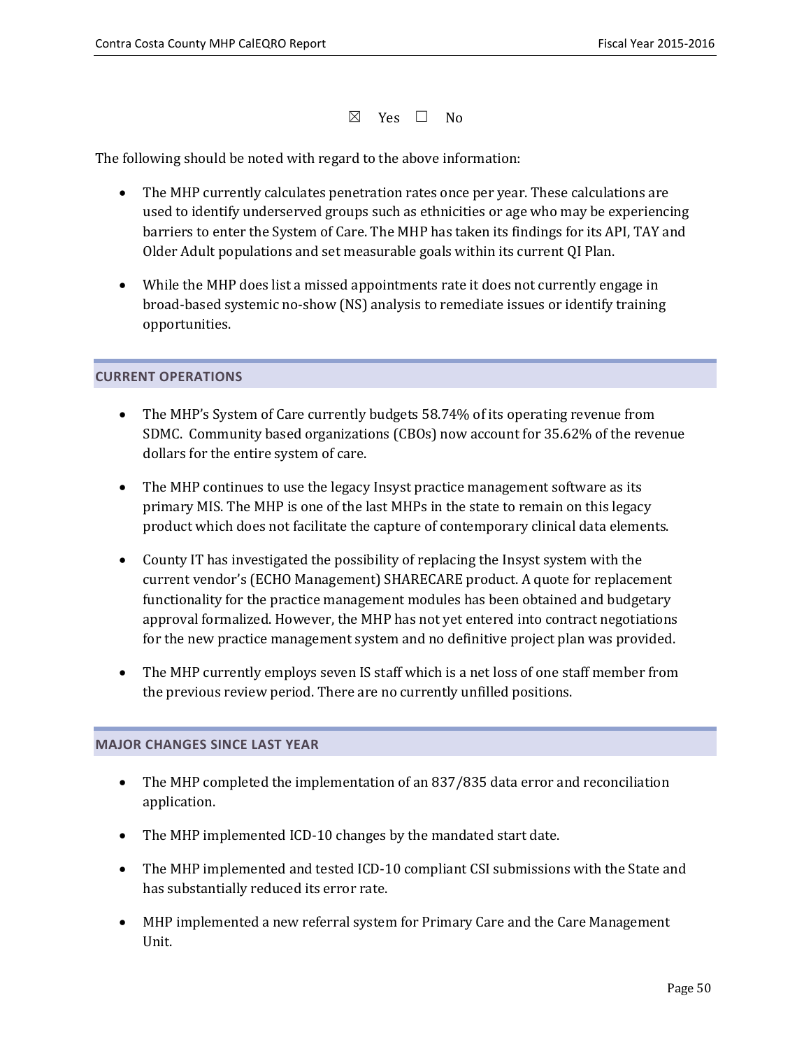☒ Yes ☐ No

The following should be noted with regard to the above information:

- The MHP currently calculates penetration rates once per year. These calculations are used to identify underserved groups such as ethnicities or age who may be experiencing barriers to enter the System of Care. The MHP has taken its findings for its API, TAY and Older Adult populations and set measurable goals within its current QI Plan.
- While the MHP does list a missed appointments rate it does not currently engage in broad-based systemic no-show (NS) analysis to remediate issues or identify training opportunities.

## CURRENT OPERATIONS

- The MHP's System of Care currently budgets 58.74% of its operating revenue from SDMC. Community based organizations (CBOs) now account for 35.62% of the revenue dollars for the entire system of care.
- The MHP continues to use the legacy Insyst practice management software as its primary MIS. The MHP is one of the last MHPs in the state to remain on this legacy product which does not facilitate the capture of contemporary clinical data elements.
- County IT has investigated the possibility of replacing the Insyst system with the current vendor's (ECHO Management) SHARECARE product. A quote for replacement functionality for the practice management modules has been obtained and budgetary approval formalized. However, the MHP has not yet entered into contract negotiations for the new practice management system and no definitive project plan was provided.
- The MHP currently employs seven IS staff which is a net loss of one staff member from the previous review period. There are no currently unfilled positions.

## MAJOR CHANGES SINCE LAST YEAR

- The MHP completed the implementation of an 837/835 data error and reconciliation application.
- The MHP implemented ICD-10 changes by the mandated start date.
- The MHP implemented and tested ICD-10 compliant CSI submissions with the State and has substantially reduced its error rate.
- MHP implemented a new referral system for Primary Care and the Care Management Unit.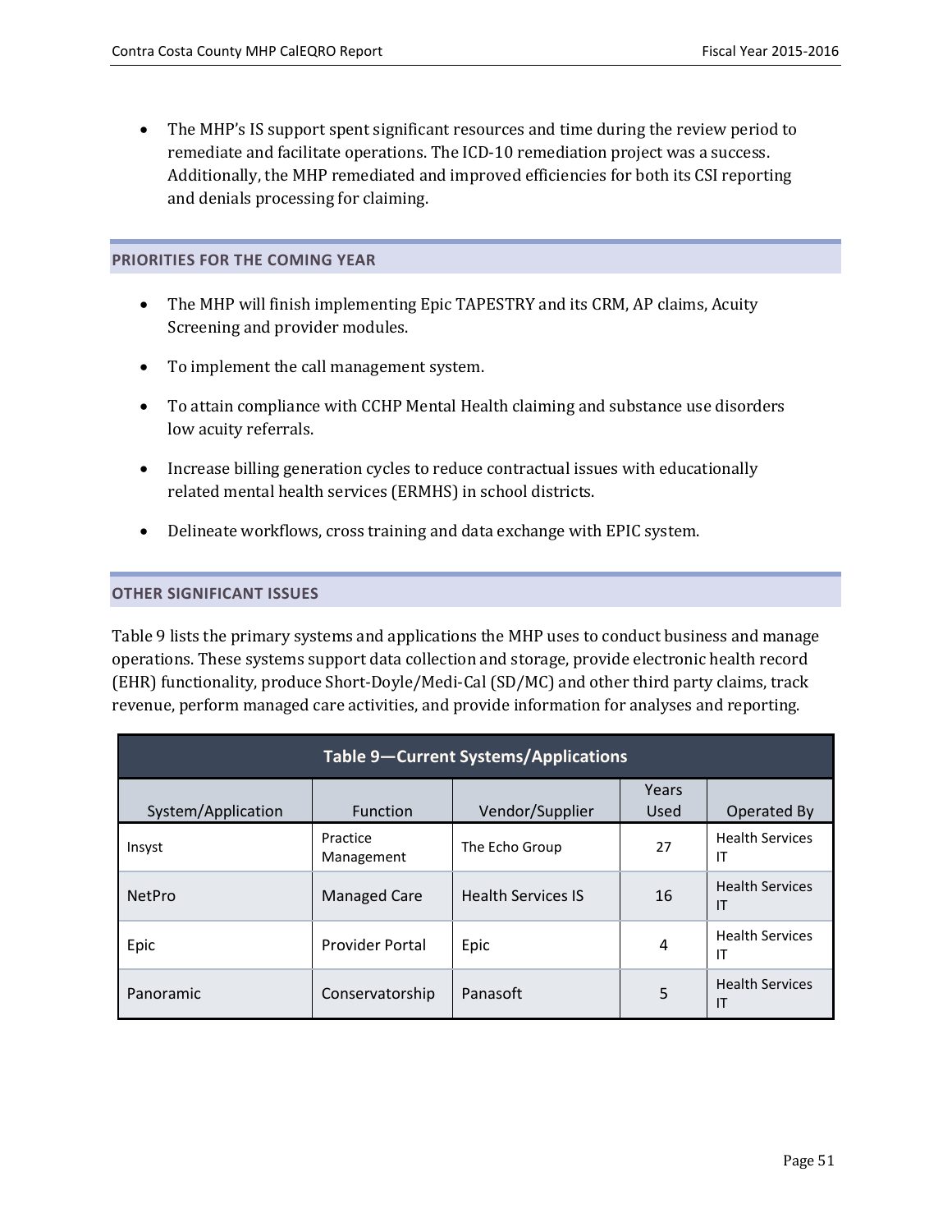- The MHP's IS support spent significant resources and time during the review period to remediate and facilitate operations. The ICD-10 remediation project was a success. Additionally, the MHP remediated and improved efficiencies for both its CSI reporting and denials processing for claiming.

## PRIORITIES FOR THE COMING YEAR

- The MHP will finish implementing Epic TAPESTRY and its CRM, AP claims, Acuity Screening and provider modules.
- To implement the call management system.
- To attain compliance with CCHP Mental Health claiming and substance use disorders low acuity referrals.
- Increase billing generation cycles to reduce contractual issues with educationally related mental health services (ERMHS) in school districts.
- Delineate workflows, cross training and data exchange with EPIC system.

## OTHER SIGNIFICANT ISSUES

Table 9 lists the primary systems and applications the MHP uses to conduct business and manage operations. These systems support data collection and storage, provide electronic health record (EHR) functionality, produce Short-Doyle/Medi-Cal (SD/MC) and other third party claims, track revenue, perform managed care activities, and provide information for analyses and reporting.

**Table 9—Current Systems/Applications**

| System/Application | Function | Vendor/Supplier | Years Used | Operated By |
|---|---|---|---|---|
| Insyst | Practice Management | The Echo Group | 27 | Health Services IT |
| NetPro | Managed Care | Health Services IS | 16 | Health Services IT |
| Epic | Provider Portal | Epic | 4 | Health Services IT |
| Panoramic | Conservatorship | Panasoft | 5 | Health Services IT |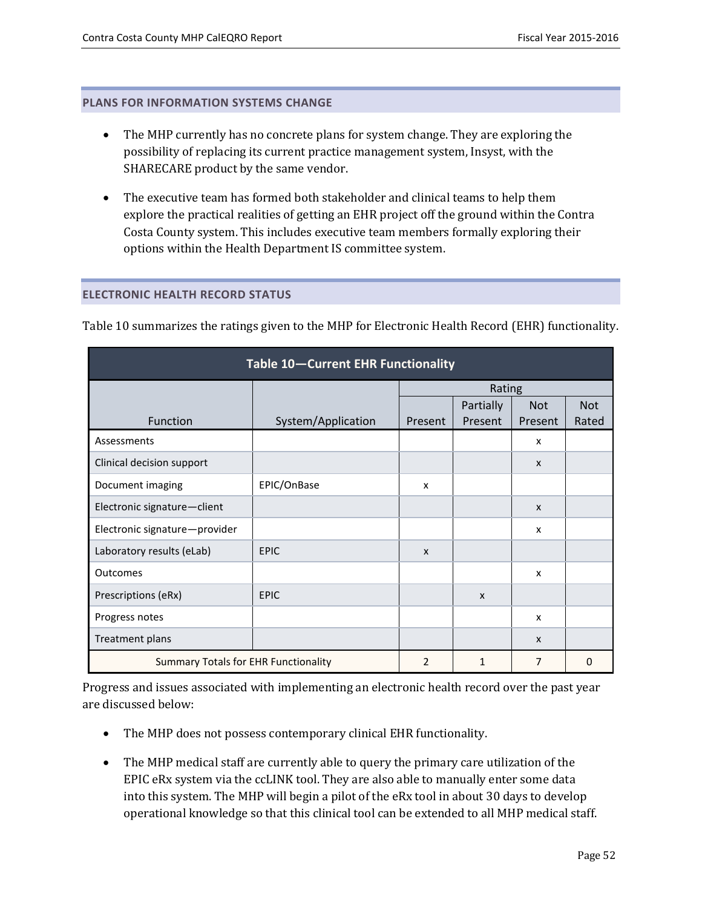## PLANS FOR INFORMATION SYSTEMS CHANGE

- The MHP currently has no concrete plans for system change. They are exploring the possibility of replacing its current practice management system, Insyst, with the SHARECARE product by the same vendor.

- The executive team has formed both stakeholder and clinical teams to help them explore the practical realities of getting an EHR project off the ground within the Contra Costa County system. This includes executive team members formally exploring their options within the Health Department IS committee system.

## ELECTRONIC HEALTH RECORD STATUS

Table 10 summarizes the ratings given to the MHP for Electronic Health Record (EHR) functionality.

**Table 10—Current EHR Functionality**

| Function | System/Application | Rating | | | |
|---|---|---|---|---|---|
| | | Present | Partially Present | Not Present | Not Rated |
| Assessments | | | | x | |
| Clinical decision support | | | | x | |
| Document imaging | EPIC/OnBase | x | | | |
| Electronic signature—client | | | | x | |
| Electronic signature—provider | | | | x | |
| Laboratory results (eLab) | EPIC | x | | | |
| Outcomes | | | | x | |
| Prescriptions (eRx) | EPIC | | x | | |
| Progress notes | | | | x | |
| Treatment plans | | | | x | |
| Summary Totals for EHR Functionality | | 2 | 1 | 7 | 0 |

Progress and issues associated with implementing an electronic health record over the past year are discussed below:

- The MHP does not possess contemporary clinical EHR functionality.

- The MHP medical staff are currently able to query the primary care utilization of the EPIC eRx system via the ccLINK tool. They are also able to manually enter some data into this system. The MHP will begin a pilot of the eRx tool in about 30 days to develop operational knowledge so that this clinical tool can be extended to all MHP medical staff.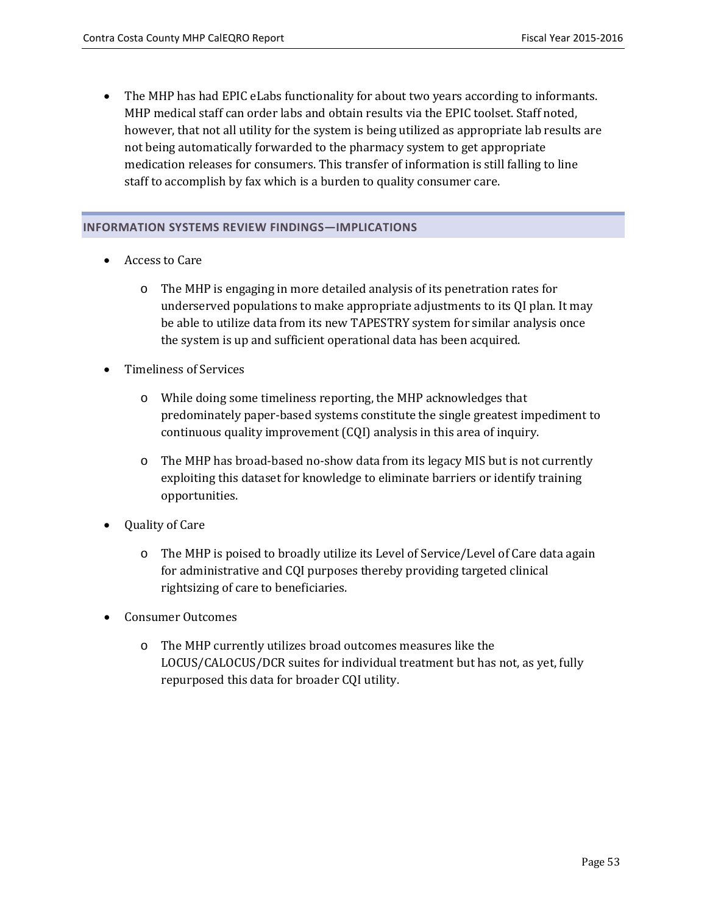- The MHP has had EPIC eLabs functionality for about two years according to informants. MHP medical staff can order labs and obtain results via the EPIC toolset. Staff noted, however, that not all utility for the system is being utilized as appropriate lab results are not being automatically forwarded to the pharmacy system to get appropriate medication releases for consumers. This transfer of information is still falling to line staff to accomplish by fax which is a burden to quality consumer care.

## INFORMATION SYSTEMS REVIEW FINDINGS—IMPLICATIONS

- Access to Care
  - The MHP is engaging in more detailed analysis of its penetration rates for underserved populations to make appropriate adjustments to its QI plan. It may be able to utilize data from its new TAPESTRY system for similar analysis once the system is up and sufficient operational data has been acquired.
- Timeliness of Services
  - While doing some timeliness reporting, the MHP acknowledges that predominately paper-based systems constitute the single greatest impediment to continuous quality improvement (CQI) analysis in this area of inquiry.
  - The MHP has broad-based no-show data from its legacy MIS but is not currently exploiting this dataset for knowledge to eliminate barriers or identify training opportunities.
- Quality of Care
  - The MHP is poised to broadly utilize its Level of Service/Level of Care data again for administrative and CQI purposes thereby providing targeted clinical rightsizing of care to beneficiaries.
- Consumer Outcomes
  - The MHP currently utilizes broad outcomes measures like the LOCUS/CALOCUS/DCR suites for individual treatment but has not, as yet, fully repurposed this data for broader CQI utility.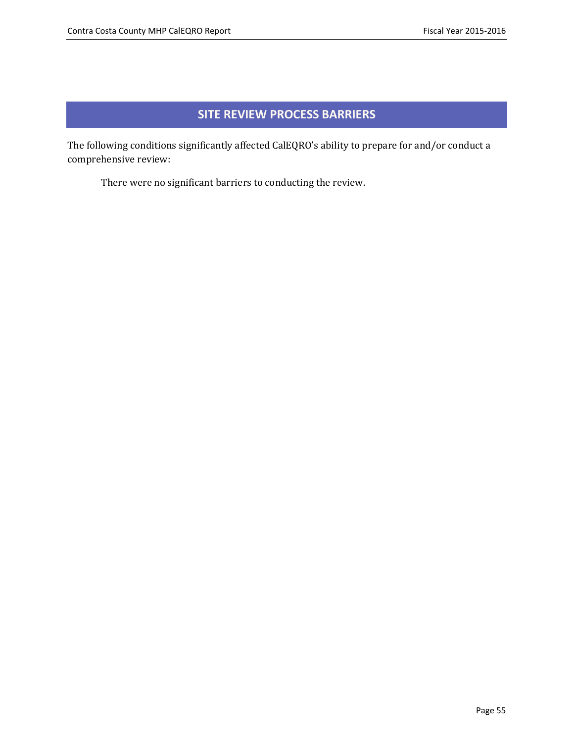## SITE REVIEW PROCESS BARRIERS

The following conditions significantly affected CalEQRO's ability to prepare for and/or conduct a comprehensive review:

There were no significant barriers to conducting the review.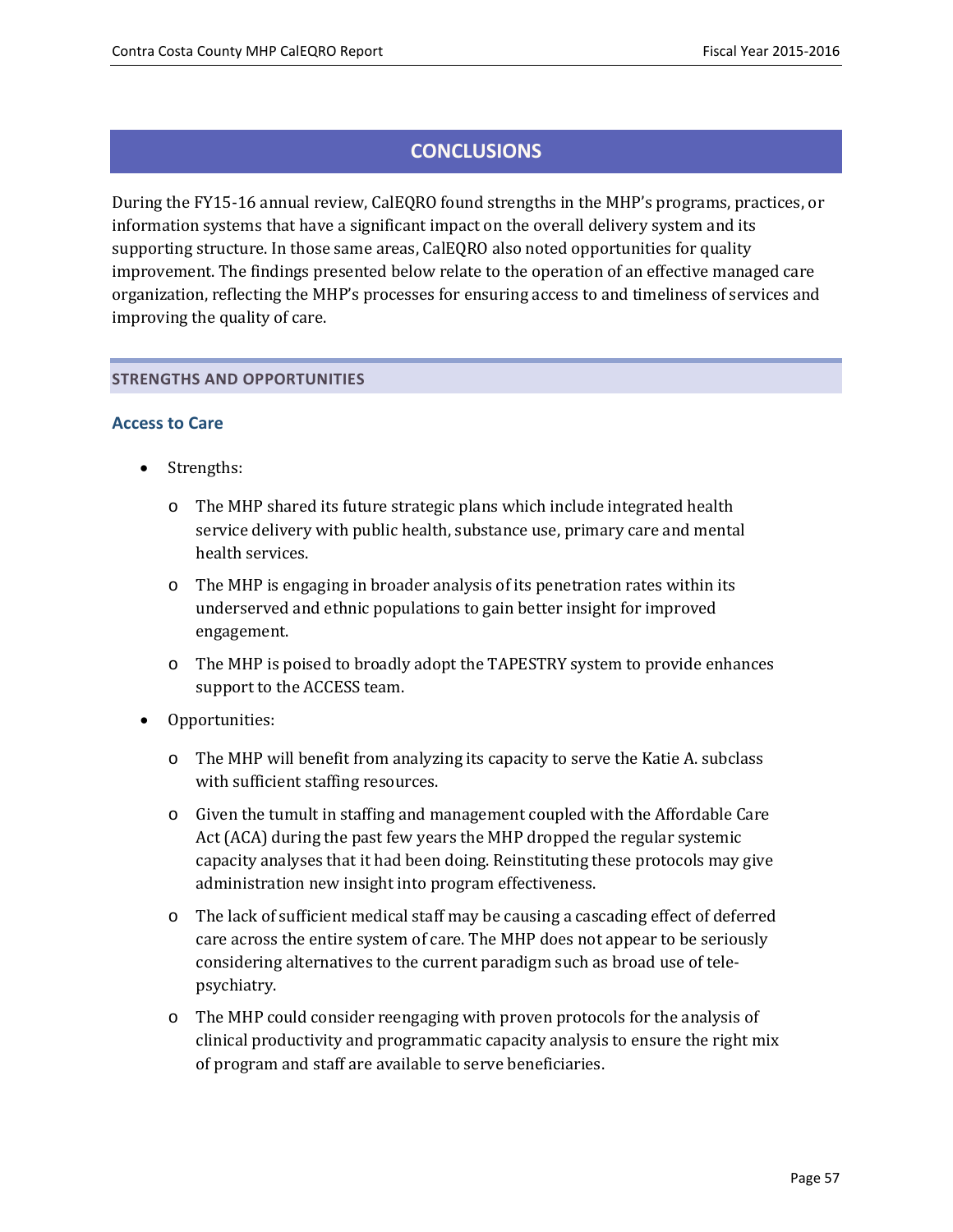# CONCLUSIONS

During the FY15-16 annual review, CalEQRO found strengths in the MHP's programs, practices, or information systems that have a significant impact on the overall delivery system and its supporting structure. In those same areas, CalEQRO also noted opportunities for quality improvement. The findings presented below relate to the operation of an effective managed care organization, reflecting the MHP's processes for ensuring access to and timeliness of services and improving the quality of care.

## STRENGTHS AND OPPORTUNITIES

### Access to Care

- Strengths:
  - The MHP shared its future strategic plans which include integrated health service delivery with public health, substance use, primary care and mental health services.
  - The MHP is engaging in broader analysis of its penetration rates within its underserved and ethnic populations to gain better insight for improved engagement.
  - The MHP is poised to broadly adopt the TAPESTRY system to provide enhances support to the ACCESS team.
- Opportunities:
  - The MHP will benefit from analyzing its capacity to serve the Katie A. subclass with sufficient staffing resources.
  - Given the tumult in staffing and management coupled with the Affordable Care Act (ACA) during the past few years the MHP dropped the regular systemic capacity analyses that it had been doing. Reinstituting these protocols may give administration new insight into program effectiveness.
  - The lack of sufficient medical staff may be causing a cascading effect of deferred care across the entire system of care. The MHP does not appear to be seriously considering alternatives to the current paradigm such as broad use of tele-psychiatry.
  - The MHP could consider reengaging with proven protocols for the analysis of clinical productivity and programmatic capacity analysis to ensure the right mix of program and staff are available to serve beneficiaries.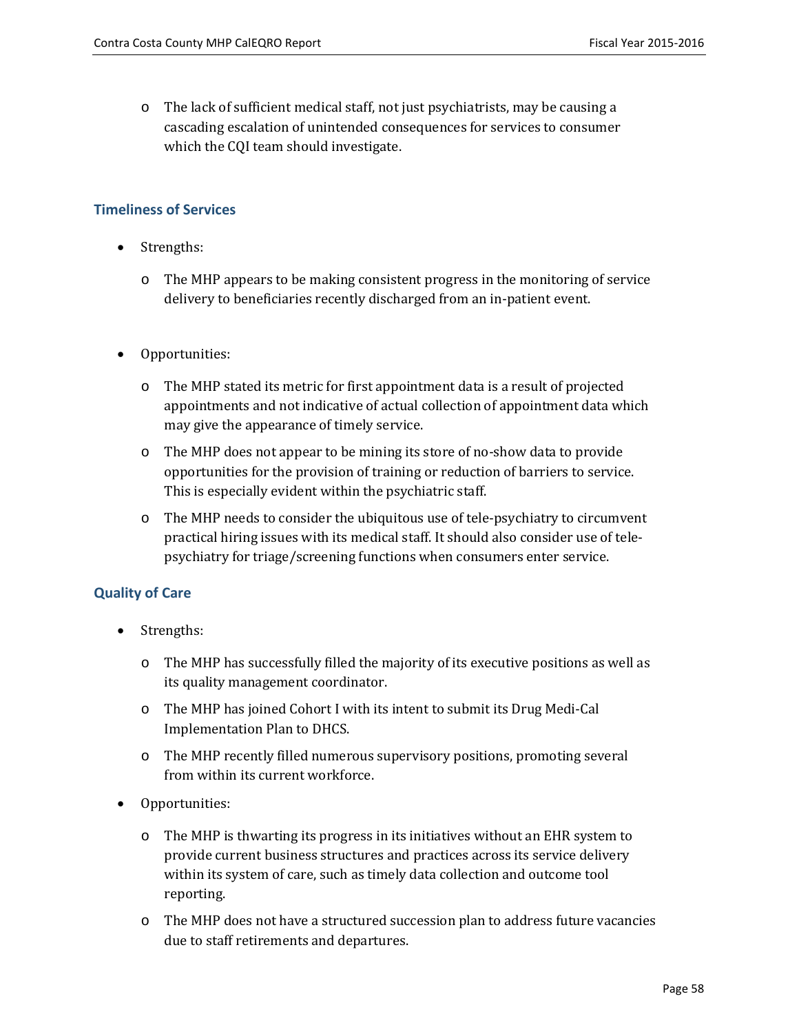- The lack of sufficient medical staff, not just psychiatrists, may be causing a cascading escalation of unintended consequences for services to consumer which the CQI team should investigate.

### Timeliness of Services

- Strengths:
  - The MHP appears to be making consistent progress in the monitoring of service delivery to beneficiaries recently discharged from an in-patient event.

- Opportunities:
  - The MHP stated its metric for first appointment data is a result of projected appointments and not indicative of actual collection of appointment data which may give the appearance of timely service.
  - The MHP does not appear to be mining its store of no-show data to provide opportunities for the provision of training or reduction of barriers to service. This is especially evident within the psychiatric staff.
  - The MHP needs to consider the ubiquitous use of tele-psychiatry to circumvent practical hiring issues with its medical staff. It should also consider use of tele-psychiatry for triage/screening functions when consumers enter service.

### Quality of Care

- Strengths:
  - The MHP has successfully filled the majority of its executive positions as well as its quality management coordinator.
  - The MHP has joined Cohort I with its intent to submit its Drug Medi-Cal Implementation Plan to DHCS.
  - The MHP recently filled numerous supervisory positions, promoting several from within its current workforce.
- Opportunities:
  - The MHP is thwarting its progress in its initiatives without an EHR system to provide current business structures and practices across its service delivery within its system of care, such as timely data collection and outcome tool reporting.
  - The MHP does not have a structured succession plan to address future vacancies due to staff retirements and departures.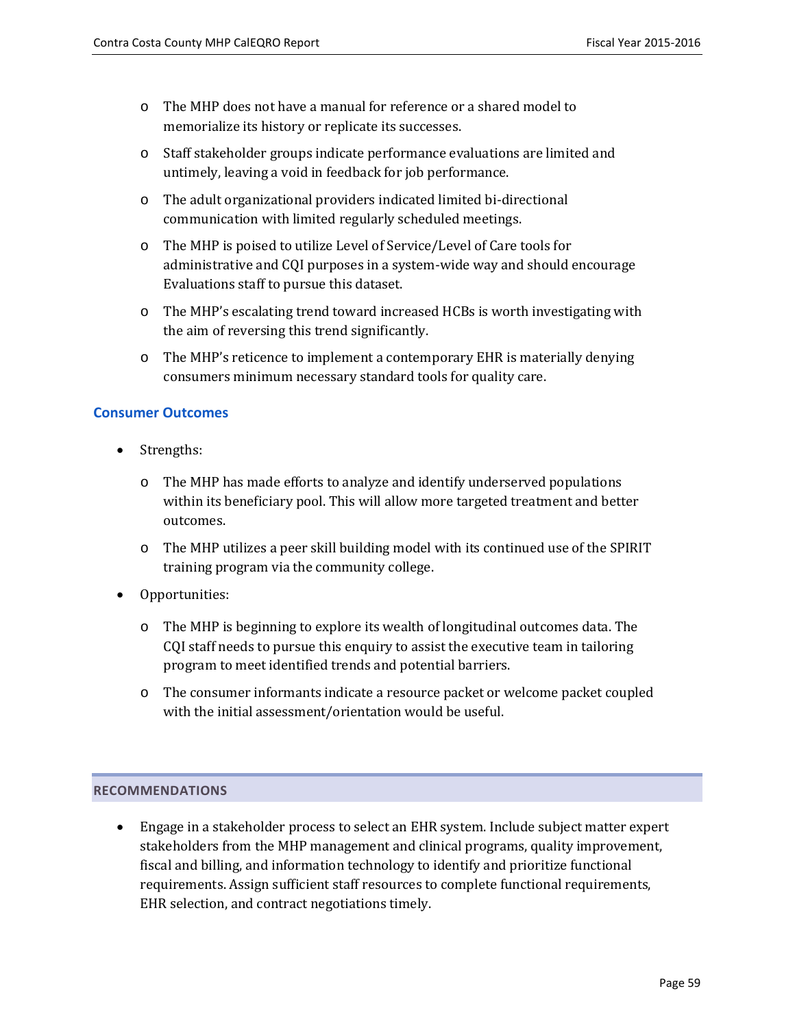- The MHP does not have a manual for reference or a shared model to memorialize its history or replicate its successes.
  - Staff stakeholder groups indicate performance evaluations are limited and untimely, leaving a void in feedback for job performance.
  - The adult organizational providers indicated limited bi-directional communication with limited regularly scheduled meetings.
  - The MHP is poised to utilize Level of Service/Level of Care tools for administrative and CQI purposes in a system-wide way and should encourage Evaluations staff to pursue this dataset.
  - The MHP's escalating trend toward increased HCBs is worth investigating with the aim of reversing this trend significantly.
  - The MHP's reticence to implement a contemporary EHR is materially denying consumers minimum necessary standard tools for quality care.

### Consumer Outcomes

- Strengths:
  - The MHP has made efforts to analyze and identify underserved populations within its beneficiary pool. This will allow more targeted treatment and better outcomes.
  - The MHP utilizes a peer skill building model with its continued use of the SPIRIT training program via the community college.
- Opportunities:
  - The MHP is beginning to explore its wealth of longitudinal outcomes data. The CQI staff needs to pursue this enquiry to assist the executive team in tailoring program to meet identified trends and potential barriers.
  - The consumer informants indicate a resource packet or welcome packet coupled with the initial assessment/orientation would be useful.

## RECOMMENDATIONS

- Engage in a stakeholder process to select an EHR system. Include subject matter expert stakeholders from the MHP management and clinical programs, quality improvement, fiscal and billing, and information technology to identify and prioritize functional requirements. Assign sufficient staff resources to complete functional requirements, EHR selection, and contract negotiations timely.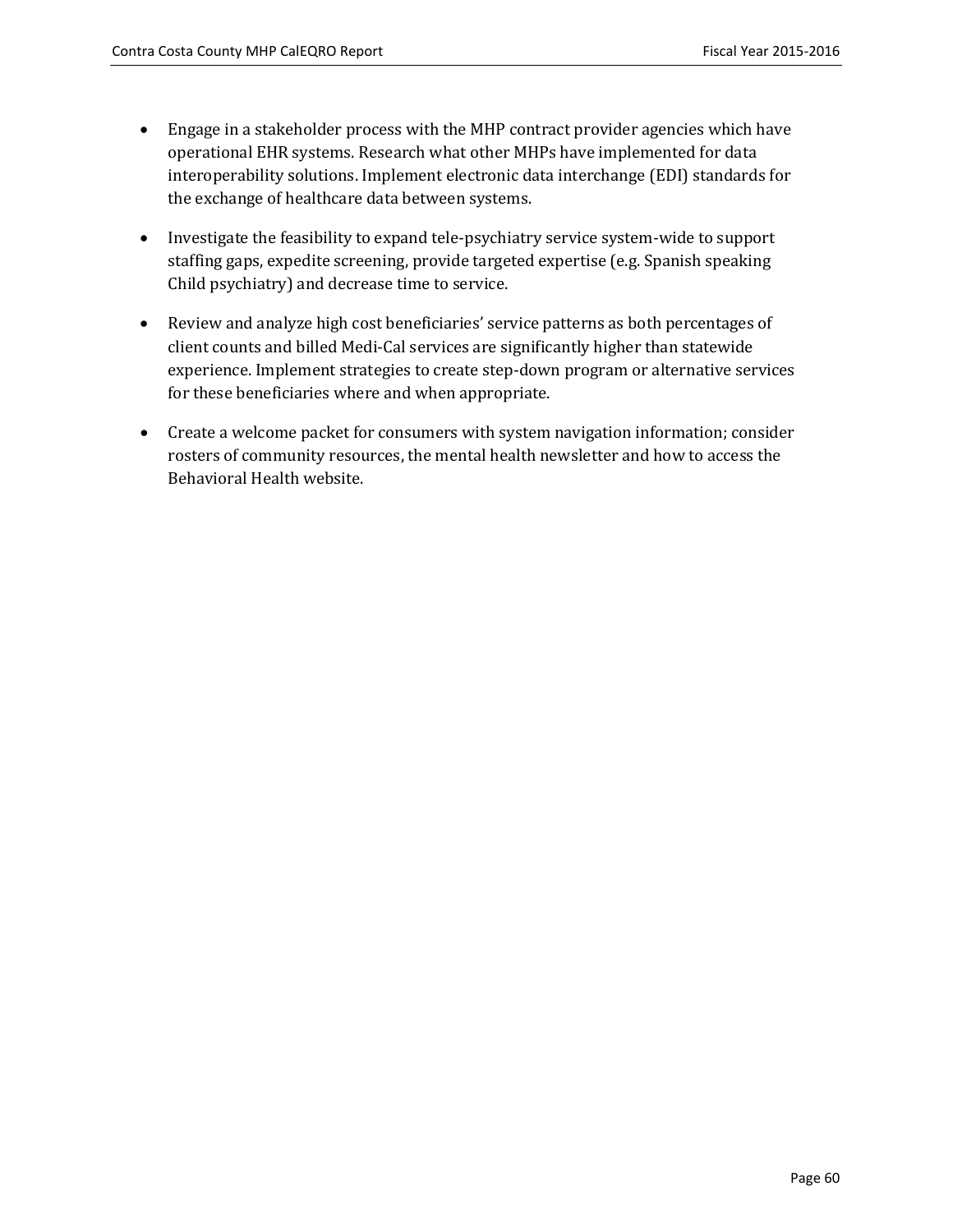- Engage in a stakeholder process with the MHP contract provider agencies which have operational EHR systems. Research what other MHPs have implemented for data interoperability solutions. Implement electronic data interchange (EDI) standards for the exchange of healthcare data between systems.

- Investigate the feasibility to expand tele-psychiatry service system-wide to support staffing gaps, expedite screening, provide targeted expertise (e.g. Spanish speaking Child psychiatry) and decrease time to service.

- Review and analyze high cost beneficiaries' service patterns as both percentages of client counts and billed Medi-Cal services are significantly higher than statewide experience. Implement strategies to create step-down program or alternative services for these beneficiaries where and when appropriate.

- Create a welcome packet for consumers with system navigation information; consider rosters of community resources, the mental health newsletter and how to access the Behavioral Health website.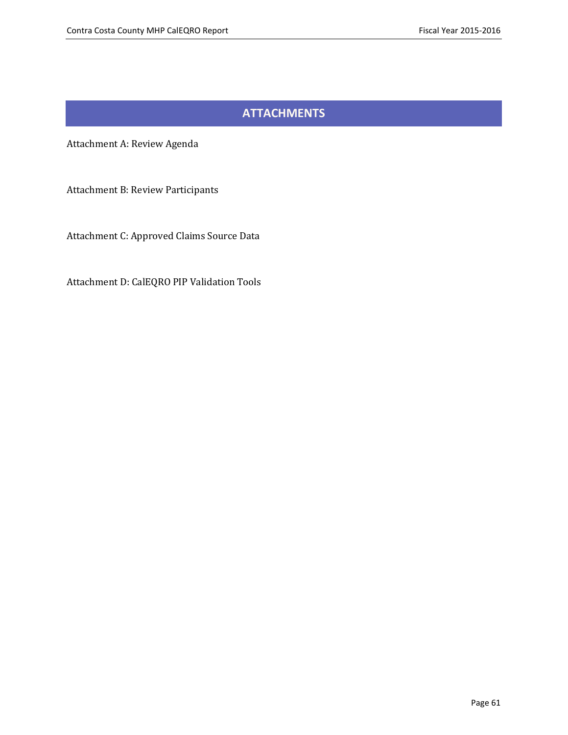# ATTACHMENTS

Attachment A: Review Agenda

Attachment B: Review Participants

Attachment C: Approved Claims Source Data

Attachment D: CalEQRO PIP Validation Tools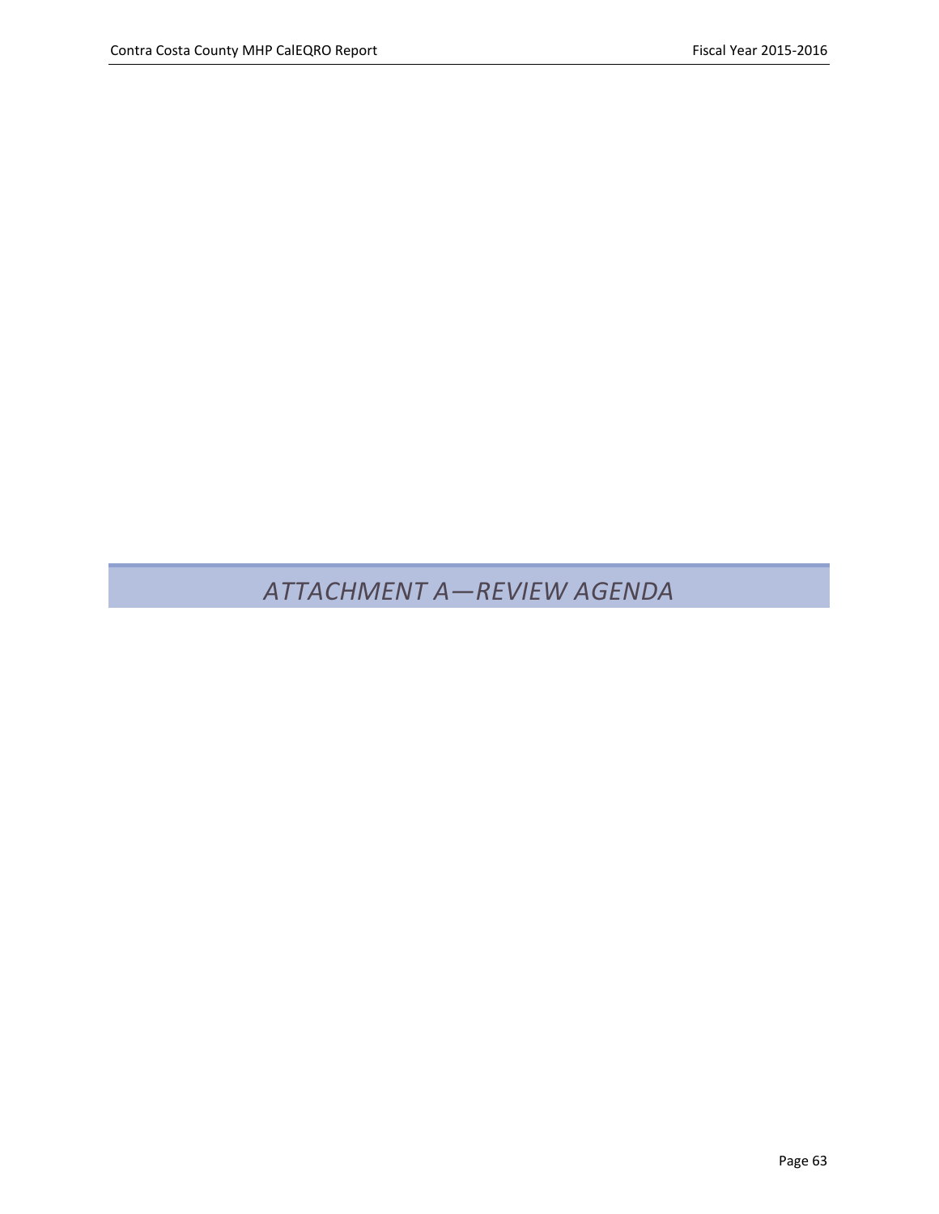# *ATTACHMENT A—REVIEW AGENDA*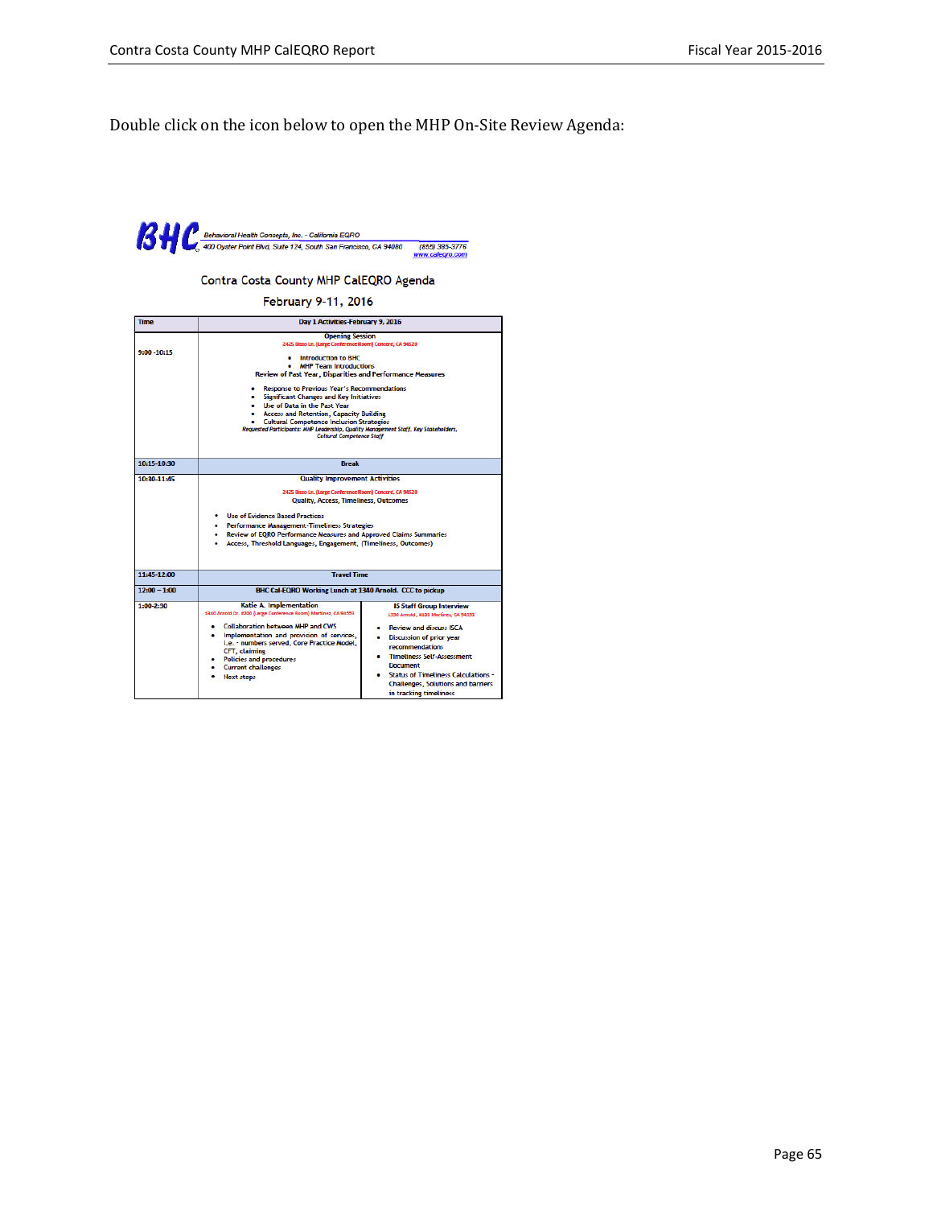Double click on the icon below to open the MHP On-Site Review Agenda:

**BHC** Behavioral Health Concepts, Inc. - California EQRO
400 Oyster Point Blvd, Suite 124, South San Francisco, CA 94080 (855) 385-3776
www.caleqro.com

Contra Costa County MHP CalEQRO Agenda

February 9-11, 2016

| Time | Day 1 Activities-February 9, 2016 | |
|---|---|---|
| 9:00 -10:15 | **Opening Session**<br>2425 Bisso Ln. (Large Conference Room) Concord, CA 94520<br>• Introduction to BHC<br>• MHP Team Introductions<br>**Review of Past Year, Disparities and Performance Measures**<br>• Response to Previous Year's Recommendations<br>• Significant Changes and Key Initiatives<br>• Use of Data in the Past Year<br>• Access and Retention, Capacity Building<br>• Cultural Competence Inclusion Strategies<br>*Requested Participants: MHP Leadership, Quality Management Staff, Key Stakeholders, Cultural Competence Staff* | |
| 10:15-10:30 | Break | |
| 10:30-11:45 | **Quality Improvement Activities**<br>2425 Bisso Ln. (Large Conference Room) Concord, CA 94520<br>Quality, Access, Timeliness, Outcomes<br>• Use of Evidence Based Practices<br>• Performance Management-Timeliness Strategies<br>• Review of EQRO Performance Measures and Approved Claims Summaries<br>• Access, Threshold Languages, Engagement, (Timeliness, Outcomes) | |
| 11:45-12:00 | Travel Time | |
| 12:00 – 1:00 | BHC Cal-EQRO Working Lunch at 1340 Arnold. CCC to pickup | |
| 1:00-2:30 | **Katie A. Implementation**<br>1340 Arnold Dr. #200 (Large Conference Room) Martinez, CA 94553<br>• Collaboration between MHP and CWS<br>• Implementation and provision of services, i.e. - numbers served, Core Practice Model, CFT, claiming<br>• Policies and procedures<br>• Current challenges<br>• Next steps | **IS Staff Group Interview**<br>1330 Arnold, #103 Martinez, CA 94553<br>• Review and discuss ISCA<br>• Discussion of prior year recommendations<br>• Timeliness Self-Assessment Document<br>• Status of Timeliness Calculations - Challenges, Solutions and barriers in tracking timeliness |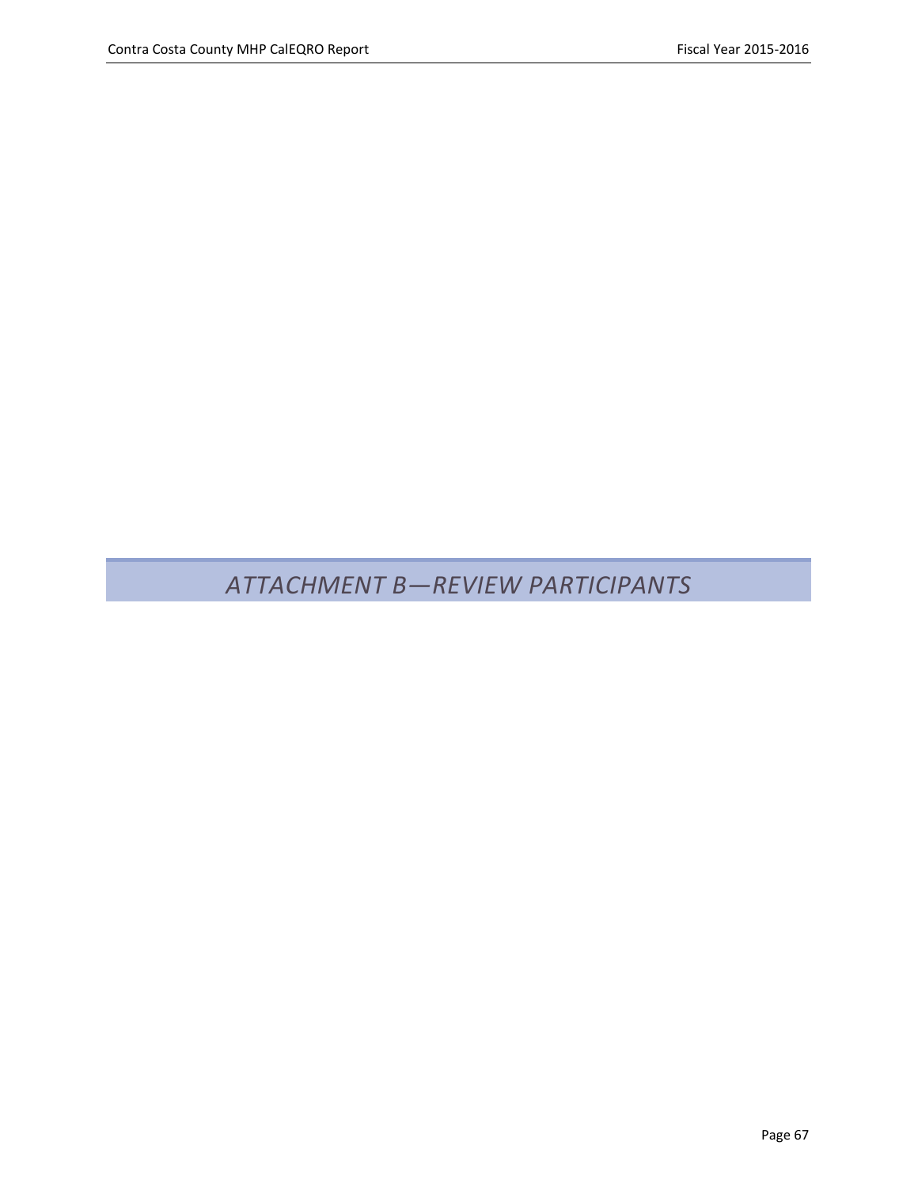# *ATTACHMENT B—REVIEW PARTICIPANTS*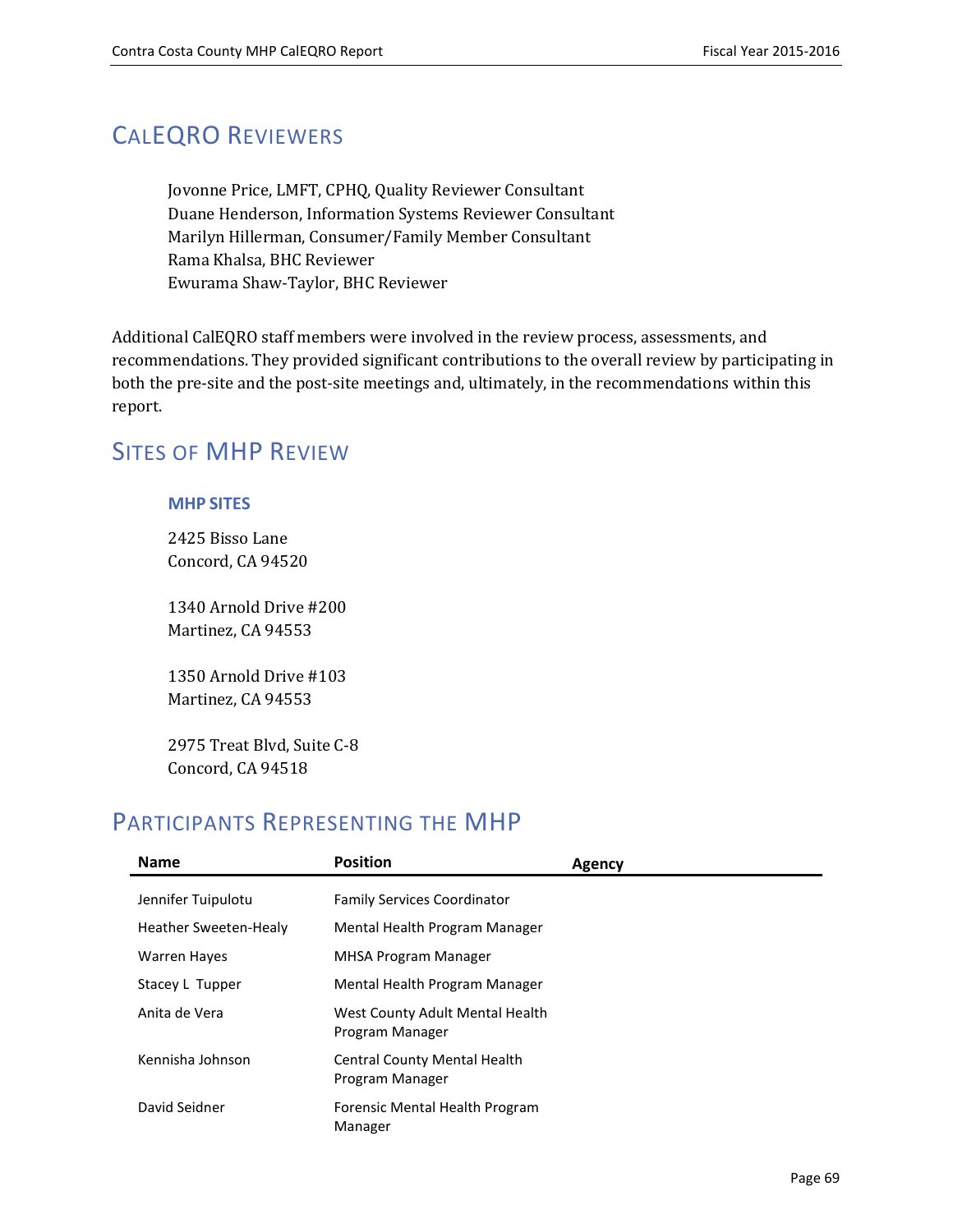## CalEQRO Reviewers

Jovonne Price, LMFT, CPHQ, Quality Reviewer Consultant
Duane Henderson, Information Systems Reviewer Consultant
Marilyn Hillerman, Consumer/Family Member Consultant
Rama Khalsa, BHC Reviewer
Ewurama Shaw-Taylor, BHC Reviewer

Additional CalEQRO staff members were involved in the review process, assessments, and recommendations. They provided significant contributions to the overall review by participating in both the pre-site and the post-site meetings and, ultimately, in the recommendations within this report.

## Sites of MHP Review

### MHP Sites

2425 Bisso Lane
Concord, CA 94520

1340 Arnold Drive #200
Martinez, CA 94553

1350 Arnold Drive #103
Martinez, CA 94553

2975 Treat Blvd, Suite C-8
Concord, CA 94518

## Participants Representing the MHP

| Name | Position | Agency |
|---|---|---|
| Jennifer Tuipulotu | Family Services Coordinator | |
| Heather Sweeten-Healy | Mental Health Program Manager | |
| Warren Hayes | MHSA Program Manager | |
| Stacey L Tupper | Mental Health Program Manager | |
| Anita de Vera | West County Adult Mental Health Program Manager | |
| Kennisha Johnson | Central County Mental Health Program Manager | |
| David Seidner | Forensic Mental Health Program Manager | |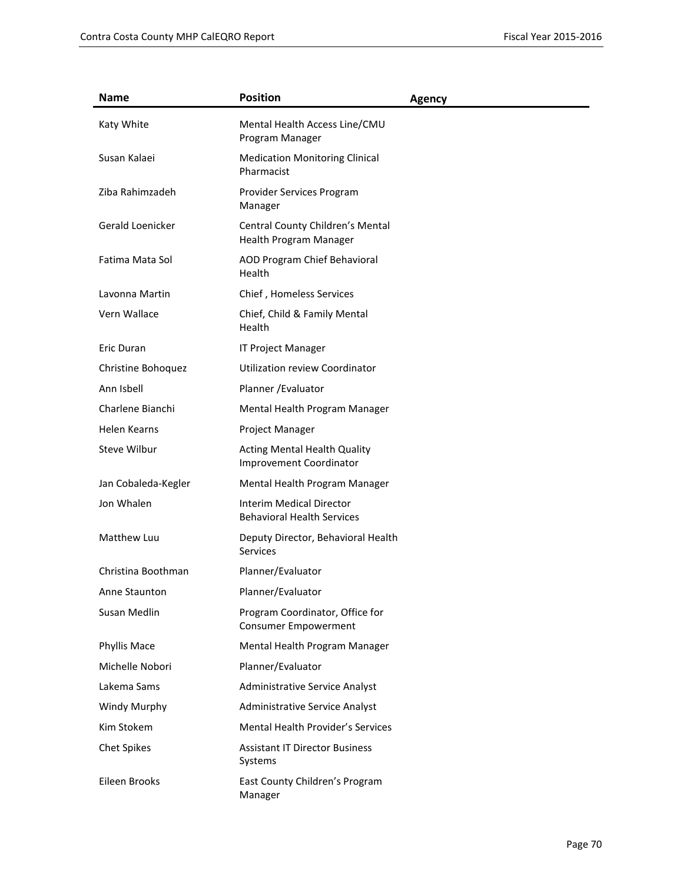| Name | Position | Agency |
|---|---|---|
| Katy White | Mental Health Access Line/CMU Program Manager | |
| Susan Kalaei | Medication Monitoring Clinical Pharmacist | |
| Ziba Rahimzadeh | Provider Services Program Manager | |
| Gerald Loenicker | Central County Children's Mental Health Program Manager | |
| Fatima Mata Sol | AOD Program Chief Behavioral Health | |
| Lavonna Martin | Chief , Homeless Services | |
| Vern Wallace | Chief, Child & Family Mental Health | |
| Eric Duran | IT Project Manager | |
| Christine Bohoquez | Utilization review Coordinator | |
| Ann Isbell | Planner /Evaluator | |
| Charlene Bianchi | Mental Health Program Manager | |
| Helen Kearns | Project Manager | |
| Steve Wilbur | Acting Mental Health Quality Improvement Coordinator | |
| Jan Cobaleda-Kegler | Mental Health Program Manager | |
| Jon Whalen | Interim Medical Director Behavioral Health Services | |
| Matthew Luu | Deputy Director, Behavioral Health Services | |
| Christina Boothman | Planner/Evaluator | |
| Anne Staunton | Planner/Evaluator | |
| Susan Medlin | Program Coordinator, Office for Consumer Empowerment | |
| Phyllis Mace | Mental Health Program Manager | |
| Michelle Nobori | Planner/Evaluator | |
| Lakema Sams | Administrative Service Analyst | |
| Windy Murphy | Administrative Service Analyst | |
| Kim Stokem | Mental Health Provider's Services | |
| Chet Spikes | Assistant IT Director Business Systems | |
| Eileen Brooks | East County Children's Program Manager | |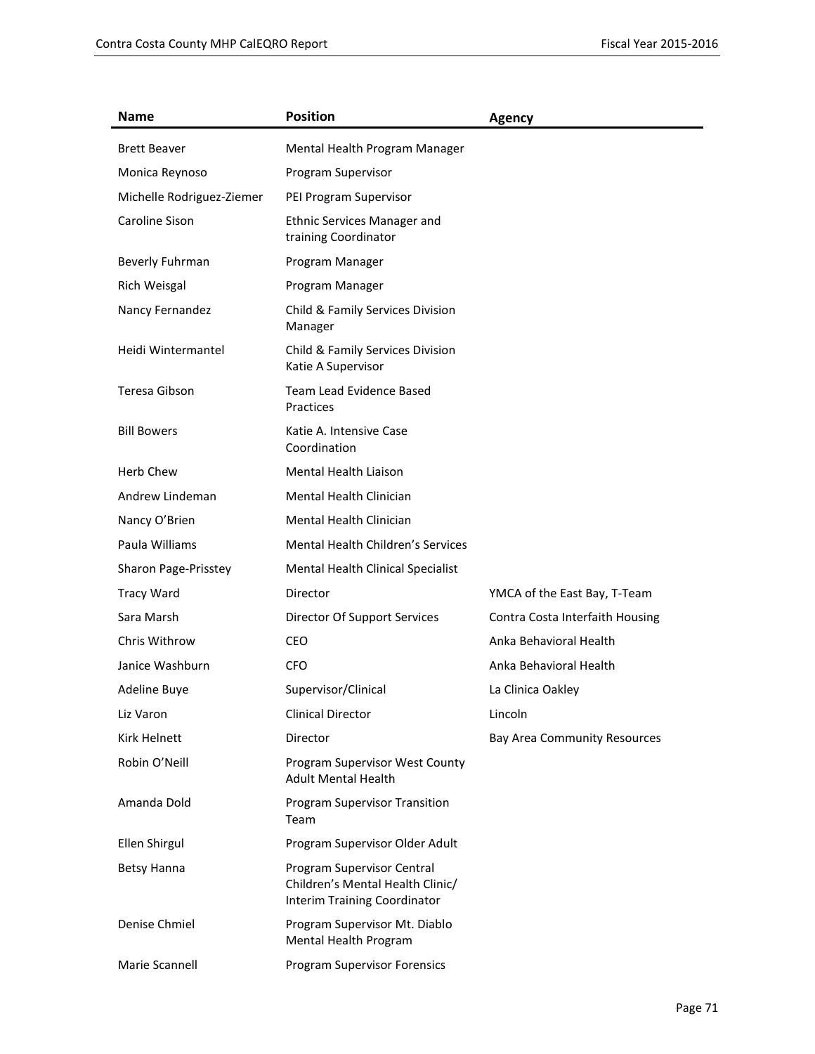| Name | Position | Agency |
|---|---|---|
| Brett Beaver | Mental Health Program Manager | |
| Monica Reynoso | Program Supervisor | |
| Michelle Rodriguez-Ziemer | PEI Program Supervisor | |
| Caroline Sison | Ethnic Services Manager and training Coordinator | |
| Beverly Fuhrman | Program Manager | |
| Rich Weisgal | Program Manager | |
| Nancy Fernandez | Child & Family Services Division Manager | |
| Heidi Wintermantel | Child & Family Services Division Katie A Supervisor | |
| Teresa Gibson | Team Lead Evidence Based Practices | |
| Bill Bowers | Katie A. Intensive Case Coordination | |
| Herb Chew | Mental Health Liaison | |
| Andrew Lindeman | Mental Health Clinician | |
| Nancy O'Brien | Mental Health Clinician | |
| Paula Williams | Mental Health Children's Services | |
| Sharon Page-Prisstey | Mental Health Clinical Specialist | |
| Tracy Ward | Director | YMCA of the East Bay, T-Team |
| Sara Marsh | Director Of Support Services | Contra Costa Interfaith Housing |
| Chris Withrow | CEO | Anka Behavioral Health |
| Janice Washburn | CFO | Anka Behavioral Health |
| Adeline Buye | Supervisor/Clinical | La Clinica Oakley |
| Liz Varon | Clinical Director | Lincoln |
| Kirk Helnett | Director | Bay Area Community Resources |
| Robin O'Neill | Program Supervisor West County Adult Mental Health | |
| Amanda Dold | Program Supervisor Transition Team | |
| Ellen Shirgul | Program Supervisor Older Adult | |
| Betsy Hanna | Program Supervisor Central Children's Mental Health Clinic/ Interim Training Coordinator | |
| Denise Chmiel | Program Supervisor Mt. Diablo Mental Health Program | |
| Marie Scannell | Program Supervisor Forensics | |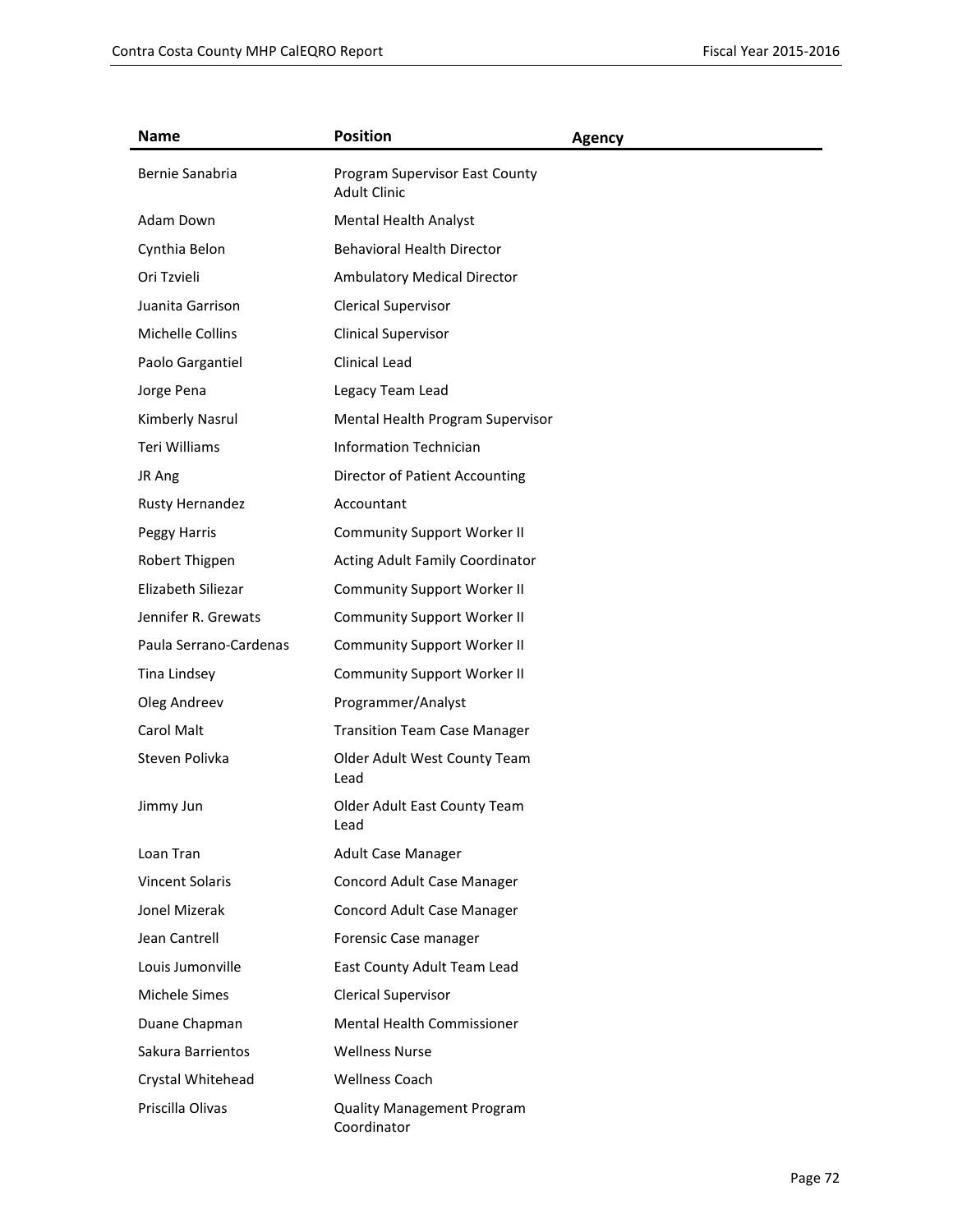| Name | Position | Agency |
|---|---|---|
| Bernie Sanabria | Program Supervisor East County Adult Clinic | |
| Adam Down | Mental Health Analyst | |
| Cynthia Belon | Behavioral Health Director | |
| Ori Tzvieli | Ambulatory Medical Director | |
| Juanita Garrison | Clerical Supervisor | |
| Michelle Collins | Clinical Supervisor | |
| Paolo Gargantiel | Clinical Lead | |
| Jorge Pena | Legacy Team Lead | |
| Kimberly Nasrul | Mental Health Program Supervisor | |
| Teri Williams | Information Technician | |
| JR Ang | Director of Patient Accounting | |
| Rusty Hernandez | Accountant | |
| Peggy Harris | Community Support Worker II | |
| Robert Thigpen | Acting Adult Family Coordinator | |
| Elizabeth Siliezar | Community Support Worker II | |
| Jennifer R. Grewats | Community Support Worker II | |
| Paula Serrano-Cardenas | Community Support Worker II | |
| Tina Lindsey | Community Support Worker II | |
| Oleg Andreev | Programmer/Analyst | |
| Carol Malt | Transition Team Case Manager | |
| Steven Polivka | Older Adult West County Team Lead | |
| Jimmy Jun | Older Adult East County Team Lead | |
| Loan Tran | Adult Case Manager | |
| Vincent Solaris | Concord Adult Case Manager | |
| Jonel Mizerak | Concord Adult Case Manager | |
| Jean Cantrell | Forensic Case manager | |
| Louis Jumonville | East County Adult Team Lead | |
| Michele Simes | Clerical Supervisor | |
| Duane Chapman | Mental Health Commissioner | |
| Sakura Barrientos | Wellness Nurse | |
| Crystal Whitehead | Wellness Coach | |
| Priscilla Olivas | Quality Management Program Coordinator | |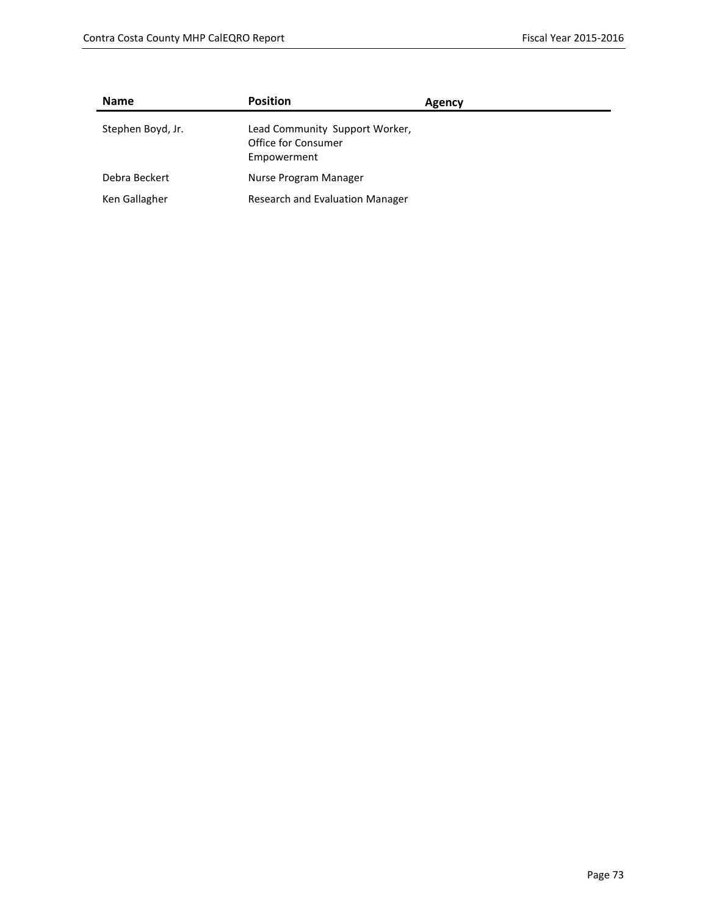| Name | Position | Agency |
|---|---|---|
| Stephen Boyd, Jr. | Lead Community Support Worker, Office for Consumer Empowerment | |
| Debra Beckert | Nurse Program Manager | |
| Ken Gallagher | Research and Evaluation Manager | |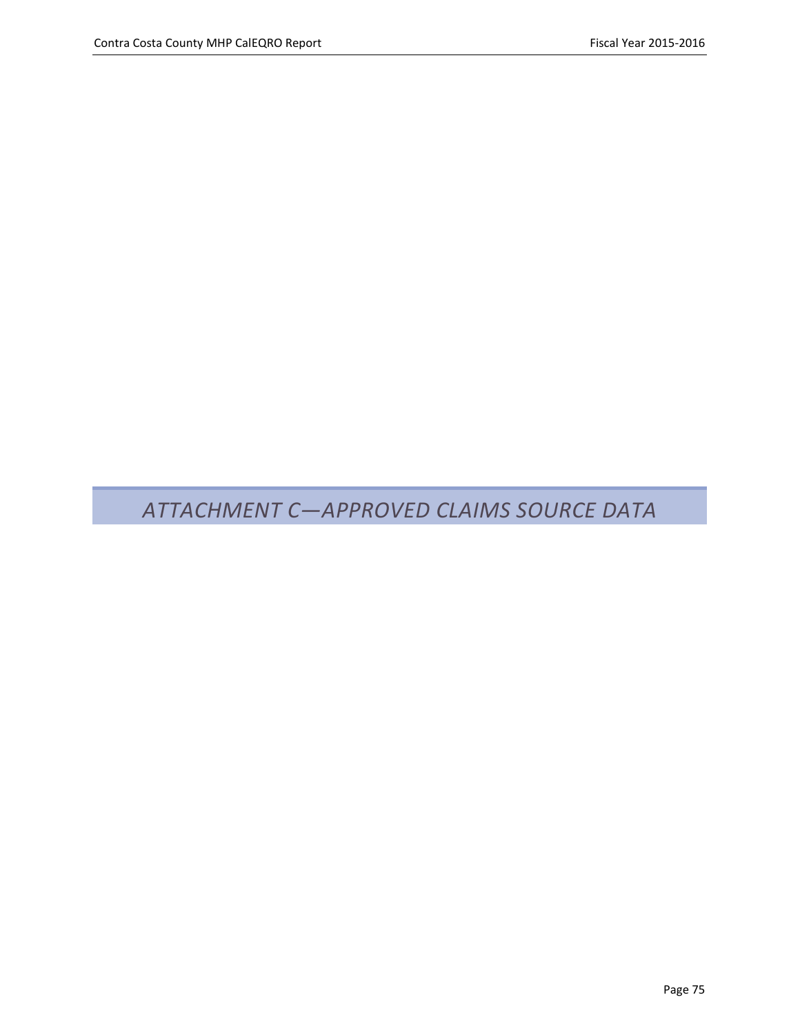# *ATTACHMENT C—APPROVED CLAIMS SOURCE DATA*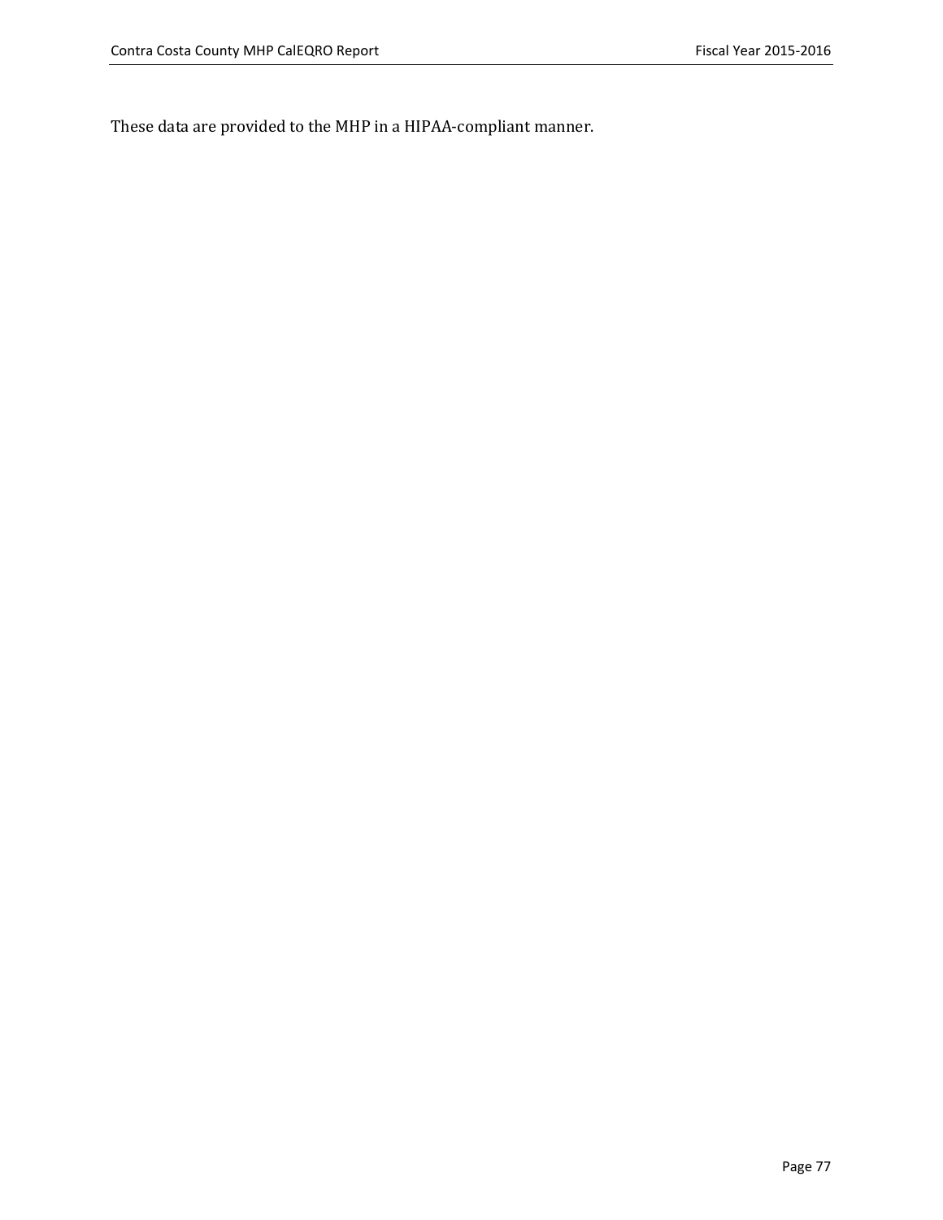These data are provided to the MHP in a HIPAA-compliant manner.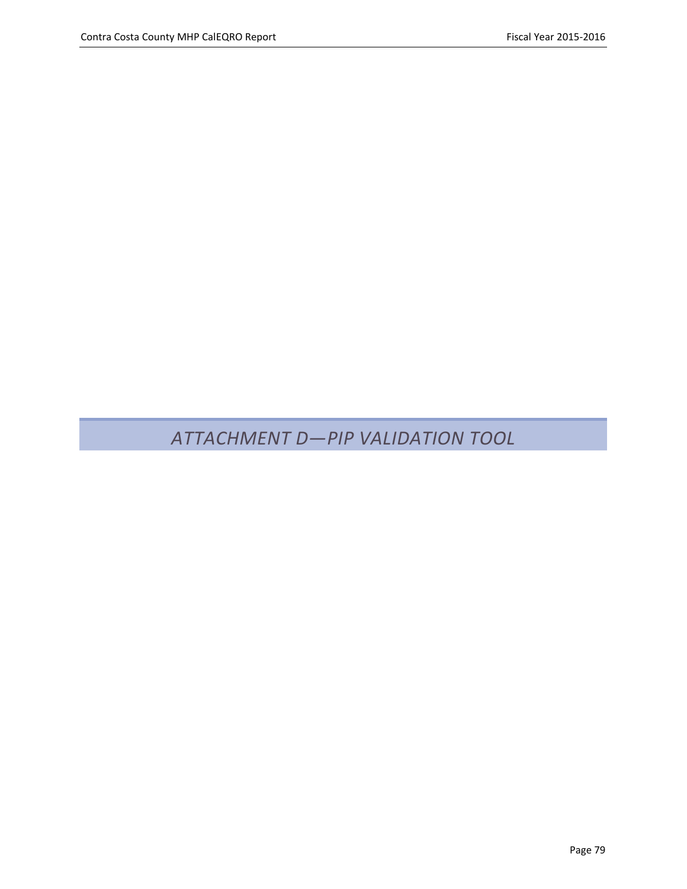# *ATTACHMENT D—PIP VALIDATION TOOL*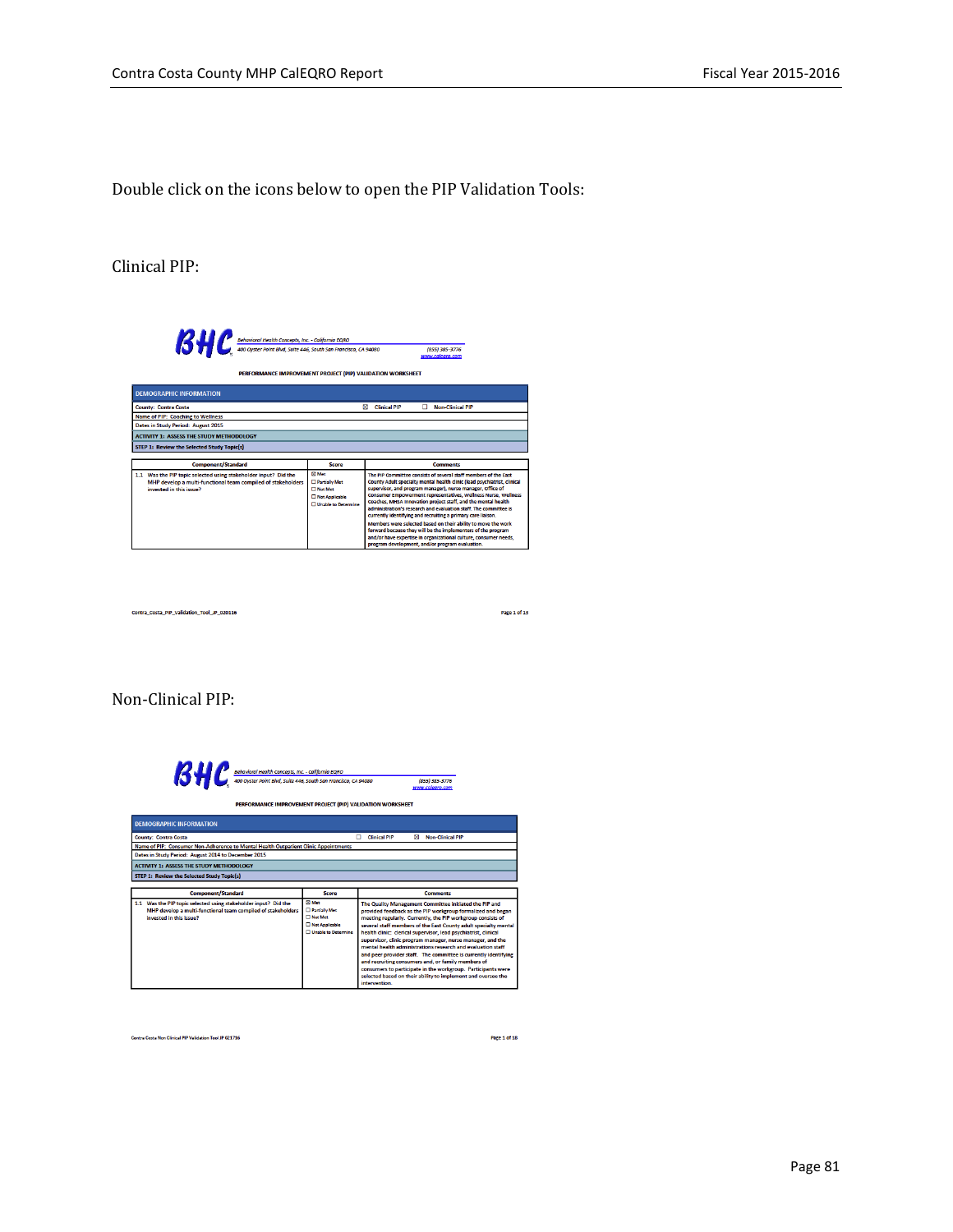Double click on the icons below to open the PIP Validation Tools:

Clinical PIP:

**BHC** *Behavioral Health Concepts, Inc. - California EQRO*
*400 Oyster Point Blvd, Suite 446, South San Francisco, CA 94080* *(855) 385-3776*
*www.caleqro.com*

**PERFORMANCE IMPROVEMENT PROJECT (PIP) VALIDATION WORKSHEET**

| DEMOGRAPHIC INFORMATION | |
|---|---|
| County: Contra Costa | ☒ Clinical PIP ☐ Non-Clinical PIP |
| Name of PIP: Coaching to Wellness | |
| Dates in Study Period: August 2015 | |
| ACTIVITY 1: ASSESS THE STUDY METHODOLOGY | |
| STEP 1: Review the Selected Study Topic(s) | |

| Component/Standard | Score | Comments |
|---|---|---|
| 1.1 Was the PIP topic selected using stakeholder input? Did the MHP develop a multi-functional team compiled of stakeholders invested in this issue? | ☒ Met ☐ Partially Met ☐ Not Met ☐ Not Applicable ☐ Unable to Determine | The PIP Committee consists of several staff members of the East County Adult specialty mental health clinic (lead psychiatrist, clinical supervisor, and program manager), nurse manager, Office of consumer empowerment representatives, Wellness Nurse, Wellness Coaches, MHSA innovation project staff, and the mental health administration's research and evaluation staff. The committee is currently identifying and recruiting a primary care liaison. Members were selected based on their ability to move the work forward because they will be the implementers of the program and/or have expertise in organizational culture, consumer needs, program development, and/or program evaluation. |

Contra_Costa_PIP_Validation_Tool_JP_020116

Non-Clinical PIP:

**BHC** *Behavioral Health Concepts, Inc. - California EQRO*
*400 Oyster Point Blvd, Suite 446, South San Francisco, CA 94080* *(855) 385-3776*
*www.caleqro.com*

**PERFORMANCE IMPROVEMENT PROJECT (PIP) VALIDATION WORKSHEET**

| DEMOGRAPHIC INFORMATION | |
|---|---|
| County: Contra Costa | ☐ Clinical PIP ☒ Non-Clinical PIP |
| Name of PIP: Consumer Non-Adherence to Mental Health Outpatient Clinic Appointments | |
| Dates in Study Period: August 2014 to December 2015 | |
| ACTIVITY 1: ASSESS THE STUDY METHODOLOGY | |
| STEP 1: Review the Selected Study Topic(s) | |

| Component/Standard | Score | Comments |
|---|---|---|
| 1.1 Was the PIP topic selected using stakeholder input? Did the MHP develop a multi-functional team compiled of stakeholders invested in this issue? | ☒ Met ☐ Partially Met ☐ Not Met ☐ Not Applicable ☐ Unable to Determine | The Quality Management Committee initiated the PIP and provided feedback as the PIP workgroup formalized and began meeting regularly. Currently, the PIP workgroup consists of several staff members of the East County adult specialty mental health clinic: clinical supervisor, lead psychiatrist, clinical supervisor, clinic program manager, nurse manager, and the mental health administrations research and evaluation staff and peer provider staff. The committee is currently identifying and recruiting consumers and, or family members of consumers to participate in the workgroup. Participants were selected based on their ability to implement and oversee the intervention. |

Contra Costa Non Clinical PIP Validation Tool JP 021716